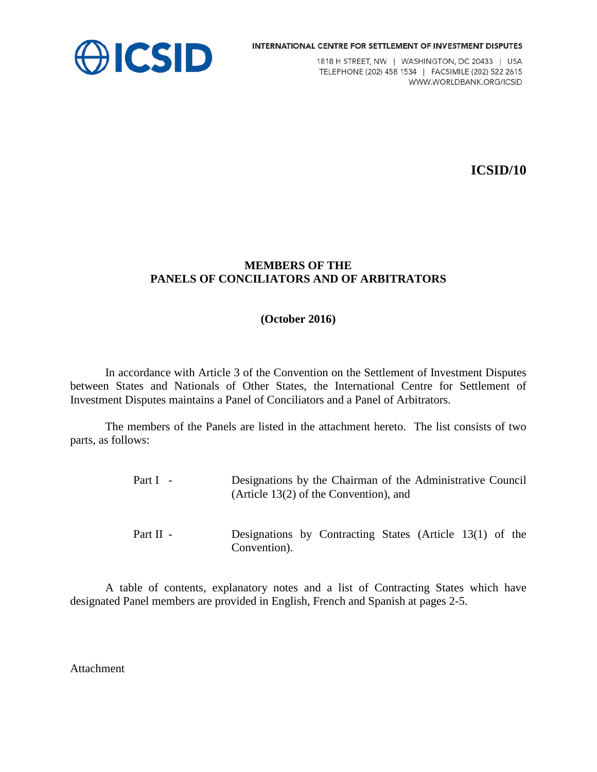ICSID

INTERNATIONAL CENTRE FOR SETTLEMENT OF INVESTMENT DISPUTES

1818 H STREET, NW | WASHINGTON, DC 20433 | USA
TELEPHONE (202) 458 1534 | FACSIMILE (202) 522 2615
WWW.WORLDBANK.ORG/ICSID

**ICSID/10**

# MEMBERS OF THE PANELS OF CONCILIATORS AND OF ARBITRATORS

**(October 2016)**

In accordance with Article 3 of the Convention on the Settlement of Investment Disputes between States and Nationals of Other States, the International Centre for Settlement of Investment Disputes maintains a Panel of Conciliators and a Panel of Arbitrators.

The members of the Panels are listed in the attachment hereto. The list consists of two parts, as follows:

Part I - Designations by the Chairman of the Administrative Council (Article 13(2) of the Convention), and

Part II - Designations by Contracting States (Article 13(1) of the Convention).

A table of contents, explanatory notes and a list of Contracting States which have designated Panel members are provided in English, French and Spanish at pages 2-5.

Attachment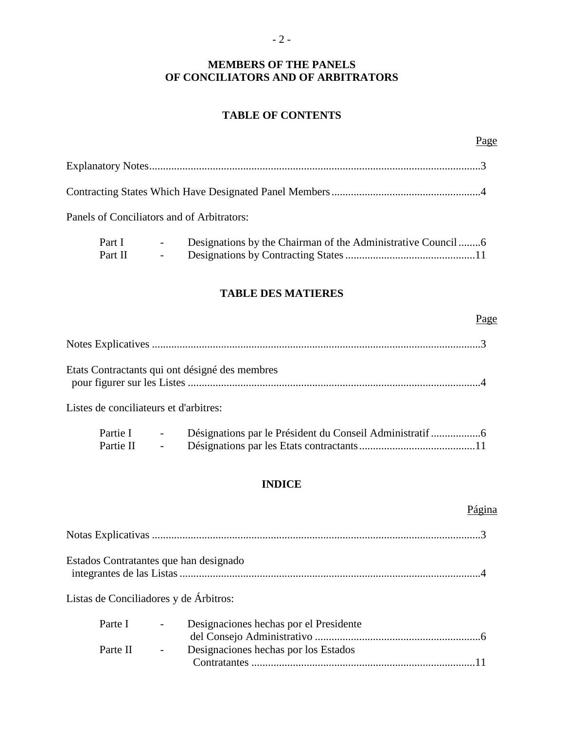# MEMBERS OF THE PANELS OF CONCILIATORS AND OF ARBITRATORS

## TABLE OF CONTENTS

| | Page |
|---|---|
| Explanatory Notes | 3 |
| Contracting States Which Have Designated Panel Members | 4 |
| Panels of Conciliators and of Arbitrators: | |
| Part I - Designations by the Chairman of the Administrative Council | 6 |
| Part II - Designations by Contracting States | 11 |

## TABLE DES MATIERES

| | Page |
|---|---|
| Notes Explicatives | 3 |
| Etats Contractants qui ont désigné des membres pour figurer sur les Listes | 4 |
| Listes de conciliateurs et d'arbitres: | |
| Partie I - Désignations par le Président du Conseil Administratif | 6 |
| Partie II - Désignations par les Etats contractants | 11 |

## INDICE

| | Página |
|---|---|
| Notas Explicativas | 3 |
| Estados Contratantes que han designado integrantes de las Listas | 4 |
| Listas de Conciliadores y de Árbitros: | |
| Parte I - Designaciones hechas por el Presidente del Consejo Administrativo | 6 |
| Parte II - Designaciones hechas por los Estados Contratantes | 11 |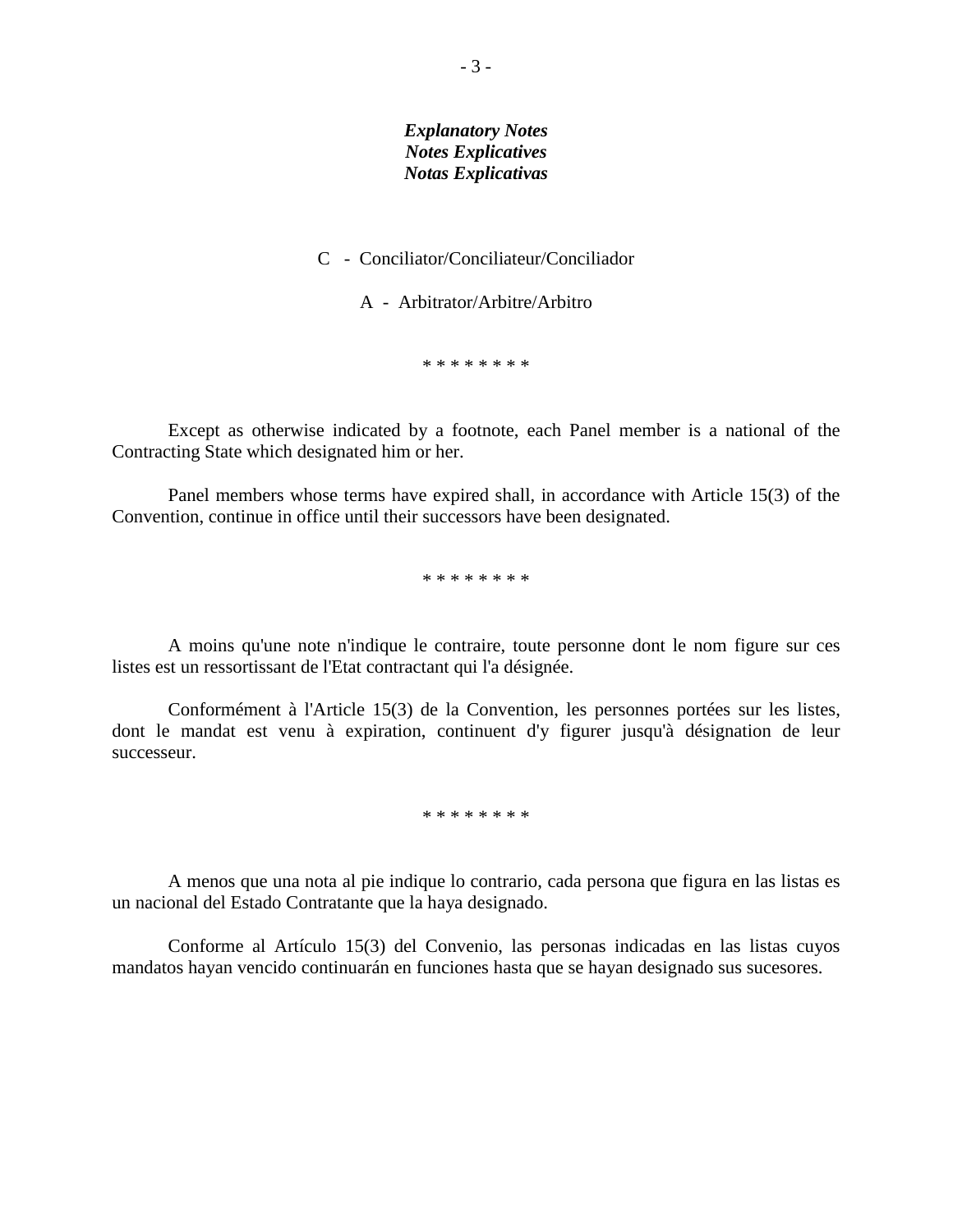***Explanatory Notes***
***Notes Explicatives***
***Notas Explicativas***

C - Conciliator/Conciliateur/Conciliador

A - Arbitrator/Arbitre/Arbitro

\* \* \* \* \* \* \* \*

Except as otherwise indicated by a footnote, each Panel member is a national of the Contracting State which designated him or her.

Panel members whose terms have expired shall, in accordance with Article 15(3) of the Convention, continue in office until their successors have been designated.

\* \* \* \* \* \* \* \*

A moins qu'une note n'indique le contraire, toute personne dont le nom figure sur ces listes est un ressortissant de l'Etat contractant qui l'a désignée.

Conformément à l'Article 15(3) de la Convention, les personnes portées sur les listes, dont le mandat est venu à expiration, continuent d'y figurer jusqu'à désignation de leur successeur.

\* \* \* \* \* \* \* \*

A menos que una nota al pie indique lo contrario, cada persona que figura en las listas es un nacional del Estado Contratante que la haya designado.

Conforme al Artículo 15(3) del Convenio, las personas indicadas en las listas cuyos mandatos hayan vencido continuarán en funciones hasta que se hayan designado sus sucesores.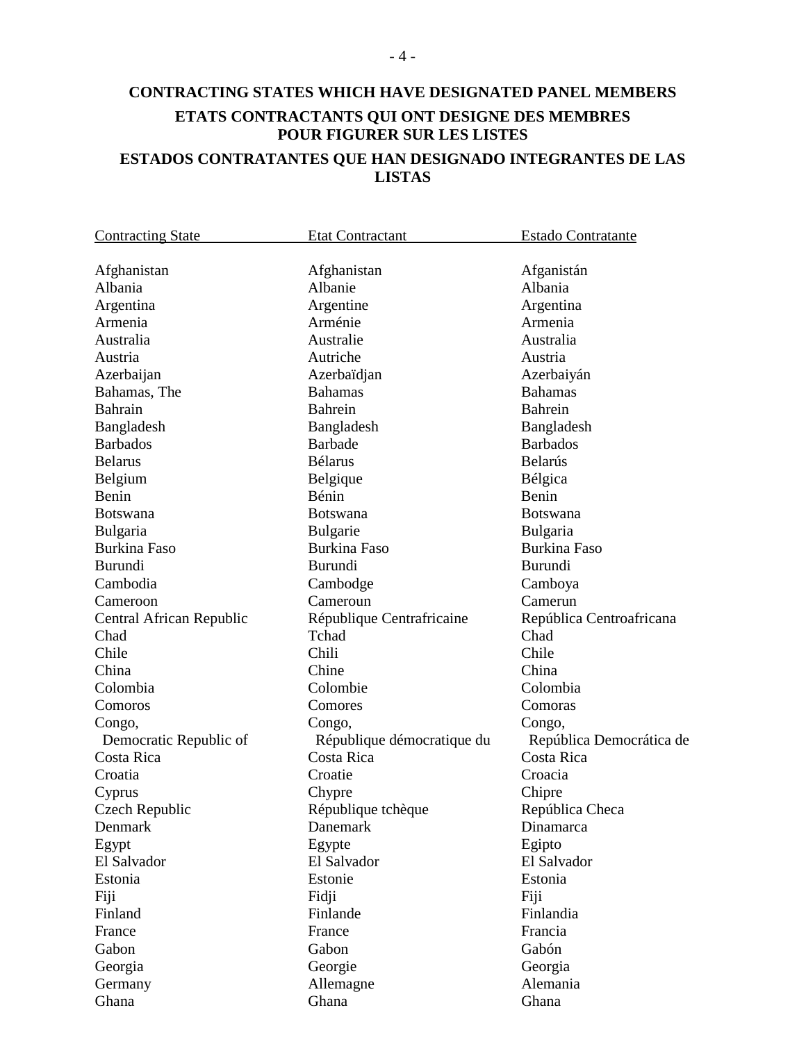## CONTRACTING STATES WHICH HAVE DESIGNATED PANEL MEMBERS

## ETATS CONTRACTANTS QUI ONT DESIGNE DES MEMBRES POUR FIGURER SUR LES LISTES

## ESTADOS CONTRATANTES QUE HAN DESIGNADO INTEGRANTES DE LAS LISTAS

| Contracting State | Etat Contractant | Estado Contratante |
|---|---|---|
| Afghanistan | Afghanistan | Afganistán |
| Albania | Albanie | Albania |
| Argentina | Argentine | Argentina |
| Armenia | Arménie | Armenia |
| Australia | Australie | Australia |
| Austria | Autriche | Austria |
| Azerbaijan | Azerbaïdjan | Azerbaiyán |
| Bahamas, The | Bahamas | Bahamas |
| Bahrain | Bahrein | Bahrein |
| Bangladesh | Bangladesh | Bangladesh |
| Barbados | Barbade | Barbados |
| Belarus | Bélarus | Belarús |
| Belgium | Belgique | Bélgica |
| Benin | Bénin | Benin |
| Botswana | Botswana | Botswana |
| Bulgaria | Bulgarie | Bulgaria |
| Burkina Faso | Burkina Faso | Burkina Faso |
| Burundi | Burundi | Burundi |
| Cambodia | Cambodge | Camboya |
| Cameroon | Cameroun | Camerun |
| Central African Republic | République Centrafricaine | República Centroafricana |
| Chad | Tchad | Chad |
| Chile | Chili | Chile |
| China | Chine | China |
| Colombia | Colombie | Colombia |
| Comoros | Comores | Comoras |
| Congo, Democratic Republic of | Congo, République démocratique du | Congo, República Democrática de |
| Costa Rica | Costa Rica | Costa Rica |
| Croatia | Croatie | Croacia |
| Cyprus | Chypre | Chipre |
| Czech Republic | République tchèque | República Checa |
| Denmark | Danemark | Dinamarca |
| Egypt | Egypte | Egipto |
| El Salvador | El Salvador | El Salvador |
| Estonia | Estonie | Estonia |
| Fiji | Fidji | Fiji |
| Finland | Finlande | Finlandia |
| France | France | Francia |
| Gabon | Gabon | Gabón |
| Georgia | Georgie | Georgia |
| Germany | Allemagne | Alemania |
| Ghana | Ghana | Ghana |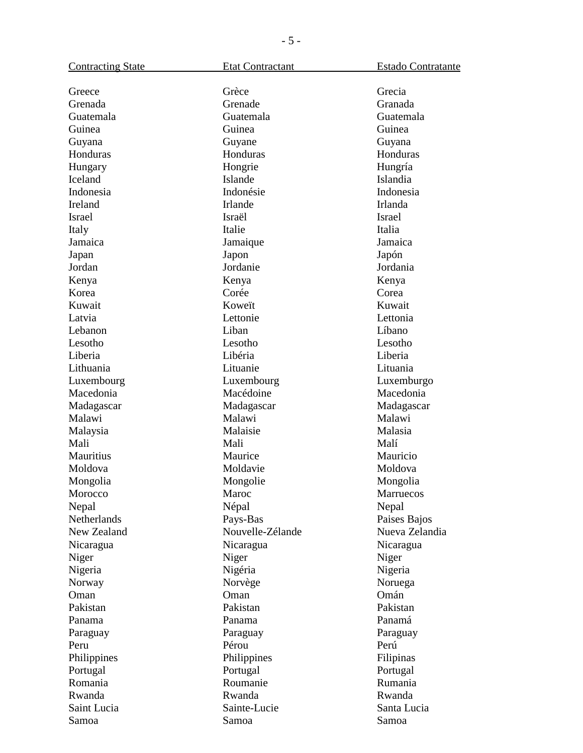| Contracting State | Etat Contractant | Estado Contratante |
| --- | --- | --- |
| Greece | Grèce | Grecia |
| Grenada | Grenade | Granada |
| Guatemala | Guatemala | Guatemala |
| Guinea | Guinea | Guinea |
| Guyana | Guyane | Guyana |
| Honduras | Honduras | Honduras |
| Hungary | Hongrie | Hungría |
| Iceland | Islande | Islandia |
| Indonesia | Indonésie | Indonesia |
| Ireland | Irlande | Irlanda |
| Israel | Israël | Israel |
| Italy | Italie | Italia |
| Jamaica | Jamaique | Jamaica |
| Japan | Japon | Japón |
| Jordan | Jordanie | Jordania |
| Kenya | Kenya | Kenya |
| Korea | Corée | Corea |
| Kuwait | Koweït | Kuwait |
| Latvia | Lettonie | Lettonia |
| Lebanon | Liban | Líbano |
| Lesotho | Lesotho | Lesotho |
| Liberia | Libéria | Liberia |
| Lithuania | Lituanie | Lituania |
| Luxembourg | Luxembourg | Luxemburgo |
| Macedonia | Macédoine | Macedonia |
| Madagascar | Madagascar | Madagascar |
| Malawi | Malawi | Malawi |
| Malaysia | Malaisie | Malasia |
| Mali | Mali | Malí |
| Mauritius | Maurice | Mauricio |
| Moldova | Moldavie | Moldova |
| Mongolia | Mongolie | Mongolia |
| Morocco | Maroc | Marruecos |
| Nepal | Népal | Nepal |
| Netherlands | Pays-Bas | Paises Bajos |
| New Zealand | Nouvelle-Zélande | Nueva Zelandia |
| Nicaragua | Nicaragua | Nicaragua |
| Niger | Niger | Niger |
| Nigeria | Nigéria | Nigeria |
| Norway | Norvège | Noruega |
| Oman | Oman | Omán |
| Pakistan | Pakistan | Pakistan |
| Panama | Panama | Panamá |
| Paraguay | Paraguay | Paraguay |
| Peru | Pérou | Perú |
| Philippines | Philippines | Filipinas |
| Portugal | Portugal | Portugal |
| Romania | Roumanie | Rumania |
| Rwanda | Rwanda | Rwanda |
| Saint Lucia | Sainte-Lucie | Santa Lucia |
| Samoa | Samoa | Samoa |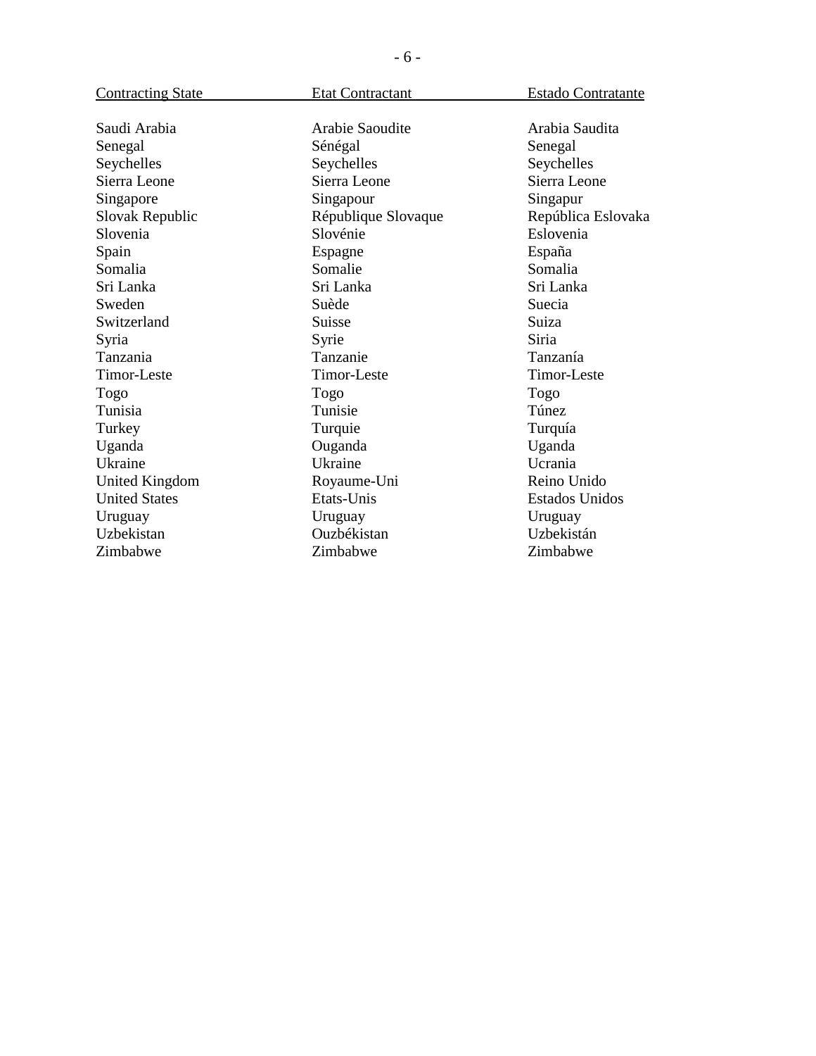| Contracting State | Etat Contractant | Estado Contratante |
|---|---|---|
| Saudi Arabia | Arabie Saoudite | Arabia Saudita |
| Senegal | Sénégal | Senegal |
| Seychelles | Seychelles | Seychelles |
| Sierra Leone | Sierra Leone | Sierra Leone |
| Singapore | Singapour | Singapur |
| Slovak Republic | République Slovaque | República Eslovaka |
| Slovenia | Slovénie | Eslovenia |
| Spain | Espagne | España |
| Somalia | Somalie | Somalia |
| Sri Lanka | Sri Lanka | Sri Lanka |
| Sweden | Suède | Suecia |
| Switzerland | Suisse | Suiza |
| Syria | Syrie | Siria |
| Tanzania | Tanzanie | Tanzanía |
| Timor-Leste | Timor-Leste | Timor-Leste |
| Togo | Togo | Togo |
| Tunisia | Tunisie | Túnez |
| Turkey | Turquie | Turquía |
| Uganda | Ouganda | Uganda |
| Ukraine | Ukraine | Ucrania |
| United Kingdom | Royaume-Uni | Reino Unido |
| United States | Etats-Unis | Estados Unidos |
| Uruguay | Uruguay | Uruguay |
| Uzbekistan | Ouzbékistan | Uzbekistán |
| Zimbabwe | Zimbabwe | Zimbabwe |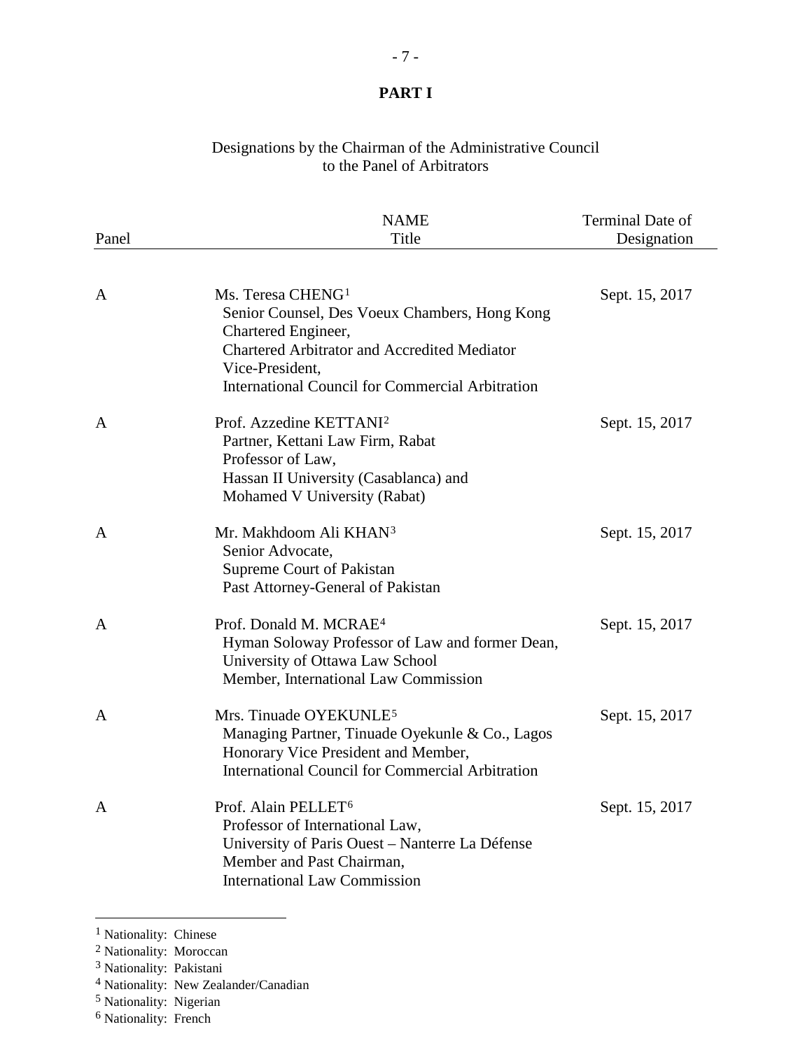# PART I

Designations by the Chairman of the Administrative Council
to the Panel of Arbitrators

| Panel | NAME<br>Title | Terminal Date of Designation |
|---|---|---|
| A | Ms. Teresa CHENG[1]<br>Senior Counsel, Des Voeux Chambers, Hong Kong<br>Chartered Engineer,<br>Chartered Arbitrator and Accredited Mediator<br>Vice-President,<br>International Council for Commercial Arbitration | Sept. 15, 2017 |
| A | Prof. Azzedine KETTANI[2]<br>Partner, Kettani Law Firm, Rabat<br>Professor of Law,<br>Hassan II University (Casablanca) and<br>Mohamed V University (Rabat) | Sept. 15, 2017 |
| A | Mr. Makhdoom Ali KHAN[3]<br>Senior Advocate,<br>Supreme Court of Pakistan<br>Past Attorney-General of Pakistan | Sept. 15, 2017 |
| A | Prof. Donald M. MCRAE[4]<br>Hyman Soloway Professor of Law and former Dean,<br>University of Ottawa Law School<br>Member, International Law Commission | Sept. 15, 2017 |
| A | Mrs. Tinuade OYEKUNLE[5]<br>Managing Partner, Tinuade Oyekunle & Co., Lagos<br>Honorary Vice President and Member,<br>International Council for Commercial Arbitration | Sept. 15, 2017 |
| A | Prof. Alain PELLET[6]<br>Professor of International Law,<br>University of Paris Ouest – Nanterre La Défense<br>Member and Past Chairman,<br>International Law Commission | Sept. 15, 2017 |

[1] Nationality: Chinese
[2] Nationality: Moroccan
[3] Nationality: Pakistani
[4] Nationality: New Zealander/Canadian
[5] Nationality: Nigerian
[6] Nationality: French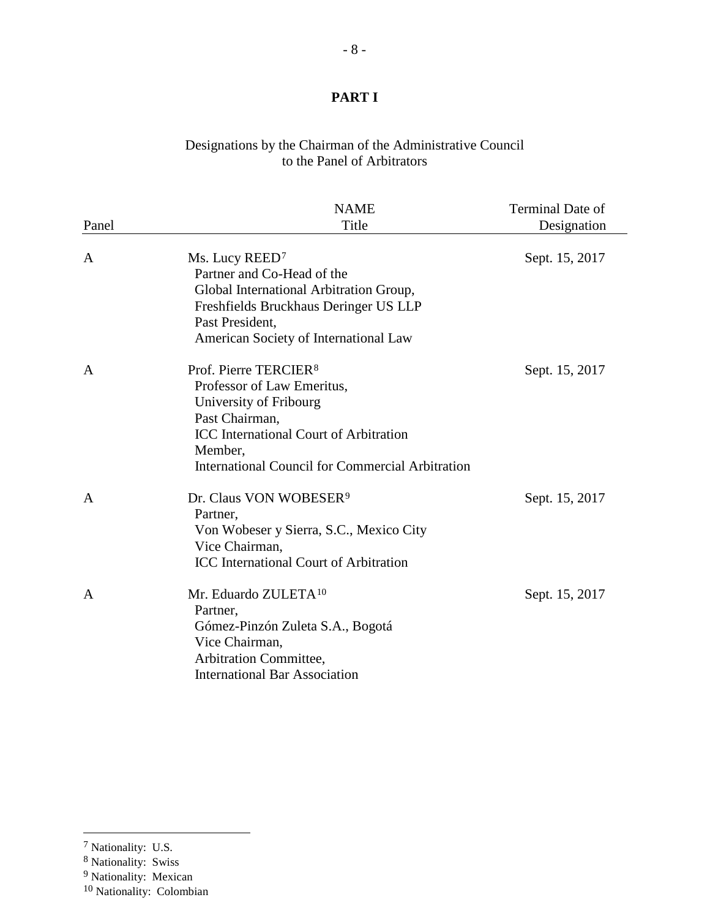# PART I

Designations by the Chairman of the Administrative Council to the Panel of Arbitrators

| Panel | NAME<br>Title | Terminal Date of Designation |
|---|---|---|
| A | Ms. Lucy REED[7]<br>Partner and Co-Head of the<br>Global International Arbitration Group,<br>Freshfields Bruckhaus Deringer US LLP<br>Past President,<br>American Society of International Law | Sept. 15, 2017 |
| A | Prof. Pierre TERCIER[8]<br>Professor of Law Emeritus,<br>University of Fribourg<br>Past Chairman,<br>ICC International Court of Arbitration<br>Member,<br>International Council for Commercial Arbitration | Sept. 15, 2017 |
| A | Dr. Claus VON WOBESER[9]<br>Partner,<br>Von Wobeser y Sierra, S.C., Mexico City<br>Vice Chairman,<br>ICC International Court of Arbitration | Sept. 15, 2017 |
| A | Mr. Eduardo ZULETA[10]<br>Partner,<br>Gómez-Pinzón Zuleta S.A., Bogotá<br>Vice Chairman,<br>Arbitration Committee,<br>International Bar Association | Sept. 15, 2017 |

[7] Nationality: U.S.

[8] Nationality: Swiss

[9] Nationality: Mexican

[10] Nationality: Colombian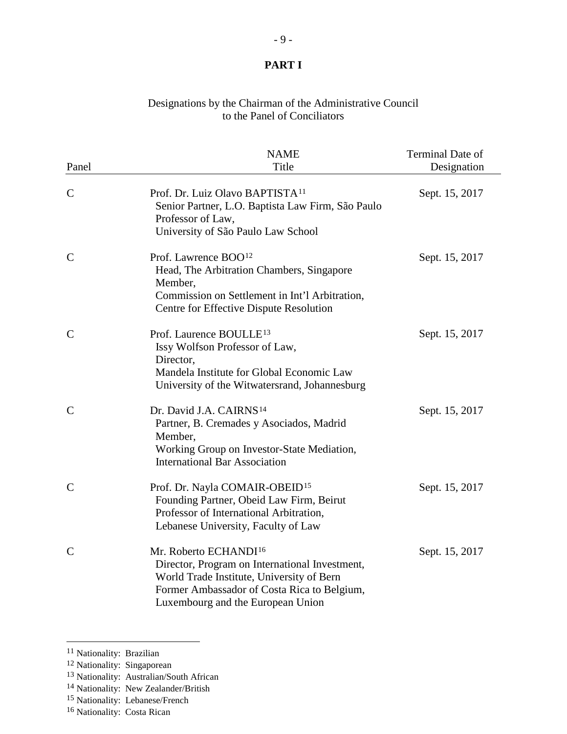## PART I

Designations by the Chairman of the Administrative Council
to the Panel of Conciliators

| Panel | NAME<br>Title | Terminal Date of Designation |
|---|---|---|
| C | Prof. Dr. Luiz Olavo BAPTISTA[11]<br>Senior Partner, L.O. Baptista Law Firm, São Paulo<br>Professor of Law,<br>University of São Paulo Law School | Sept. 15, 2017 |
| C | Prof. Lawrence BOO[12]<br>Head, The Arbitration Chambers, Singapore<br>Member,<br>Commission on Settlement in Int'l Arbitration,<br>Centre for Effective Dispute Resolution | Sept. 15, 2017 |
| C | Prof. Laurence BOULLE[13]<br>Issy Wolfson Professor of Law,<br>Director,<br>Mandela Institute for Global Economic Law<br>University of the Witwatersrand, Johannesburg | Sept. 15, 2017 |
| C | Dr. David J.A. CAIRNS[14]<br>Partner, B. Cremades y Asociados, Madrid<br>Member,<br>Working Group on Investor-State Mediation,<br>International Bar Association | Sept. 15, 2017 |
| C | Prof. Dr. Nayla COMAIR-OBEID[15]<br>Founding Partner, Obeid Law Firm, Beirut<br>Professor of International Arbitration,<br>Lebanese University, Faculty of Law | Sept. 15, 2017 |
| C | Mr. Roberto ECHANDI[16]<br>Director, Program on International Investment,<br>World Trade Institute, University of Bern<br>Former Ambassador of Costa Rica to Belgium,<br>Luxembourg and the European Union | Sept. 15, 2017 |

[11] Nationality: Brazilian
[12] Nationality: Singaporean
[13] Nationality: Australian/South African
[14] Nationality: New Zealander/British
[15] Nationality: Lebanese/French
[16] Nationality: Costa Rican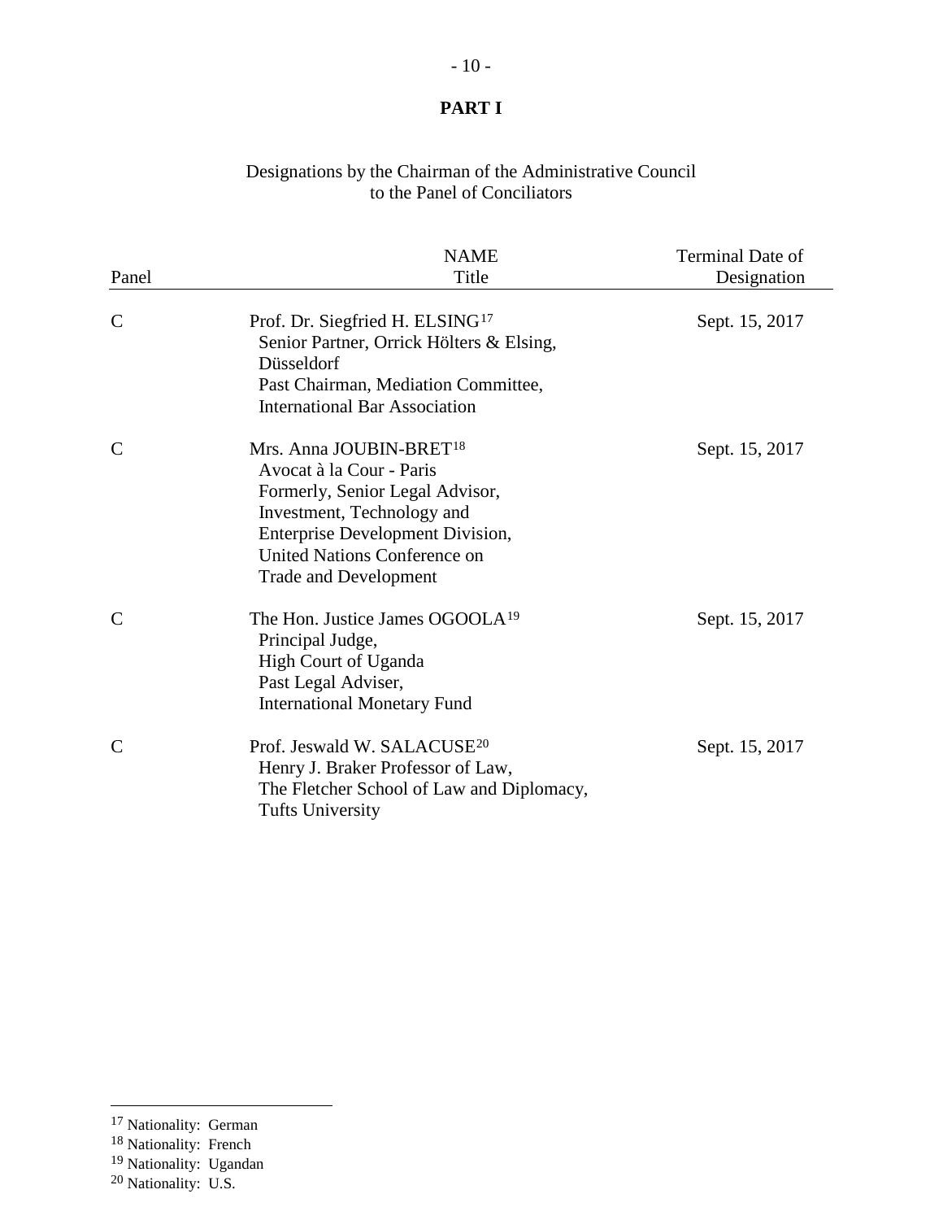**PART I**

Designations by the Chairman of the Administrative Council
to the Panel of Conciliators

| Panel | NAME<br>Title | Terminal Date of<br>Designation |
|---|---|---|
| C | Prof. Dr. Siegfried H. ELSING[17]<br>Senior Partner, Orrick Hölters & Elsing, Düsseldorf<br>Past Chairman, Mediation Committee, International Bar Association | Sept. 15, 2017 |
| C | Mrs. Anna JOUBIN-BRET[18]<br>Avocat à la Cour - Paris<br>Formerly, Senior Legal Advisor, Investment, Technology and Enterprise Development Division, United Nations Conference on Trade and Development | Sept. 15, 2017 |
| C | The Hon. Justice James OGOOLA[19]<br>Principal Judge, High Court of Uganda<br>Past Legal Adviser, International Monetary Fund | Sept. 15, 2017 |
| C | Prof. Jeswald W. SALACUSE[20]<br>Henry J. Braker Professor of Law, The Fletcher School of Law and Diplomacy, Tufts University | Sept. 15, 2017 |

[17] Nationality: German
[18] Nationality: French
[19] Nationality: Ugandan
[20] Nationality: U.S.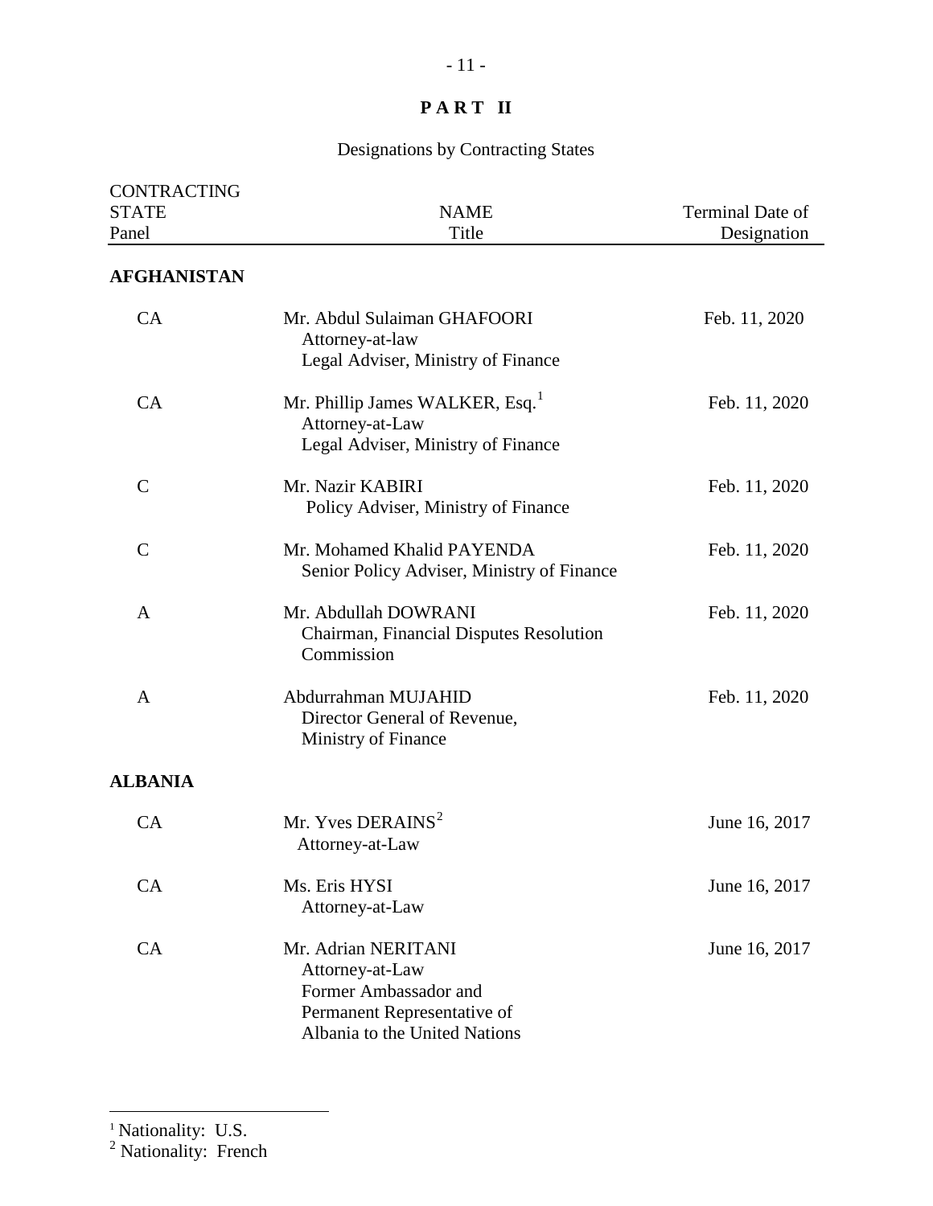**PART II**

Designations by Contracting States

| CONTRACTING STATE Panel | NAME Title | Terminal Date of Designation |
|---|---|---|
| **AFGHANISTAN** | | |
| CA | Mr. Abdul Sulaiman GHAFOORI<br>Attorney-at-law<br>Legal Adviser, Ministry of Finance | Feb. 11, 2020 |
| CA | Mr. Phillip James WALKER, Esq.[1]<br>Attorney-at-Law<br>Legal Adviser, Ministry of Finance | Feb. 11, 2020 |
| C | Mr. Nazir KABIRI<br>Policy Adviser, Ministry of Finance | Feb. 11, 2020 |
| C | Mr. Mohamed Khalid PAYENDA<br>Senior Policy Adviser, Ministry of Finance | Feb. 11, 2020 |
| A | Mr. Abdullah DOWRANI<br>Chairman, Financial Disputes Resolution Commission | Feb. 11, 2020 |
| A | Abdurrahman MUJAHID<br>Director General of Revenue, Ministry of Finance | Feb. 11, 2020 |
| **ALBANIA** | | |
| CA | Mr. Yves DERAINS[2]<br>Attorney-at-Law | June 16, 2017 |
| CA | Ms. Eris HYSI<br>Attorney-at-Law | June 16, 2017 |
| CA | Mr. Adrian NERITANI<br>Attorney-at-Law<br>Former Ambassador and Permanent Representative of Albania to the United Nations | June 16, 2017 |

[1] Nationality: U.S.

[2] Nationality: French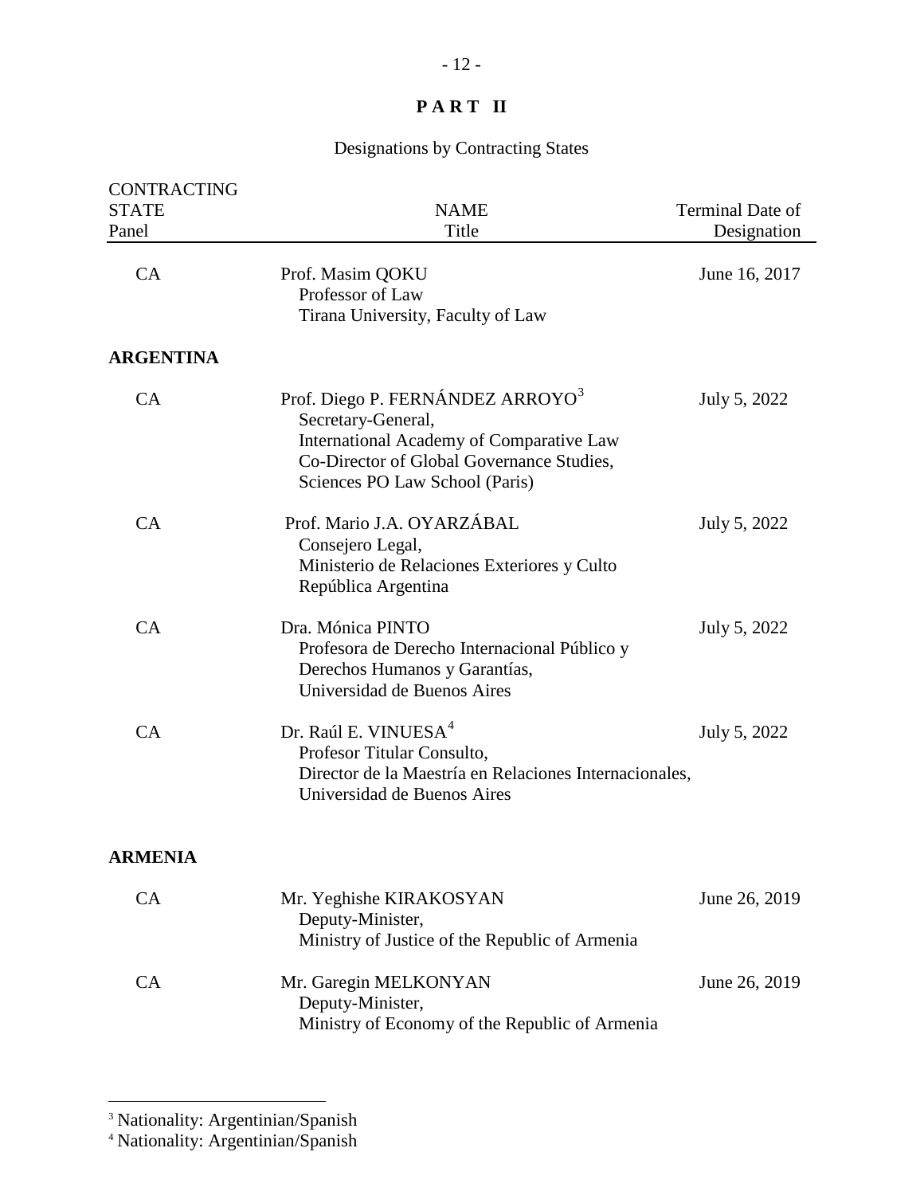# PART II

## Designations by Contracting States

| CONTRACTING STATE Panel | NAME Title | Terminal Date of Designation |
|---|---|---|
| CA | Prof. Masim QOKU<br>Professor of Law<br>Tirana University, Faculty of Law | June 16, 2017 |
| **ARGENTINA** | | |
| CA | Prof. Diego P. FERNÁNDEZ ARROYO[3]<br>Secretary-General,<br>International Academy of Comparative Law<br>Co-Director of Global Governance Studies,<br>Sciences PO Law School (Paris) | July 5, 2022 |
| CA | Prof. Mario J.A. OYARZÁBAL<br>Consejero Legal,<br>Ministerio de Relaciones Exteriores y Culto<br>República Argentina | July 5, 2022 |
| CA | Dra. Mónica PINTO<br>Profesora de Derecho Internacional Público y<br>Derechos Humanos y Garantías,<br>Universidad de Buenos Aires | July 5, 2022 |
| CA | Dr. Raúl E. VINUESA[4]<br>Profesor Titular Consulto,<br>Director de la Maestría en Relaciones Internacionales,<br>Universidad de Buenos Aires | July 5, 2022 |
| **ARMENIA** | | |
| CA | Mr. Yeghishe KIRAKOSYAN<br>Deputy-Minister,<br>Ministry of Justice of the Republic of Armenia | June 26, 2019 |
| CA | Mr. Garegin MELKONYAN<br>Deputy-Minister,<br>Ministry of Economy of the Republic of Armenia | June 26, 2019 |

[3] Nationality: Argentinian/Spanish

[4] Nationality: Argentinian/Spanish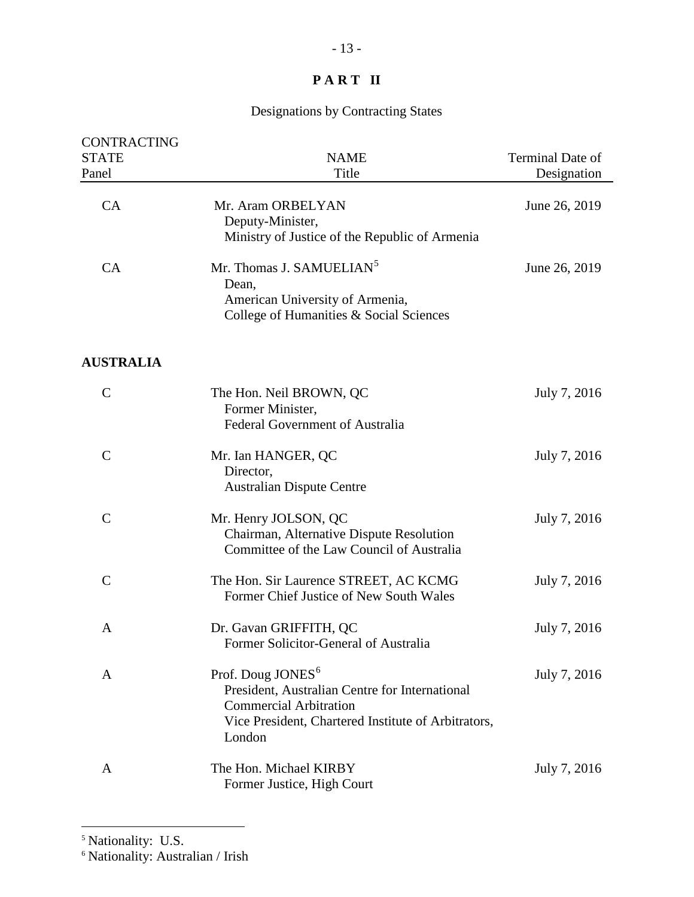## PART II

Designations by Contracting States

| CONTRACTING STATE Panel | NAME Title | Terminal Date of Designation |
|---|---|---|
| CA | Mr. Aram ORBELYAN<br>Deputy-Minister,<br>Ministry of Justice of the Republic of Armenia | June 26, 2019 |
| CA | Mr. Thomas J. SAMUELIAN[5]<br>Dean,<br>American University of Armenia,<br>College of Humanities & Social Sciences | June 26, 2019 |
| **AUSTRALIA** | | |
| C | The Hon. Neil BROWN, QC<br>Former Minister,<br>Federal Government of Australia | July 7, 2016 |
| C | Mr. Ian HANGER, QC<br>Director,<br>Australian Dispute Centre | July 7, 2016 |
| C | Mr. Henry JOLSON, QC<br>Chairman, Alternative Dispute Resolution Committee of the Law Council of Australia | July 7, 2016 |
| C | The Hon. Sir Laurence STREET, AC KCMG<br>Former Chief Justice of New South Wales | July 7, 2016 |
| A | Dr. Gavan GRIFFITH, QC<br>Former Solicitor-General of Australia | July 7, 2016 |
| A | Prof. Doug JONES[6]<br>President, Australian Centre for International Commercial Arbitration<br>Vice President, Chartered Institute of Arbitrators, London | July 7, 2016 |
| A | The Hon. Michael KIRBY<br>Former Justice, High Court | July 7, 2016 |

[5] Nationality: U.S.

[6] Nationality: Australian / Irish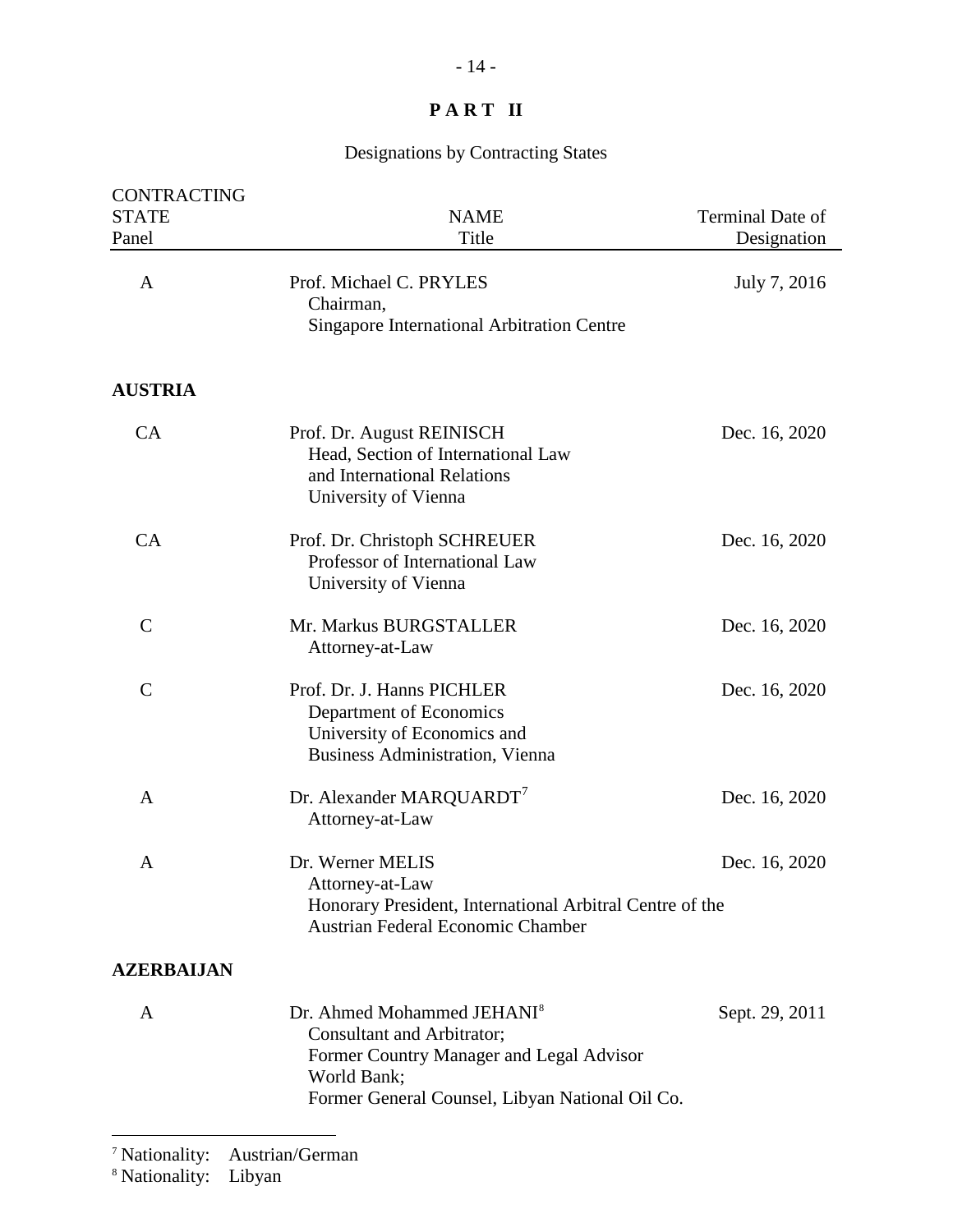## PART II

Designations by Contracting States

| CONTRACTING STATE Panel | NAME Title | Terminal Date of Designation |
|---|---|---|
| A | Prof. Michael C. PRYLES<br>Chairman,<br>Singapore International Arbitration Centre | July 7, 2016 |
| **AUSTRIA** | | |
| CA | Prof. Dr. August REINISCH<br>Head, Section of International Law and International Relations<br>University of Vienna | Dec. 16, 2020 |
| CA | Prof. Dr. Christoph SCHREUER<br>Professor of International Law<br>University of Vienna | Dec. 16, 2020 |
| C | Mr. Markus BURGSTALLER<br>Attorney-at-Law | Dec. 16, 2020 |
| C | Prof. Dr. J. Hanns PICHLER<br>Department of Economics<br>University of Economics and Business Administration, Vienna | Dec. 16, 2020 |
| A | Dr. Alexander MARQUARDT[7]<br>Attorney-at-Law | Dec. 16, 2020 |
| A | Dr. Werner MELIS<br>Attorney-at-Law<br>Honorary President, International Arbitral Centre of the Austrian Federal Economic Chamber | Dec. 16, 2020 |
| **AZERBAIJAN** | | |
| A | Dr. Ahmed Mohammed JEHANI[8]<br>Consultant and Arbitrator;<br>Former Country Manager and Legal Advisor World Bank;<br>Former General Counsel, Libyan National Oil Co. | Sept. 29, 2011 |

[7] Nationality: Austrian/German

[8] Nationality: Libyan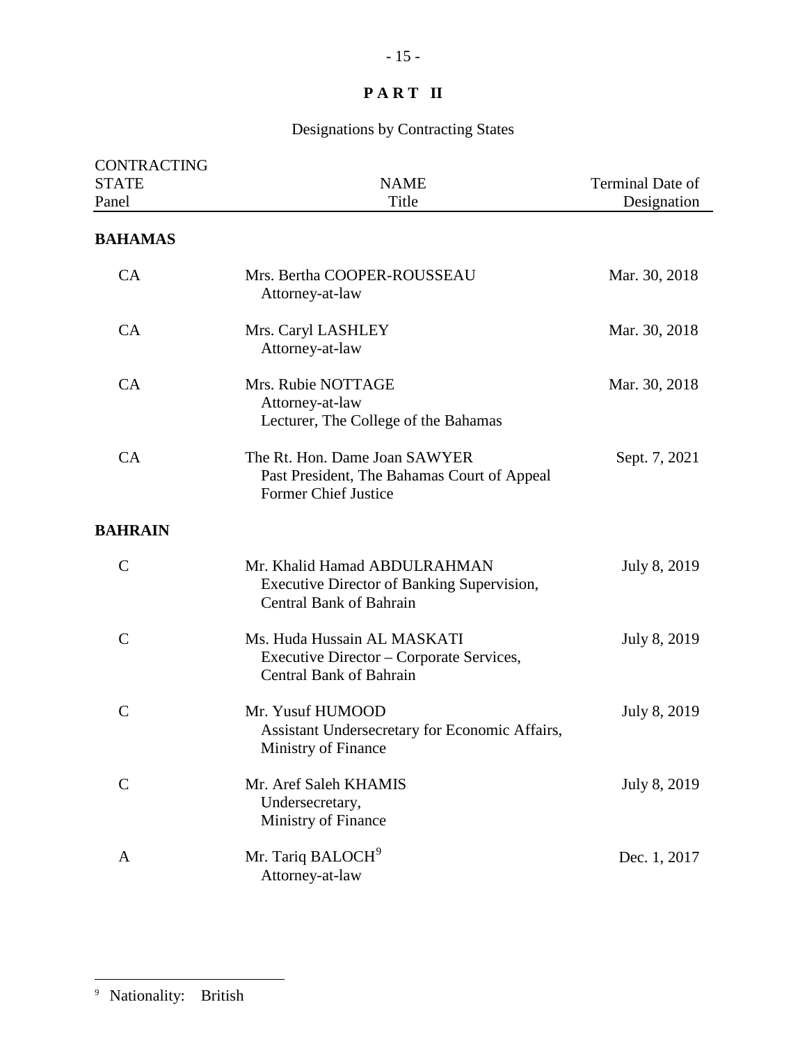# PART II

## Designations by Contracting States

| CONTRACTING STATE Panel | NAME Title | Terminal Date of Designation |
|---|---|---|
| **BAHAMAS** | | |
| CA | Mrs. Bertha COOPER-ROUSSEAU<br>Attorney-at-law | Mar. 30, 2018 |
| CA | Mrs. Caryl LASHLEY<br>Attorney-at-law | Mar. 30, 2018 |
| CA | Mrs. Rubie NOTTAGE<br>Attorney-at-law<br>Lecturer, The College of the Bahamas | Mar. 30, 2018 |
| CA | The Rt. Hon. Dame Joan SAWYER<br>Past President, The Bahamas Court of Appeal<br>Former Chief Justice | Sept. 7, 2021 |
| **BAHRAIN** | | |
| C | Mr. Khalid Hamad ABDULRAHMAN<br>Executive Director of Banking Supervision,<br>Central Bank of Bahrain | July 8, 2019 |
| C | Ms. Huda Hussain AL MASKATI<br>Executive Director – Corporate Services,<br>Central Bank of Bahrain | July 8, 2019 |
| C | Mr. Yusuf HUMOOD<br>Assistant Undersecretary for Economic Affairs,<br>Ministry of Finance | July 8, 2019 |
| C | Mr. Aref Saleh KHAMIS<br>Undersecretary,<br>Ministry of Finance | July 8, 2019 |
| A | Mr. Tariq BALOCH[9]<br>Attorney-at-law | Dec. 1, 2017 |

[9] Nationality: British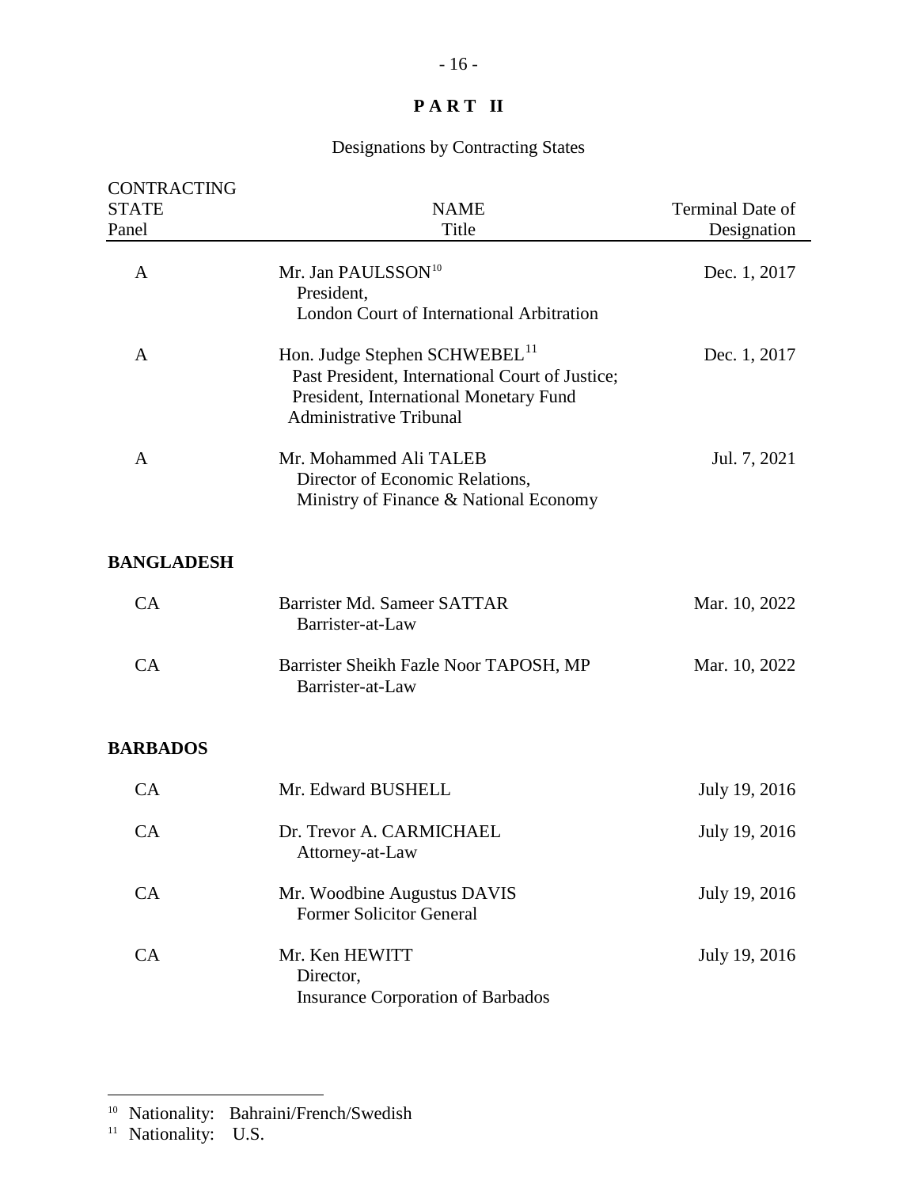# PART II

## Designations by Contracting States

| CONTRACTING STATE Panel | NAME Title | Terminal Date of Designation |
|---|---|---|
| A | Mr. Jan PAULSSON[10] President, London Court of International Arbitration | Dec. 1, 2017 |
| A | Hon. Judge Stephen SCHWEBEL[11] Past President, International Court of Justice; President, International Monetary Fund Administrative Tribunal | Dec. 1, 2017 |
| A | Mr. Mohammed Ali TALEB Director of Economic Relations, Ministry of Finance & National Economy | Jul. 7, 2021 |
| **BANGLADESH** | | |
| CA | Barrister Md. Sameer SATTAR Barrister-at-Law | Mar. 10, 2022 |
| CA | Barrister Sheikh Fazle Noor TAPOSH, MP Barrister-at-Law | Mar. 10, 2022 |
| **BARBADOS** | | |
| CA | Mr. Edward BUSHELL | July 19, 2016 |
| CA | Dr. Trevor A. CARMICHAEL Attorney-at-Law | July 19, 2016 |
| CA | Mr. Woodbine Augustus DAVIS Former Solicitor General | July 19, 2016 |
| CA | Mr. Ken HEWITT Director, Insurance Corporation of Barbados | July 19, 2016 |

[10] Nationality: Bahraini/French/Swedish

[11] Nationality: U.S.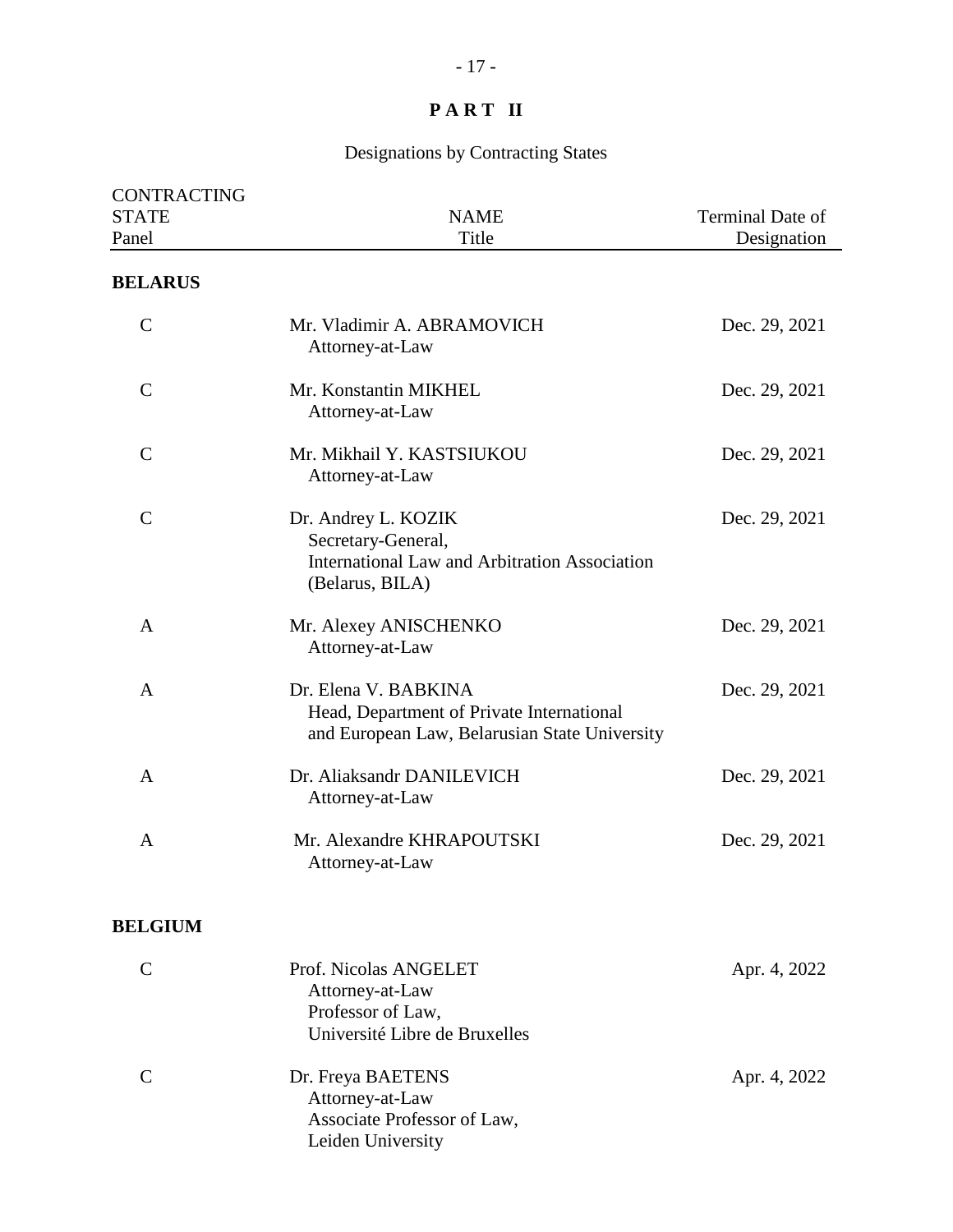# PART II

## Designations by Contracting States

| CONTRACTING STATE Panel | NAME Title | Terminal Date of Designation |
|---|---|---|
| **BELARUS** | | |
| C | Mr. Vladimir A. ABRAMOVICH<br>Attorney-at-Law | Dec. 29, 2021 |
| C | Mr. Konstantin MIKHEL<br>Attorney-at-Law | Dec. 29, 2021 |
| C | Mr. Mikhail Y. KASTSIUKOU<br>Attorney-at-Law | Dec. 29, 2021 |
| C | Dr. Andrey L. KOZIK<br>Secretary-General,<br>International Law and Arbitration Association (Belarus, BILA) | Dec. 29, 2021 |
| A | Mr. Alexey ANISCHENKO<br>Attorney-at-Law | Dec. 29, 2021 |
| A | Dr. Elena V. BABKINA<br>Head, Department of Private International and European Law, Belarusian State University | Dec. 29, 2021 |
| A | Dr. Aliaksandr DANILEVICH<br>Attorney-at-Law | Dec. 29, 2021 |
| A | Mr. Alexandre KHRAPOUTSKI<br>Attorney-at-Law | Dec. 29, 2021 |
| **BELGIUM** | | |
| C | Prof. Nicolas ANGELET<br>Attorney-at-Law<br>Professor of Law,<br>Université Libre de Bruxelles | Apr. 4, 2022 |
| C | Dr. Freya BAETENS<br>Attorney-at-Law<br>Associate Professor of Law,<br>Leiden University | Apr. 4, 2022 |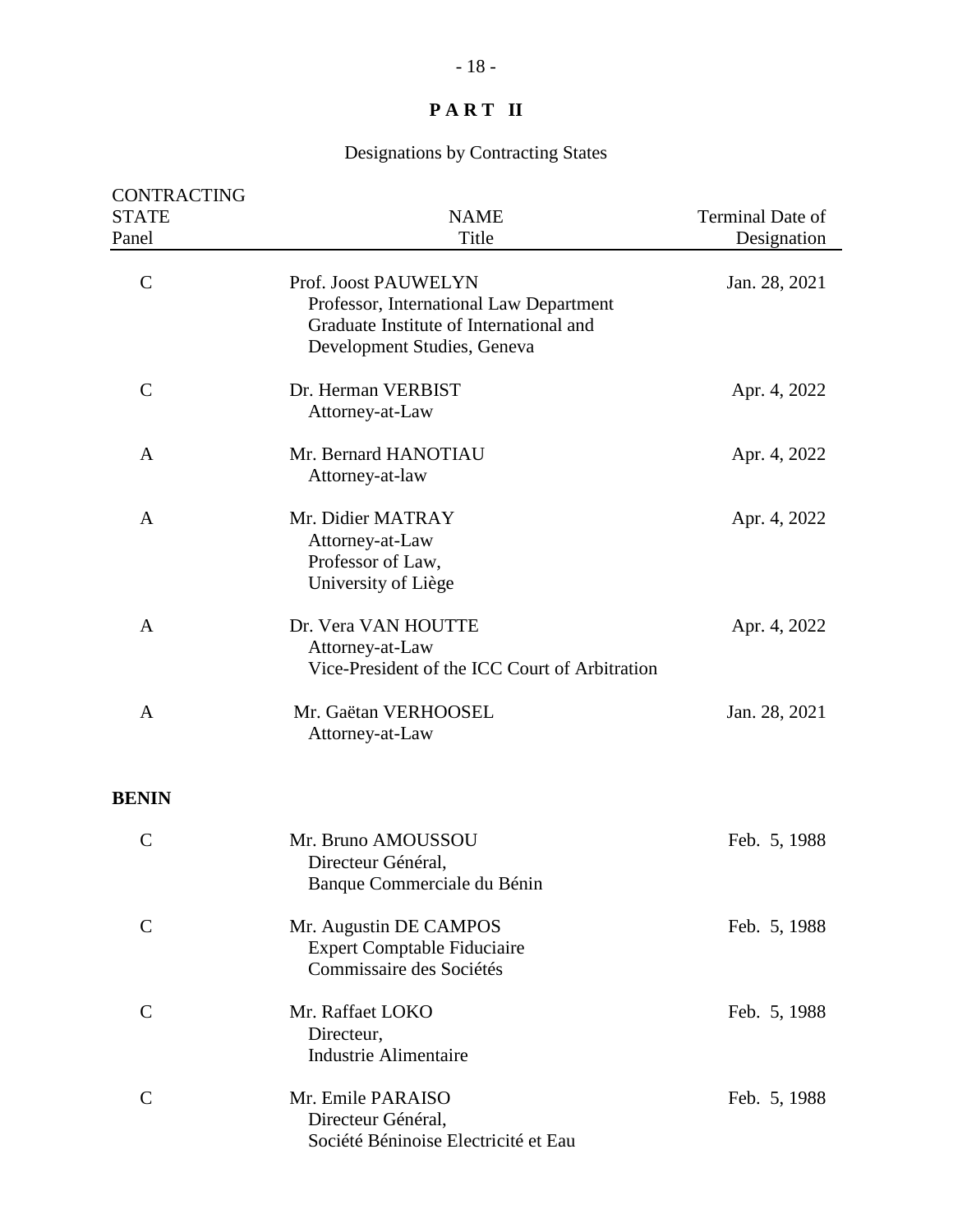## PART II

Designations by Contracting States

| CONTRACTING STATE Panel | NAME Title | Terminal Date of Designation |
|---|---|---|
| C | Prof. Joost PAUWELYN<br>Professor, International Law Department<br>Graduate Institute of International and Development Studies, Geneva | Jan. 28, 2021 |
| C | Dr. Herman VERBIST<br>Attorney-at-Law | Apr. 4, 2022 |
| A | Mr. Bernard HANOTIAU<br>Attorney-at-law | Apr. 4, 2022 |
| A | Mr. Didier MATRAY<br>Attorney-at-Law<br>Professor of Law,<br>University of Liège | Apr. 4, 2022 |
| A | Dr. Vera VAN HOUTTE<br>Attorney-at-Law<br>Vice-President of the ICC Court of Arbitration | Apr. 4, 2022 |
| A | Mr. Gaëtan VERHOOSEL<br>Attorney-at-Law | Jan. 28, 2021 |
| **BENIN** | | |
| C | Mr. Bruno AMOUSSOU<br>Directeur Général,<br>Banque Commerciale du Bénin | Feb. 5, 1988 |
| C | Mr. Augustin DE CAMPOS<br>Expert Comptable Fiduciaire<br>Commissaire des Sociétés | Feb. 5, 1988 |
| C | Mr. Raffaet LOKO<br>Directeur,<br>Industrie Alimentaire | Feb. 5, 1988 |
| C | Mr. Emile PARAISO<br>Directeur Général,<br>Société Béninoise Electricité et Eau | Feb. 5, 1988 |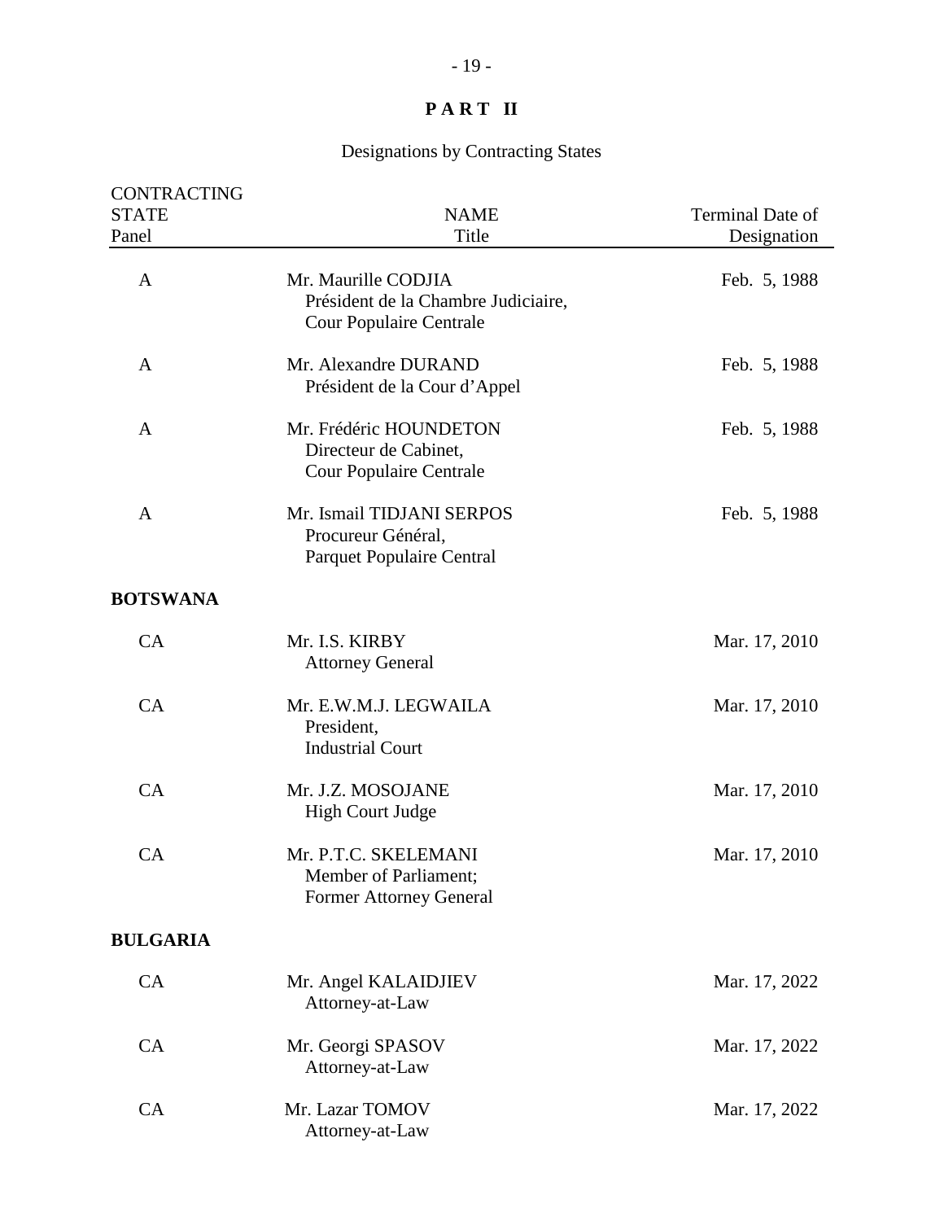# PART II

## Designations by Contracting States

| CONTRACTING STATE Panel | NAME Title | Terminal Date of Designation |
|---|---|---|
| A | Mr. Maurille CODJIA<br>Président de la Chambre Judiciaire,<br>Cour Populaire Centrale | Feb. 5, 1988 |
| A | Mr. Alexandre DURAND<br>Président de la Cour d'Appel | Feb. 5, 1988 |
| A | Mr. Frédéric HOUNDETON<br>Directeur de Cabinet,<br>Cour Populaire Centrale | Feb. 5, 1988 |
| A | Mr. Ismail TIDJANI SERPOS<br>Procureur Général,<br>Parquet Populaire Central | Feb. 5, 1988 |
| **BOTSWANA** | | |
| CA | Mr. I.S. KIRBY<br>Attorney General | Mar. 17, 2010 |
| CA | Mr. E.W.M.J. LEGWAILA<br>President,<br>Industrial Court | Mar. 17, 2010 |
| CA | Mr. J.Z. MOSOJANE<br>High Court Judge | Mar. 17, 2010 |
| CA | Mr. P.T.C. SKELEMANI<br>Member of Parliament;<br>Former Attorney General | Mar. 17, 2010 |
| **BULGARIA** | | |
| CA | Mr. Angel KALAIDJIEV<br>Attorney-at-Law | Mar. 17, 2022 |
| CA | Mr. Georgi SPASOV<br>Attorney-at-Law | Mar. 17, 2022 |
| CA | Mr. Lazar TOMOV<br>Attorney-at-Law | Mar. 17, 2022 |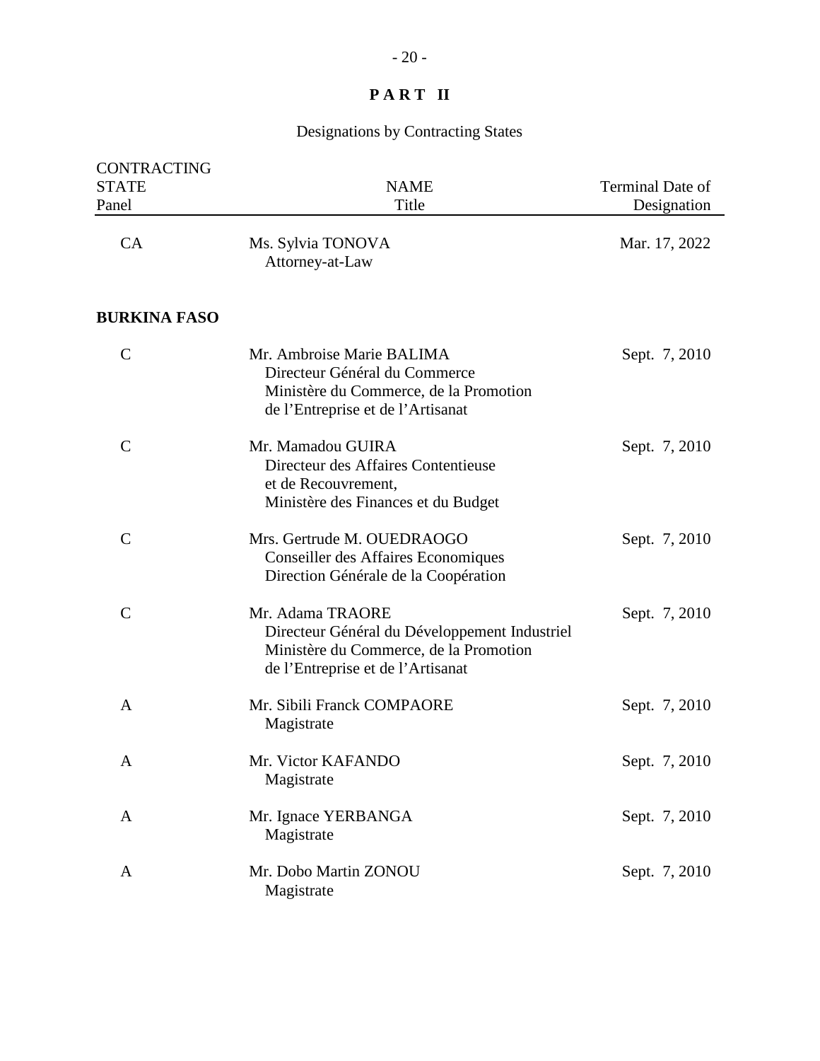# PART II

Designations by Contracting States

| CONTRACTING STATE Panel | NAME Title | Terminal Date of Designation |
|---|---|---|
| CA | Ms. Sylvia TONOVA<br>Attorney-at-Law | Mar. 17, 2022 |
| **BURKINA FASO** | | |
| C | Mr. Ambroise Marie BALIMA<br>Directeur Général du Commerce<br>Ministère du Commerce, de la Promotion de l'Entreprise et de l'Artisanat | Sept. 7, 2010 |
| C | Mr. Mamadou GUIRA<br>Directeur des Affaires Contentieuse et de Recouvrement,<br>Ministère des Finances et du Budget | Sept. 7, 2010 |
| C | Mrs. Gertrude M. OUEDRAOGO<br>Conseiller des Affaires Economiques<br>Direction Générale de la Coopération | Sept. 7, 2010 |
| C | Mr. Adama TRAORE<br>Directeur Général du Développement Industriel<br>Ministère du Commerce, de la Promotion de l'Entreprise et de l'Artisanat | Sept. 7, 2010 |
| A | Mr. Sibili Franck COMPAORE<br>Magistrate | Sept. 7, 2010 |
| A | Mr. Victor KAFANDO<br>Magistrate | Sept. 7, 2010 |
| A | Mr. Ignace YERBANGA<br>Magistrate | Sept. 7, 2010 |
| A | Mr. Dobo Martin ZONOU<br>Magistrate | Sept. 7, 2010 |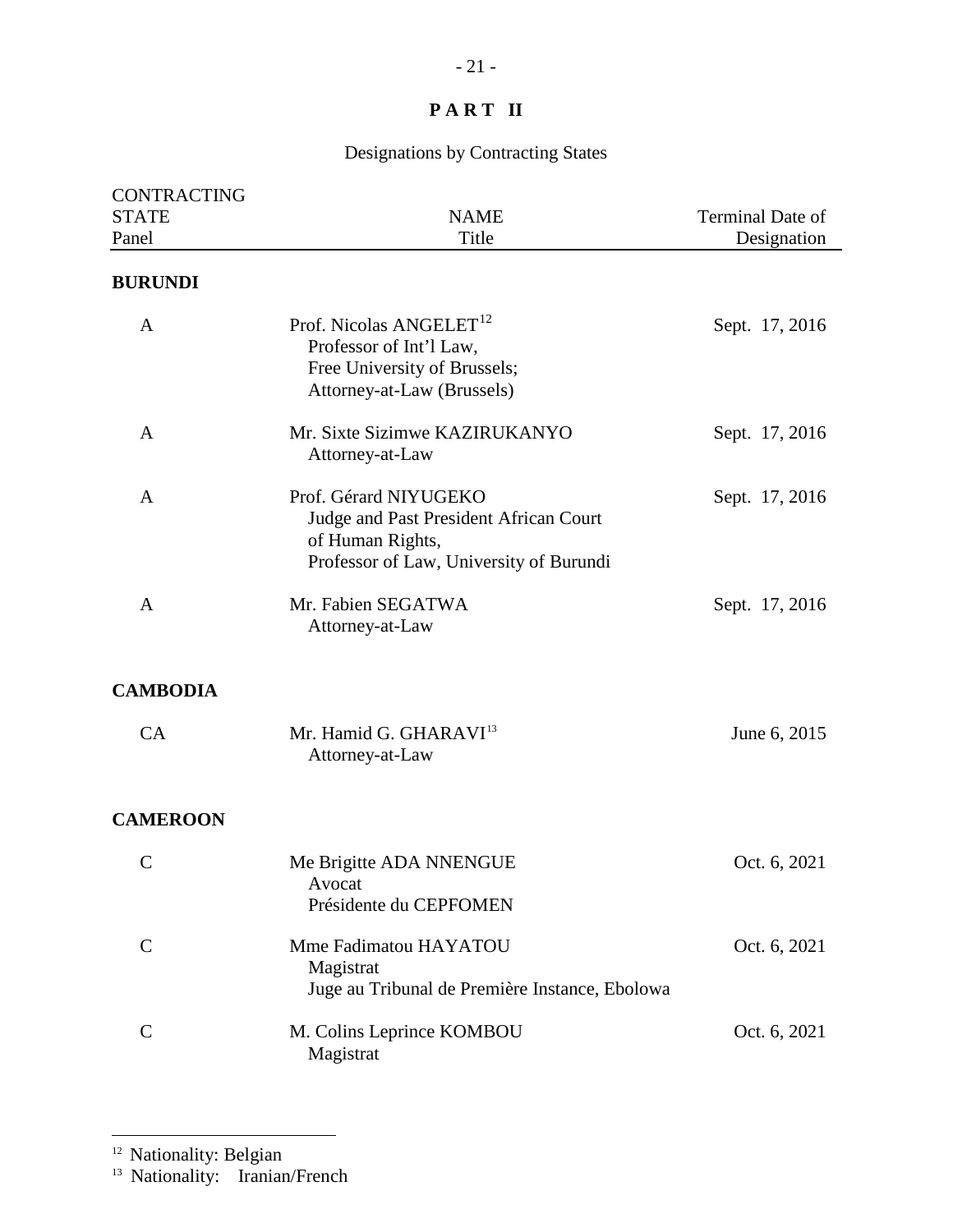# PART II

## Designations by Contracting States

| CONTRACTING STATE Panel | NAME Title | Terminal Date of Designation |
|---|---|---|
| **BURUNDI** | | |
| A | Prof. Nicolas ANGELET[12]<br>Professor of Int'l Law,<br>Free University of Brussels;<br>Attorney-at-Law (Brussels) | Sept. 17, 2016 |
| A | Mr. Sixte Sizimwe KAZIRUKANYO<br>Attorney-at-Law | Sept. 17, 2016 |
| A | Prof. Gérard NIYUGEKO<br>Judge and Past President African Court of Human Rights,<br>Professor of Law, University of Burundi | Sept. 17, 2016 |
| A | Mr. Fabien SEGATWA<br>Attorney-at-Law | Sept. 17, 2016 |
| **CAMBODIA** | | |
| CA | Mr. Hamid G. GHARAVI[13]<br>Attorney-at-Law | June 6, 2015 |
| **CAMEROON** | | |
| C | Me Brigitte ADA NNENGUE<br>Avocat<br>Présidente du CEPFOMEN | Oct. 6, 2021 |
| C | Mme Fadimatou HAYATOU<br>Magistrat<br>Juge au Tribunal de Première Instance, Ebolowa | Oct. 6, 2021 |
| C | M. Colins Leprince KOMBOU<br>Magistrat | Oct. 6, 2021 |

[12] Nationality: Belgian

[13] Nationality: Iranian/French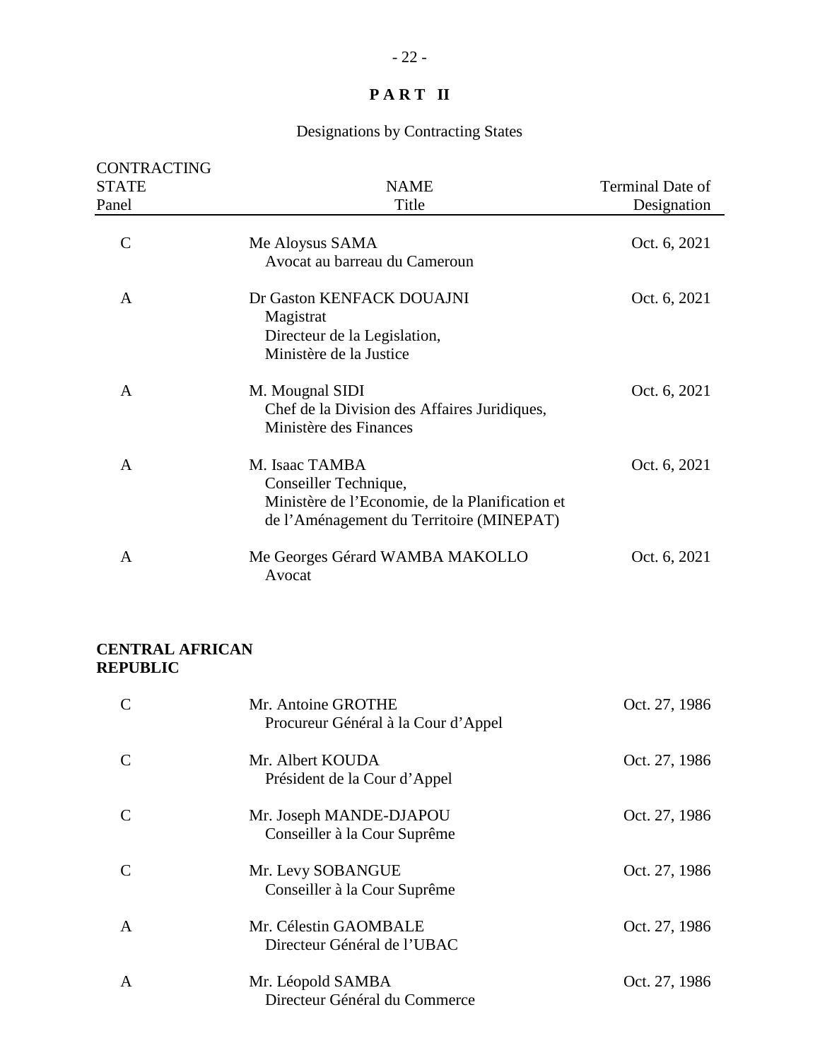# PART II

Designations by Contracting States

| CONTRACTING STATE Panel | NAME Title | Terminal Date of Designation |
|---|---|---|
| C | Me Aloysus SAMA<br>Avocat au barreau du Cameroun | Oct. 6, 2021 |
| A | Dr Gaston KENFACK DOUAJNI<br>Magistrat<br>Directeur de la Legislation,<br>Ministère de la Justice | Oct. 6, 2021 |
| A | M. Mougnal SIDI<br>Chef de la Division des Affaires Juridiques,<br>Ministère des Finances | Oct. 6, 2021 |
| A | M. Isaac TAMBA<br>Conseiller Technique,<br>Ministère de l'Economie, de la Planification et de l'Aménagement du Territoire (MINEPAT) | Oct. 6, 2021 |
| A | Me Georges Gérard WAMBA MAKOLLO<br>Avocat | Oct. 6, 2021 |
| **CENTRAL AFRICAN REPUBLIC** | | |
| C | Mr. Antoine GROTHE<br>Procureur Général à la Cour d'Appel | Oct. 27, 1986 |
| C | Mr. Albert KOUDA<br>Président de la Cour d'Appel | Oct. 27, 1986 |
| C | Mr. Joseph MANDE-DJAPOU<br>Conseiller à la Cour Suprême | Oct. 27, 1986 |
| C | Mr. Levy SOBANGUE<br>Conseiller à la Cour Suprême | Oct. 27, 1986 |
| A | Mr. Célestin GAOMBALE<br>Directeur Général de l'UBAC | Oct. 27, 1986 |
| A | Mr. Léopold SAMBA<br>Directeur Général du Commerce | Oct. 27, 1986 |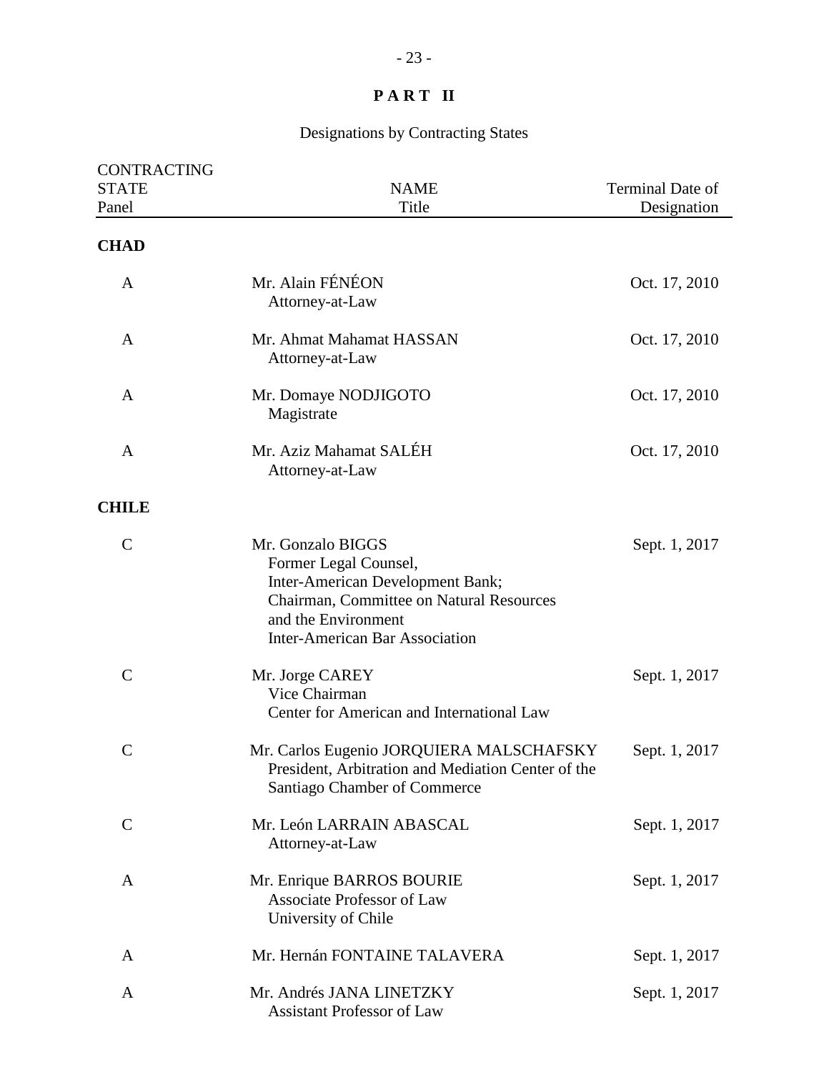# PART II

## Designations by Contracting States

| CONTRACTING STATE Panel | NAME Title | Terminal Date of Designation |
|---|---|---|
| **CHAD** | | |
| A | Mr. Alain FÉNÉON<br>Attorney-at-Law | Oct. 17, 2010 |
| A | Mr. Ahmat Mahamat HASSAN<br>Attorney-at-Law | Oct. 17, 2010 |
| A | Mr. Domaye NODJIGOTO<br>Magistrate | Oct. 17, 2010 |
| A | Mr. Aziz Mahamat SALÉH<br>Attorney-at-Law | Oct. 17, 2010 |
| **CHILE** | | |
| C | Mr. Gonzalo BIGGS<br>Former Legal Counsel,<br>Inter-American Development Bank;<br>Chairman, Committee on Natural Resources and the Environment<br>Inter-American Bar Association | Sept. 1, 2017 |
| C | Mr. Jorge CAREY<br>Vice Chairman<br>Center for American and International Law | Sept. 1, 2017 |
| C | Mr. Carlos Eugenio JORQUIERA MALSCHAFSKY<br>President, Arbitration and Mediation Center of the Santiago Chamber of Commerce | Sept. 1, 2017 |
| C | Mr. León LARRAIN ABASCAL<br>Attorney-at-Law | Sept. 1, 2017 |
| A | Mr. Enrique BARROS BOURIE<br>Associate Professor of Law<br>University of Chile | Sept. 1, 2017 |
| A | Mr. Hernán FONTAINE TALAVERA | Sept. 1, 2017 |
| A | Mr. Andrés JANA LINETZKY<br>Assistant Professor of Law | Sept. 1, 2017 |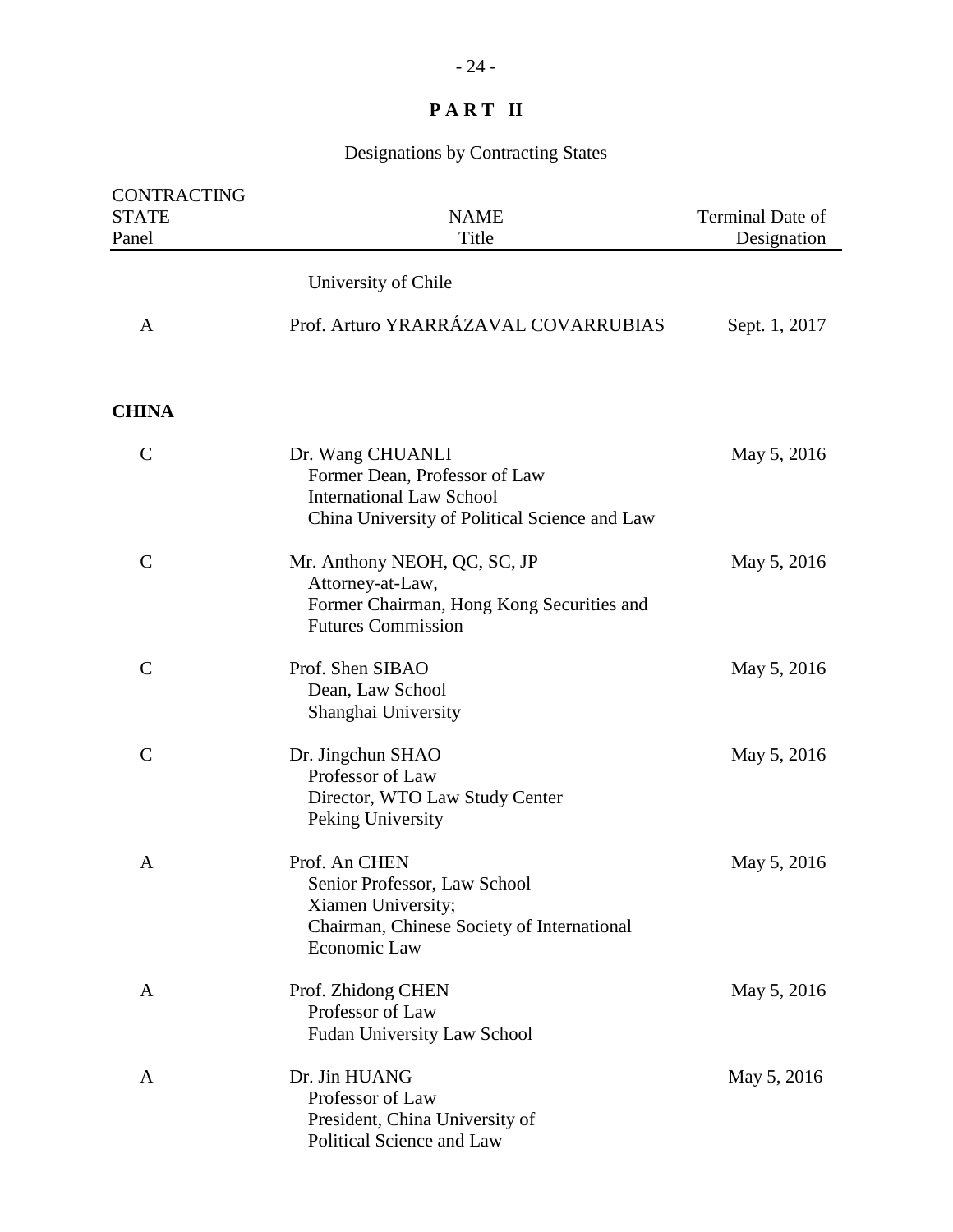**P A R T  II**

Designations by Contracting States

| CONTRACTING STATE Panel | NAME Title | Terminal Date of Designation |
|---|---|---|
| | University of Chile | |
| A | Prof. Arturo YRARRÁZAVAL COVARRUBIAS | Sept. 1, 2017 |
| **CHINA** | | |
| C | Dr. Wang CHUANLI<br>Former Dean, Professor of Law<br>International Law School<br>China University of Political Science and Law | May 5, 2016 |
| C | Mr. Anthony NEOH, QC, SC, JP<br>Attorney-at-Law,<br>Former Chairman, Hong Kong Securities and Futures Commission | May 5, 2016 |
| C | Prof. Shen SIBAO<br>Dean, Law School<br>Shanghai University | May 5, 2016 |
| C | Dr. Jingchun SHAO<br>Professor of Law<br>Director, WTO Law Study Center<br>Peking University | May 5, 2016 |
| A | Prof. An CHEN<br>Senior Professor, Law School<br>Xiamen University;<br>Chairman, Chinese Society of International Economic Law | May 5, 2016 |
| A | Prof. Zhidong CHEN<br>Professor of Law<br>Fudan University Law School | May 5, 2016 |
| A | Dr. Jin HUANG<br>Professor of Law<br>President, China University of Political Science and Law | May 5, 2016 |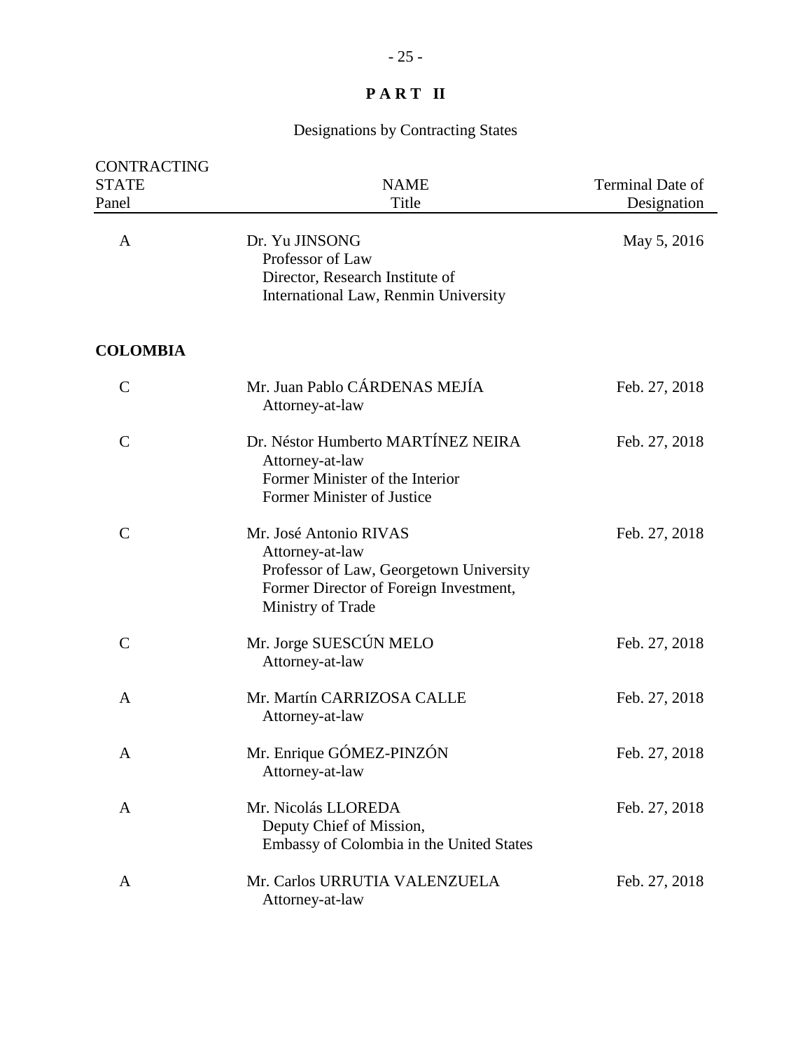# PART II

Designations by Contracting States

| CONTRACTING STATE Panel | NAME Title | Terminal Date of Designation |
| --- | --- | --- |
| A | Dr. Yu JINSONG<br>Professor of Law<br>Director, Research Institute of International Law, Renmin University | May 5, 2016 |
| **COLOMBIA** | | |
| C | Mr. Juan Pablo CÁRDENAS MEJÍA<br>Attorney-at-law | Feb. 27, 2018 |
| C | Dr. Néstor Humberto MARTÍNEZ NEIRA<br>Attorney-at-law<br>Former Minister of the Interior<br>Former Minister of Justice | Feb. 27, 2018 |
| C | Mr. José Antonio RIVAS<br>Attorney-at-law<br>Professor of Law, Georgetown University<br>Former Director of Foreign Investment, Ministry of Trade | Feb. 27, 2018 |
| C | Mr. Jorge SUESCÚN MELO<br>Attorney-at-law | Feb. 27, 2018 |
| A | Mr. Martín CARRIZOSA CALLE<br>Attorney-at-law | Feb. 27, 2018 |
| A | Mr. Enrique GÓMEZ-PINZÓN<br>Attorney-at-law | Feb. 27, 2018 |
| A | Mr. Nicolás LLOREDA<br>Deputy Chief of Mission,<br>Embassy of Colombia in the United States | Feb. 27, 2018 |
| A | Mr. Carlos URRUTIA VALENZUELA<br>Attorney-at-law | Feb. 27, 2018 |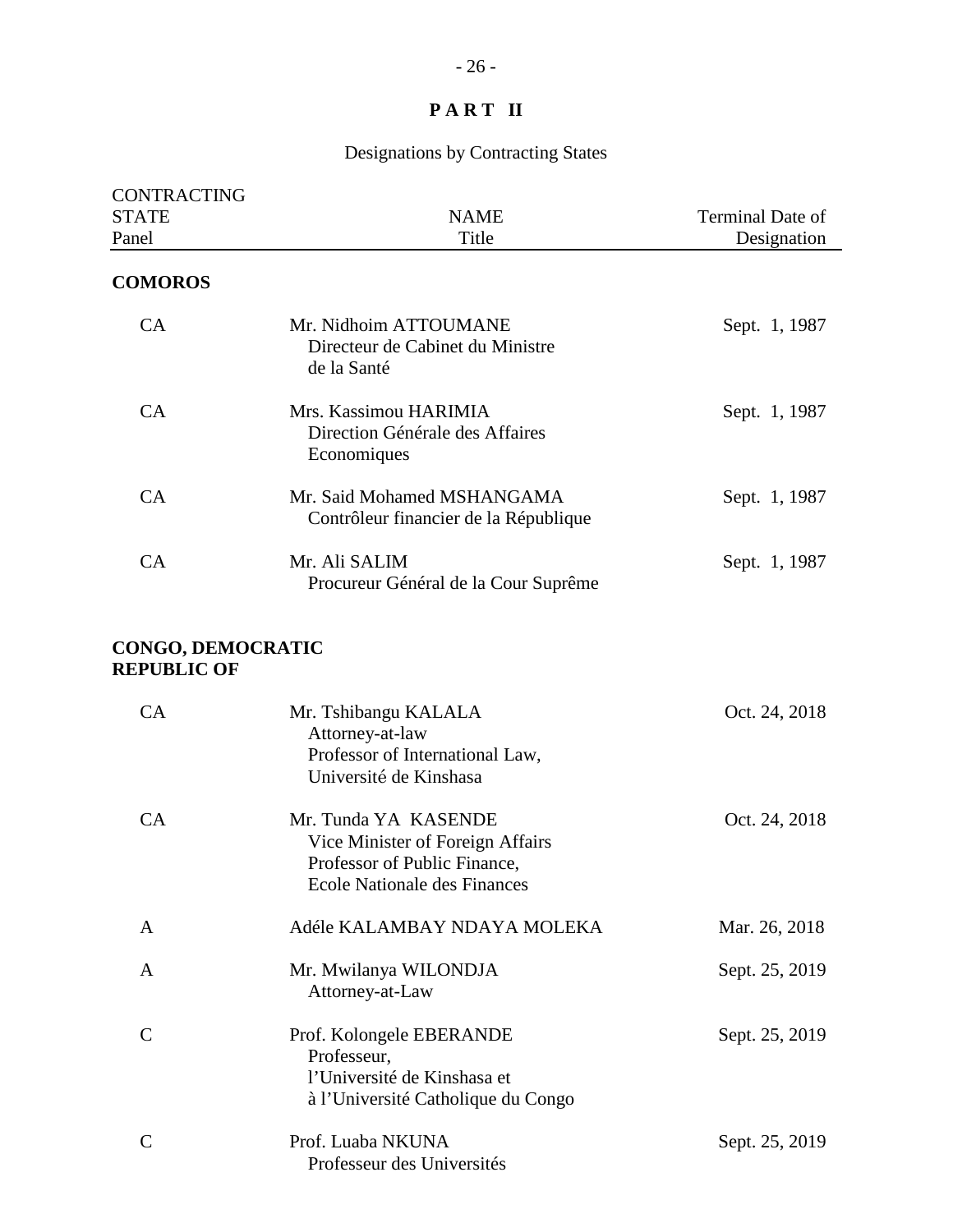# PART II

Designations by Contracting States

| CONTRACTING STATE Panel | NAME Title | Terminal Date of Designation |
|---|---|---|
| **COMOROS** | | |
| CA | Mr. Nidhoim ATTOUMANE<br>Directeur de Cabinet du Ministre de la Santé | Sept. 1, 1987 |
| CA | Mrs. Kassimou HARIMIA<br>Direction Générale des Affaires Economiques | Sept. 1, 1987 |
| CA | Mr. Said Mohamed MSHANGAMA<br>Contrôleur financier de la République | Sept. 1, 1987 |
| CA | Mr. Ali SALIM<br>Procureur Général de la Cour Suprême | Sept. 1, 1987 |
| **CONGO, DEMOCRATIC REPUBLIC OF** | | |
| CA | Mr. Tshibangu KALALA<br>Attorney-at-law<br>Professor of International Law, Université de Kinshasa | Oct. 24, 2018 |
| CA | Mr. Tunda YA KASENDE<br>Vice Minister of Foreign Affairs<br>Professor of Public Finance, Ecole Nationale des Finances | Oct. 24, 2018 |
| A | Adéle KALAMBAY NDAYA MOLEKA | Mar. 26, 2018 |
| A | Mr. Mwilanya WILONDJA<br>Attorney-at-Law | Sept. 25, 2019 |
| C | Prof. Kolongele EBERANDE<br>Professeur, l'Université de Kinshasa et à l'Université Catholique du Congo | Sept. 25, 2019 |
| C | Prof. Luaba NKUNA<br>Professeur des Universités | Sept. 25, 2019 |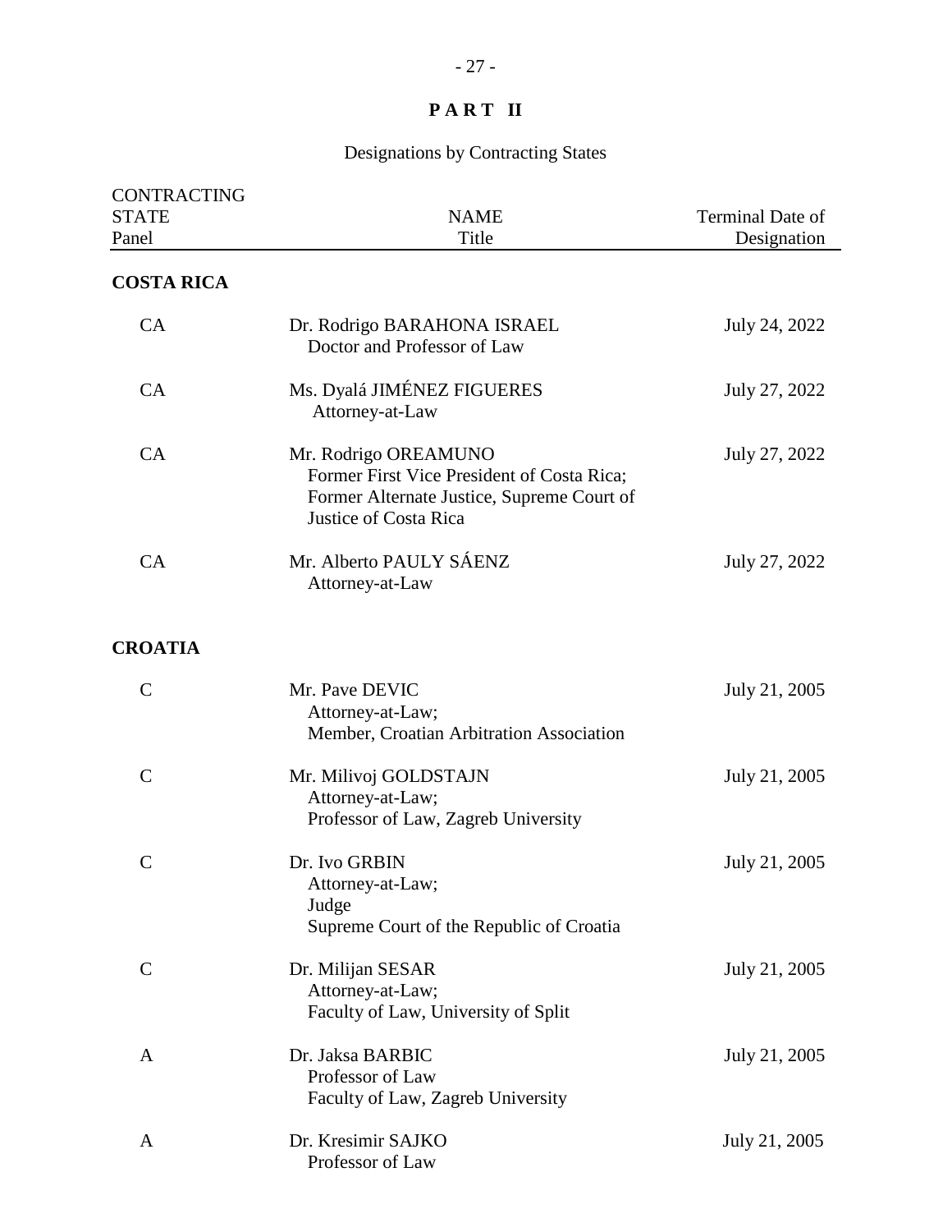# PART II

Designations by Contracting States

| CONTRACTING STATE Panel | NAME Title | Terminal Date of Designation |
|---|---|---|
| **COSTA RICA** | | |
| CA | Dr. Rodrigo BARAHONA ISRAEL<br>Doctor and Professor of Law | July 24, 2022 |
| CA | Ms. Dyalá JIMÉNEZ FIGUERES<br>Attorney-at-Law | July 27, 2022 |
| CA | Mr. Rodrigo OREAMUNO<br>Former First Vice President of Costa Rica;<br>Former Alternate Justice, Supreme Court of Justice of Costa Rica | July 27, 2022 |
| CA | Mr. Alberto PAULY SÁENZ<br>Attorney-at-Law | July 27, 2022 |
| **CROATIA** | | |
| C | Mr. Pave DEVIC<br>Attorney-at-Law;<br>Member, Croatian Arbitration Association | July 21, 2005 |
| C | Mr. Milivoj GOLDSTAJN<br>Attorney-at-Law;<br>Professor of Law, Zagreb University | July 21, 2005 |
| C | Dr. Ivo GRBIN<br>Attorney-at-Law;<br>Judge<br>Supreme Court of the Republic of Croatia | July 21, 2005 |
| C | Dr. Milijan SESAR<br>Attorney-at-Law;<br>Faculty of Law, University of Split | July 21, 2005 |
| A | Dr. Jaksa BARBIC<br>Professor of Law<br>Faculty of Law, Zagreb University | July 21, 2005 |
| A | Dr. Kresimir SAJKO<br>Professor of Law | July 21, 2005 |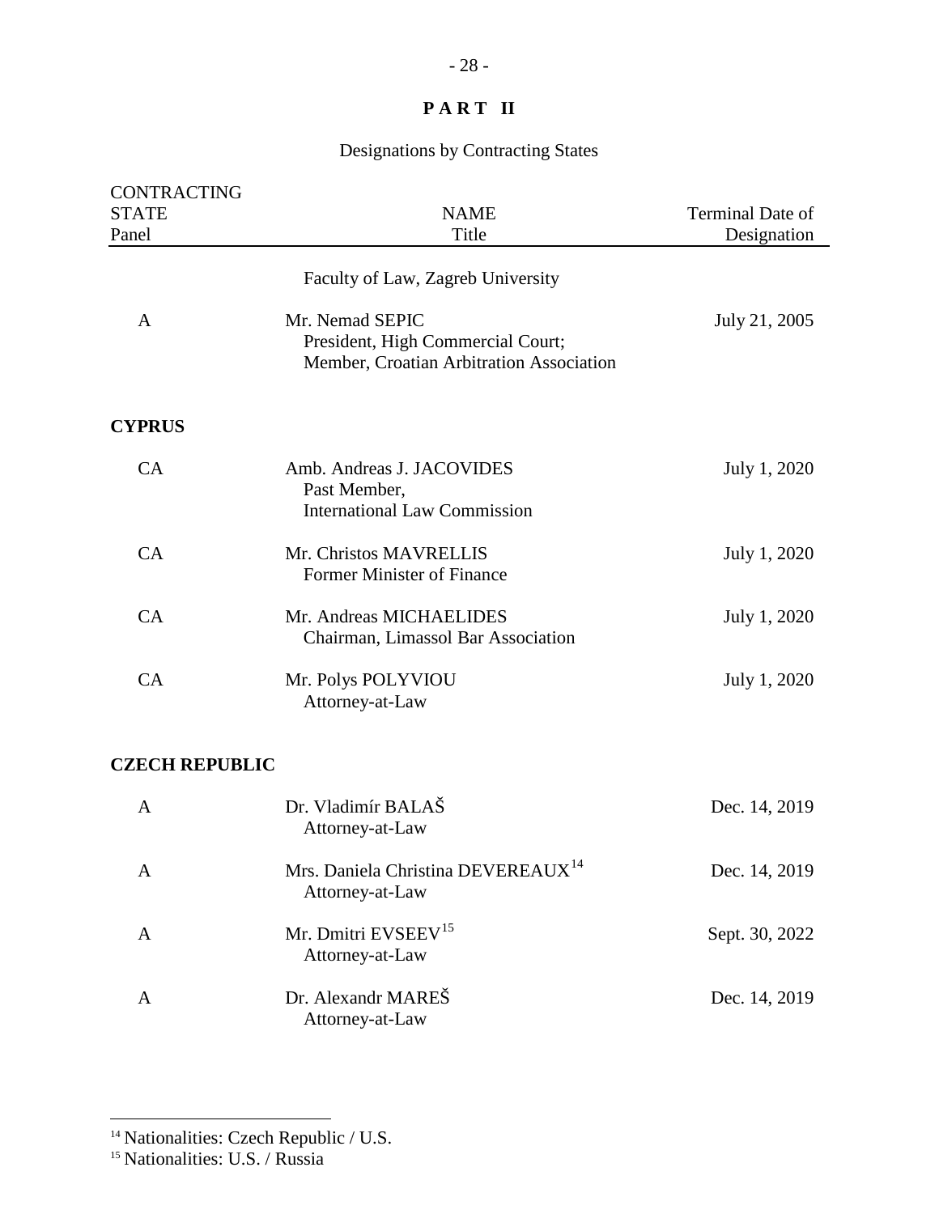## PART II

Designations by Contracting States

| CONTRACTING STATE Panel | NAME Title | Terminal Date of Designation |
|---|---|---|
| | Faculty of Law, Zagreb University | |
| A | Mr. Nemad SEPIC<br>President, High Commercial Court;<br>Member, Croatian Arbitration Association | July 21, 2005 |
| **CYPRUS** | | |
| CA | Amb. Andreas J. JACOVIDES<br>Past Member,<br>International Law Commission | July 1, 2020 |
| CA | Mr. Christos MAVRELLIS<br>Former Minister of Finance | July 1, 2020 |
| CA | Mr. Andreas MICHAELIDES<br>Chairman, Limassol Bar Association | July 1, 2020 |
| CA | Mr. Polys POLYVIOU<br>Attorney-at-Law | July 1, 2020 |
| **CZECH REPUBLIC** | | |
| A | Dr. Vladimír BALAŠ<br>Attorney-at-Law | Dec. 14, 2019 |
| A | Mrs. Daniela Christina DEVEREAUX[14]<br>Attorney-at-Law | Dec. 14, 2019 |
| A | Mr. Dmitri EVSEEV[15]<br>Attorney-at-Law | Sept. 30, 2022 |
| A | Dr. Alexandr MAREŠ<br>Attorney-at-Law | Dec. 14, 2019 |

[14] Nationalities: Czech Republic / U.S.

[15] Nationalities: U.S. / Russia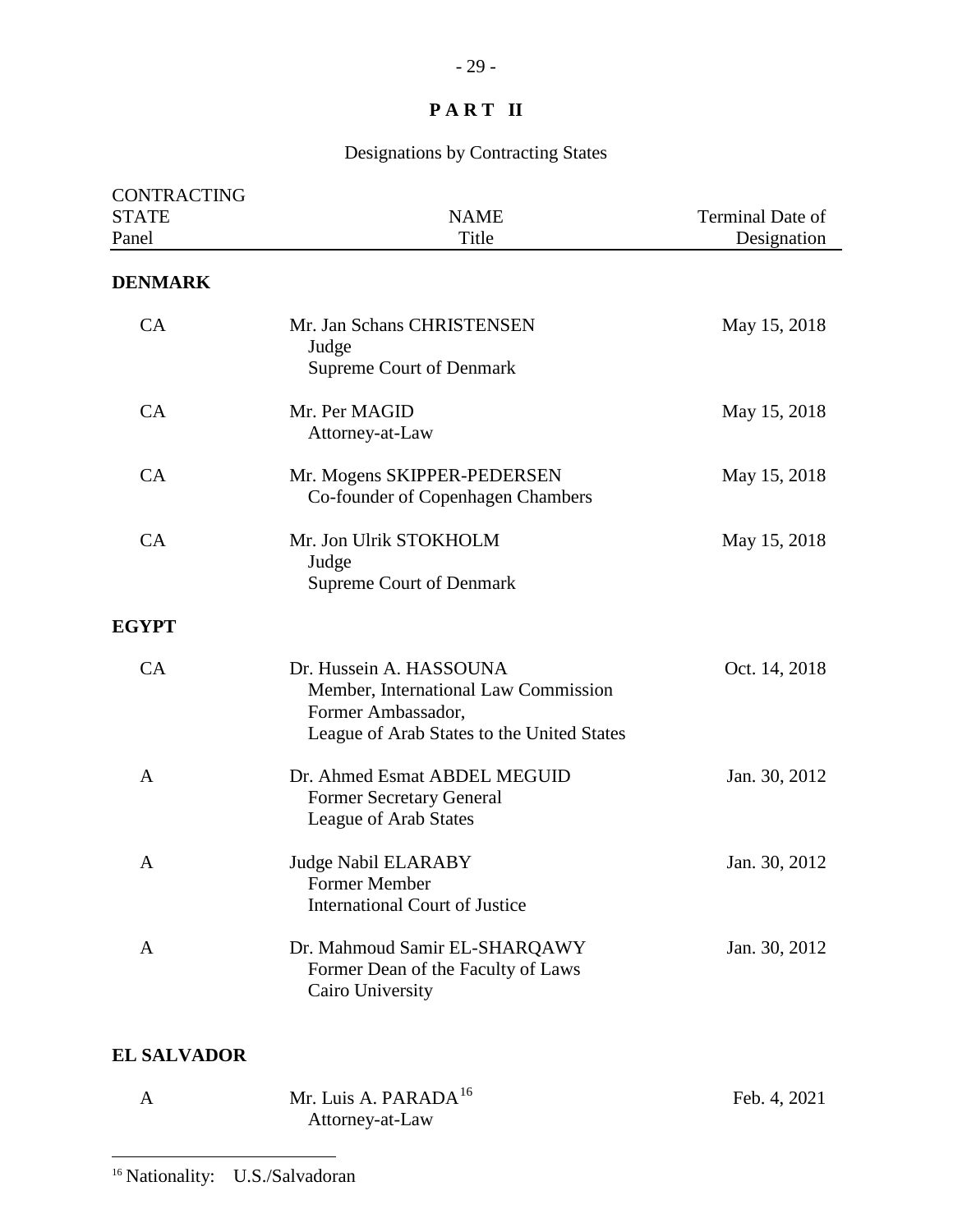# PART II

## Designations by Contracting States

| CONTRACTING STATE Panel | NAME Title | Terminal Date of Designation |
| --- | --- | --- |
| **DENMARK** | | |
| CA | Mr. Jan Schans CHRISTENSEN<br>Judge<br>Supreme Court of Denmark | May 15, 2018 |
| CA | Mr. Per MAGID<br>Attorney-at-Law | May 15, 2018 |
| CA | Mr. Mogens SKIPPER-PEDERSEN<br>Co-founder of Copenhagen Chambers | May 15, 2018 |
| CA | Mr. Jon Ulrik STOKHOLM<br>Judge<br>Supreme Court of Denmark | May 15, 2018 |
| **EGYPT** | | |
| CA | Dr. Hussein A. HASSOUNA<br>Member, International Law Commission<br>Former Ambassador,<br>League of Arab States to the United States | Oct. 14, 2018 |
| A | Dr. Ahmed Esmat ABDEL MEGUID<br>Former Secretary General<br>League of Arab States | Jan. 30, 2012 |
| A | Judge Nabil ELARABY<br>Former Member<br>International Court of Justice | Jan. 30, 2012 |
| A | Dr. Mahmoud Samir EL-SHARQAWY<br>Former Dean of the Faculty of Laws<br>Cairo University | Jan. 30, 2012 |
| **EL SALVADOR** | | |
| A | Mr. Luis A. PARADA[16]<br>Attorney-at-Law | Feb. 4, 2021 |

[16] Nationality: U.S./Salvadoran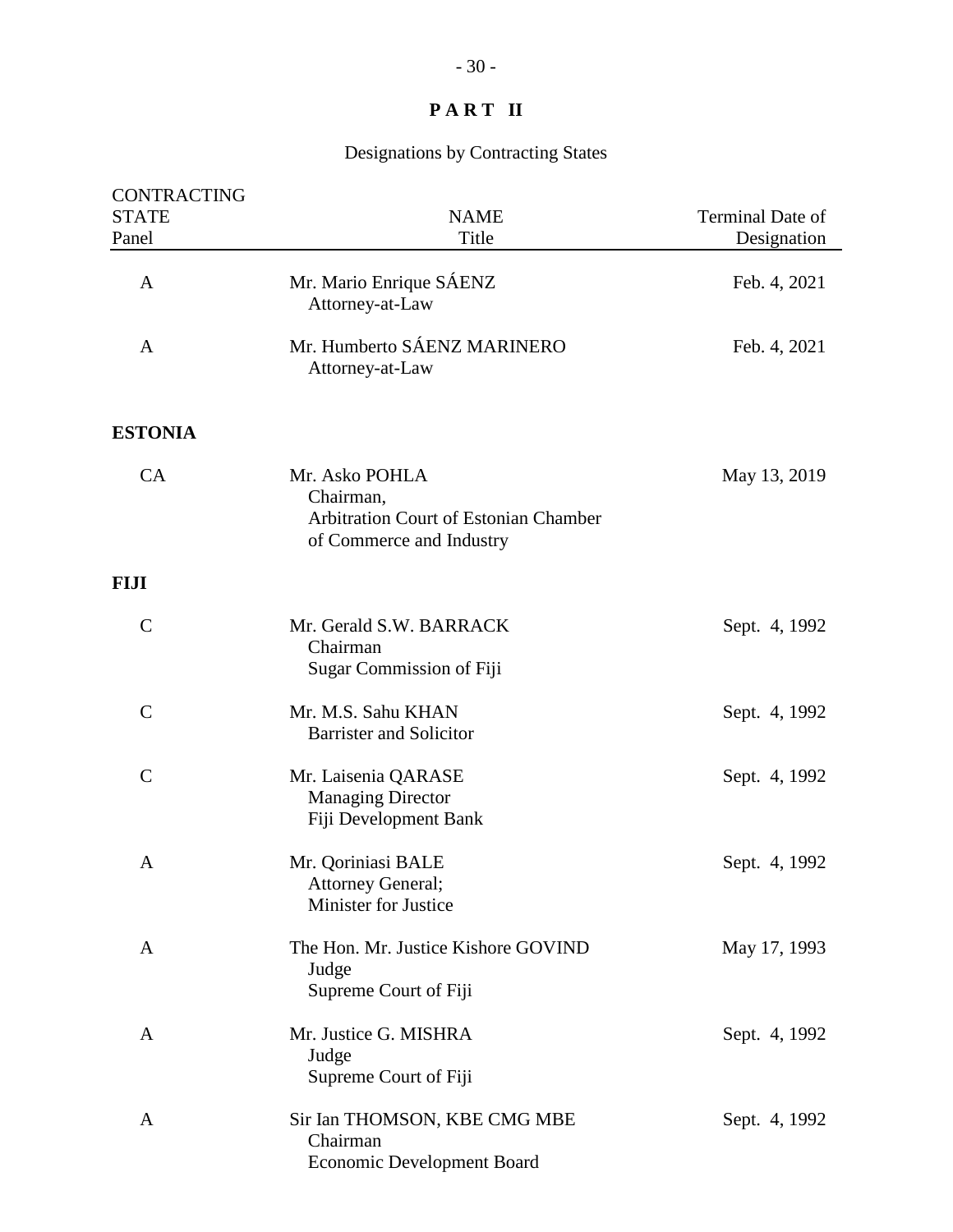# PART II

## Designations by Contracting States

| CONTRACTING STATE Panel | NAME Title | Terminal Date of Designation |
|---|---|---|
| A | Mr. Mario Enrique SÁENZ<br>Attorney-at-Law | Feb. 4, 2021 |
| A | Mr. Humberto SÁENZ MARINERO<br>Attorney-at-Law | Feb. 4, 2021 |
| **ESTONIA** | | |
| CA | Mr. Asko POHLA<br>Chairman,<br>Arbitration Court of Estonian Chamber of Commerce and Industry | May 13, 2019 |
| **FIJI** | | |
| C | Mr. Gerald S.W. BARRACK<br>Chairman<br>Sugar Commission of Fiji | Sept. 4, 1992 |
| C | Mr. M.S. Sahu KHAN<br>Barrister and Solicitor | Sept. 4, 1992 |
| C | Mr. Laisenia QARASE<br>Managing Director<br>Fiji Development Bank | Sept. 4, 1992 |
| A | Mr. Qoriniasi BALE<br>Attorney General;<br>Minister for Justice | Sept. 4, 1992 |
| A | The Hon. Mr. Justice Kishore GOVIND<br>Judge<br>Supreme Court of Fiji | May 17, 1993 |
| A | Mr. Justice G. MISHRA<br>Judge<br>Supreme Court of Fiji | Sept. 4, 1992 |
| A | Sir Ian THOMSON, KBE CMG MBE<br>Chairman<br>Economic Development Board | Sept. 4, 1992 |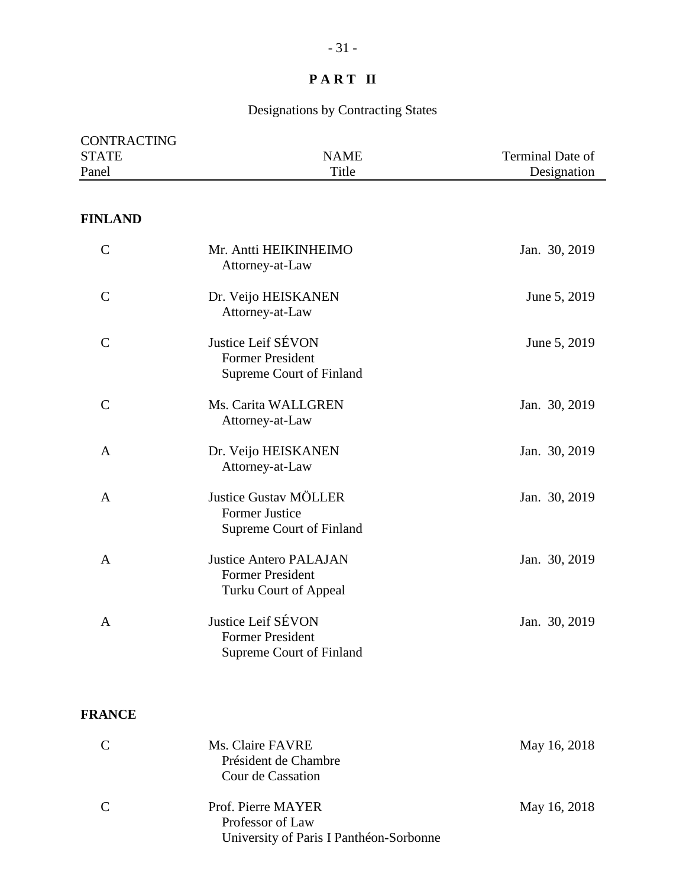# PART II

## Designations by Contracting States

| CONTRACTING STATE Panel | NAME Title | Terminal Date of Designation |
|---|---|---|
| **FINLAND** | | |
| C | Mr. Antti HEIKINHEIMO<br>Attorney-at-Law | Jan. 30, 2019 |
| C | Dr. Veijo HEISKANEN<br>Attorney-at-Law | June 5, 2019 |
| C | Justice Leif SÉVON<br>Former President<br>Supreme Court of Finland | June 5, 2019 |
| C | Ms. Carita WALLGREN<br>Attorney-at-Law | Jan. 30, 2019 |
| A | Dr. Veijo HEISKANEN<br>Attorney-at-Law | Jan. 30, 2019 |
| A | Justice Gustav MÖLLER<br>Former Justice<br>Supreme Court of Finland | Jan. 30, 2019 |
| A | Justice Antero PALAJAN<br>Former President<br>Turku Court of Appeal | Jan. 30, 2019 |
| A | Justice Leif SÉVON<br>Former President<br>Supreme Court of Finland | Jan. 30, 2019 |
| **FRANCE** | | |
| C | Ms. Claire FAVRE<br>Président de Chambre<br>Cour de Cassation | May 16, 2018 |
| C | Prof. Pierre MAYER<br>Professor of Law<br>University of Paris I Panthéon-Sorbonne | May 16, 2018 |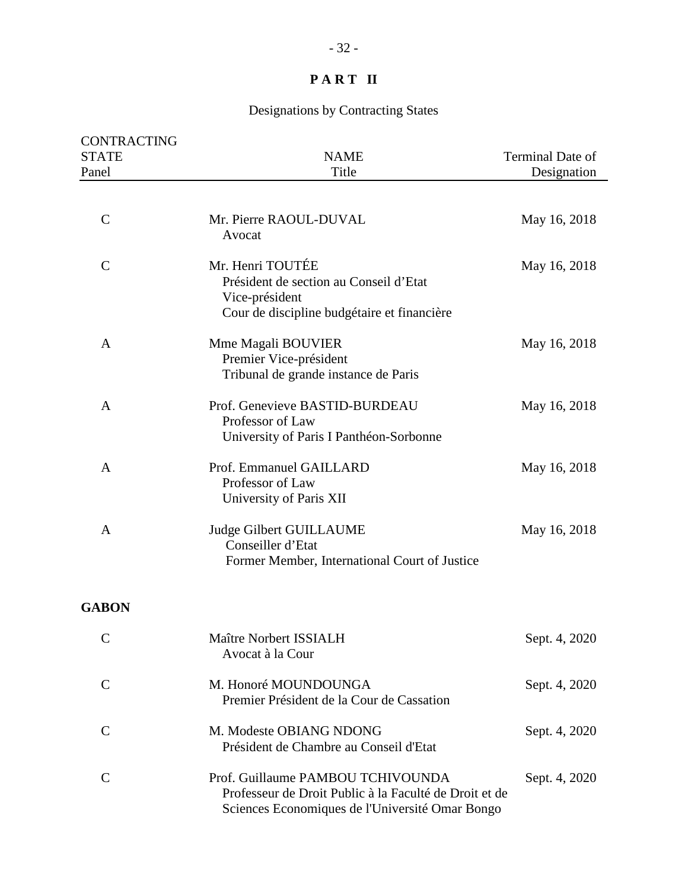# PART II

Designations by Contracting States

| CONTRACTING STATE Panel | NAME Title | Terminal Date of Designation |
|---|---|---|
| C | Mr. Pierre RAOUL-DUVAL<br>Avocat | May 16, 2018 |
| C | Mr. Henri TOUTÉE<br>Président de section au Conseil d'Etat<br>Vice-président<br>Cour de discipline budgétaire et financière | May 16, 2018 |
| A | Mme Magali BOUVIER<br>Premier Vice-président<br>Tribunal de grande instance de Paris | May 16, 2018 |
| A | Prof. Genevieve BASTID-BURDEAU<br>Professor of Law<br>University of Paris I Panthéon-Sorbonne | May 16, 2018 |
| A | Prof. Emmanuel GAILLARD<br>Professor of Law<br>University of Paris XII | May 16, 2018 |
| A | Judge Gilbert GUILLAUME<br>Conseiller d'Etat<br>Former Member, International Court of Justice | May 16, 2018 |
| **GABON** | | |
| C | Maître Norbert ISSIALH<br>Avocat à la Cour | Sept. 4, 2020 |
| C | M. Honoré MOUNDOUNGA<br>Premier Président de la Cour de Cassation | Sept. 4, 2020 |
| C | M. Modeste OBIANG NDONG<br>Président de Chambre au Conseil d'Etat | Sept. 4, 2020 |
| C | Prof. Guillaume PAMBOU TCHIVOUNDA<br>Professeur de Droit Public à la Faculté de Droit et de Sciences Economiques de l'Université Omar Bongo | Sept. 4, 2020 |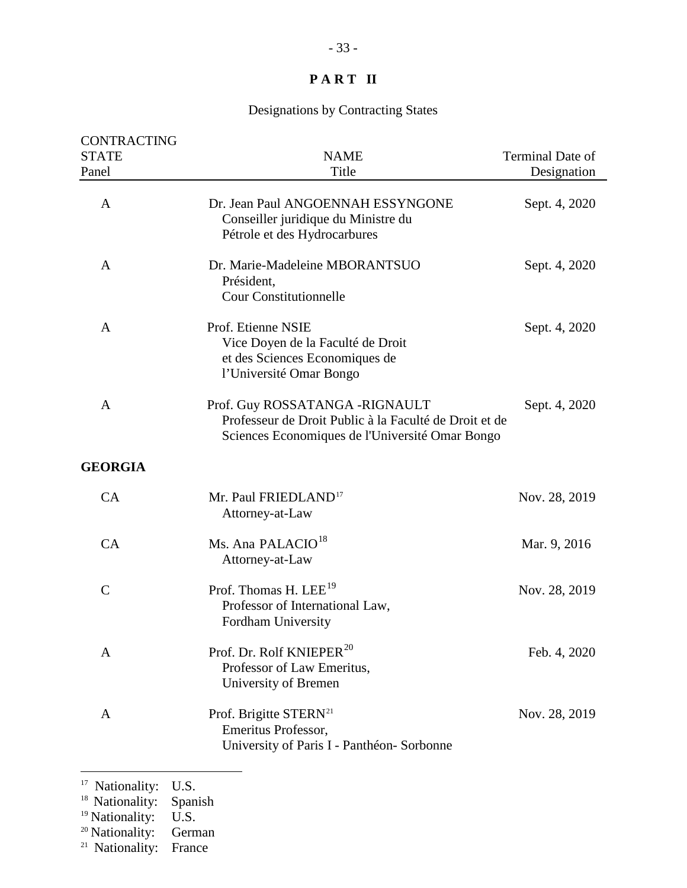# PART II

Designations by Contracting States

| CONTRACTING STATE Panel | NAME Title | Terminal Date of Designation |
|---|---|---|
| A | Dr. Jean Paul ANGOENNAH ESSYNGONE Conseiller juridique du Ministre du Pétrole et des Hydrocarbures | Sept. 4, 2020 |
| A | Dr. Marie-Madeleine MBORANTSUO Président, Cour Constitutionnelle | Sept. 4, 2020 |
| A | Prof. Etienne NSIE Vice Doyen de la Faculté de Droit et des Sciences Economiques de l'Université Omar Bongo | Sept. 4, 2020 |
| A | Prof. Guy ROSSATANGA -RIGNAULT Professeur de Droit Public à la Faculté de Droit et de Sciences Economiques de l'Université Omar Bongo | Sept. 4, 2020 |
| **GEORGIA** | | |
| CA | Mr. Paul FRIEDLAND[17] Attorney-at-Law | Nov. 28, 2019 |
| CA | Ms. Ana PALACIO[18] Attorney-at-Law | Mar. 9, 2016 |
| C | Prof. Thomas H. LEE[19] Professor of International Law, Fordham University | Nov. 28, 2019 |
| A | Prof. Dr. Rolf KNIEPER[20] Professor of Law Emeritus, University of Bremen | Feb. 4, 2020 |
| A | Prof. Brigitte STERN[21] Emeritus Professor, University of Paris I - Panthéon- Sorbonne | Nov. 28, 2019 |

[17] Nationality: U.S.
[18] Nationality: Spanish
[19] Nationality: U.S.
[20] Nationality: German
[21] Nationality: France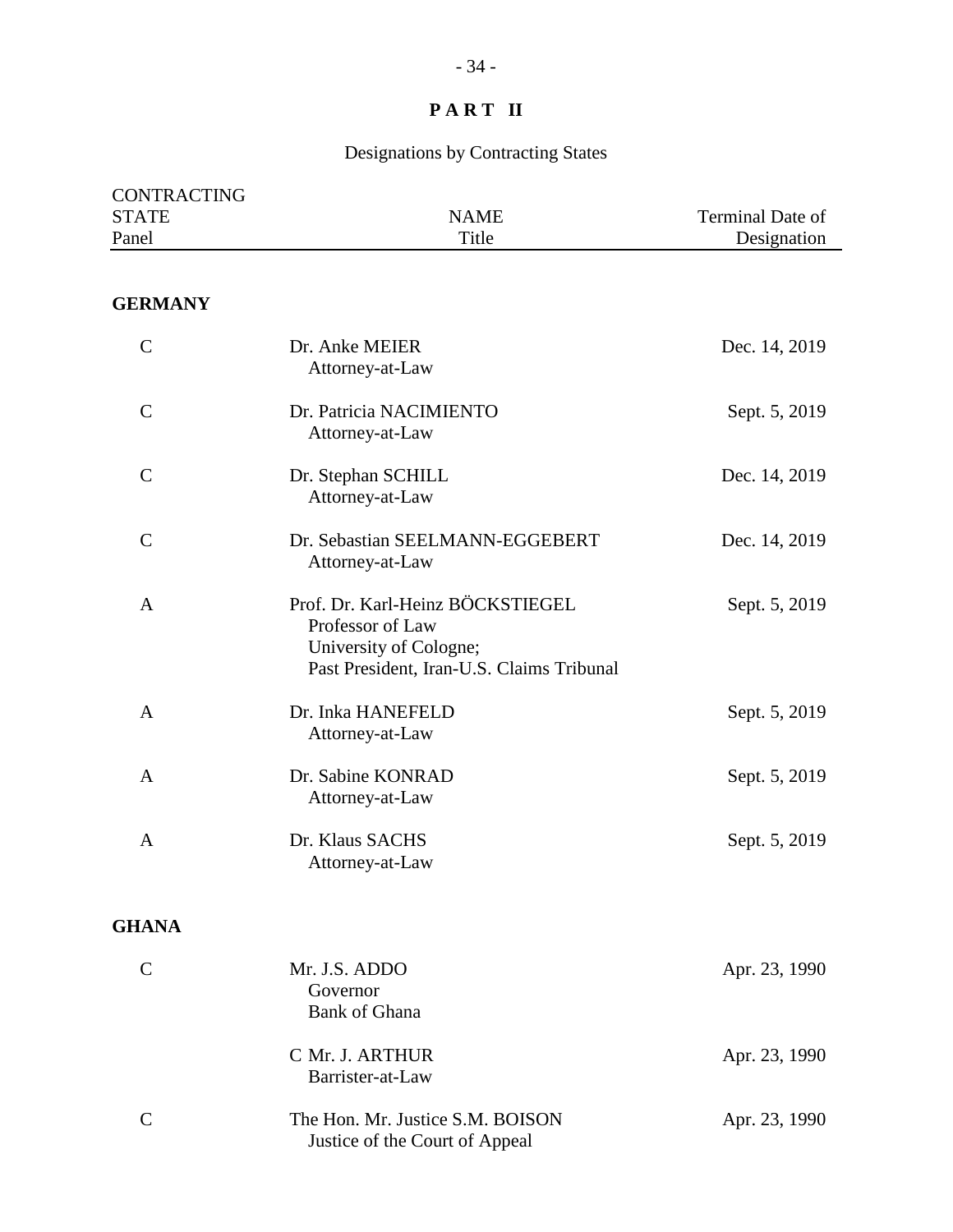**P A R T II**

Designations by Contracting States

| CONTRACTING STATE<br>Panel | NAME<br>Title | Terminal Date of Designation |
|---|---|---|
| **GERMANY** | | |
| C | Dr. Anke MEIER<br>Attorney-at-Law | Dec. 14, 2019 |
| C | Dr. Patricia NACIMIENTO<br>Attorney-at-Law | Sept. 5, 2019 |
| C | Dr. Stephan SCHILL<br>Attorney-at-Law | Dec. 14, 2019 |
| C | Dr. Sebastian SEELMANN-EGGEBERT<br>Attorney-at-Law | Dec. 14, 2019 |
| A | Prof. Dr. Karl-Heinz BÖCKSTIEGEL<br>Professor of Law<br>University of Cologne;<br>Past President, Iran-U.S. Claims Tribunal | Sept. 5, 2019 |
| A | Dr. Inka HANEFELD<br>Attorney-at-Law | Sept. 5, 2019 |
| A | Dr. Sabine KONRAD<br>Attorney-at-Law | Sept. 5, 2019 |
| A | Dr. Klaus SACHS<br>Attorney-at-Law | Sept. 5, 2019 |
| **GHANA** | | |
| C | Mr. J.S. ADDO<br>Governor<br>Bank of Ghana | Apr. 23, 1990 |
| | C Mr. J. ARTHUR<br>Barrister-at-Law | Apr. 23, 1990 |
| C | The Hon. Mr. Justice S.M. BOISON<br>Justice of the Court of Appeal | Apr. 23, 1990 |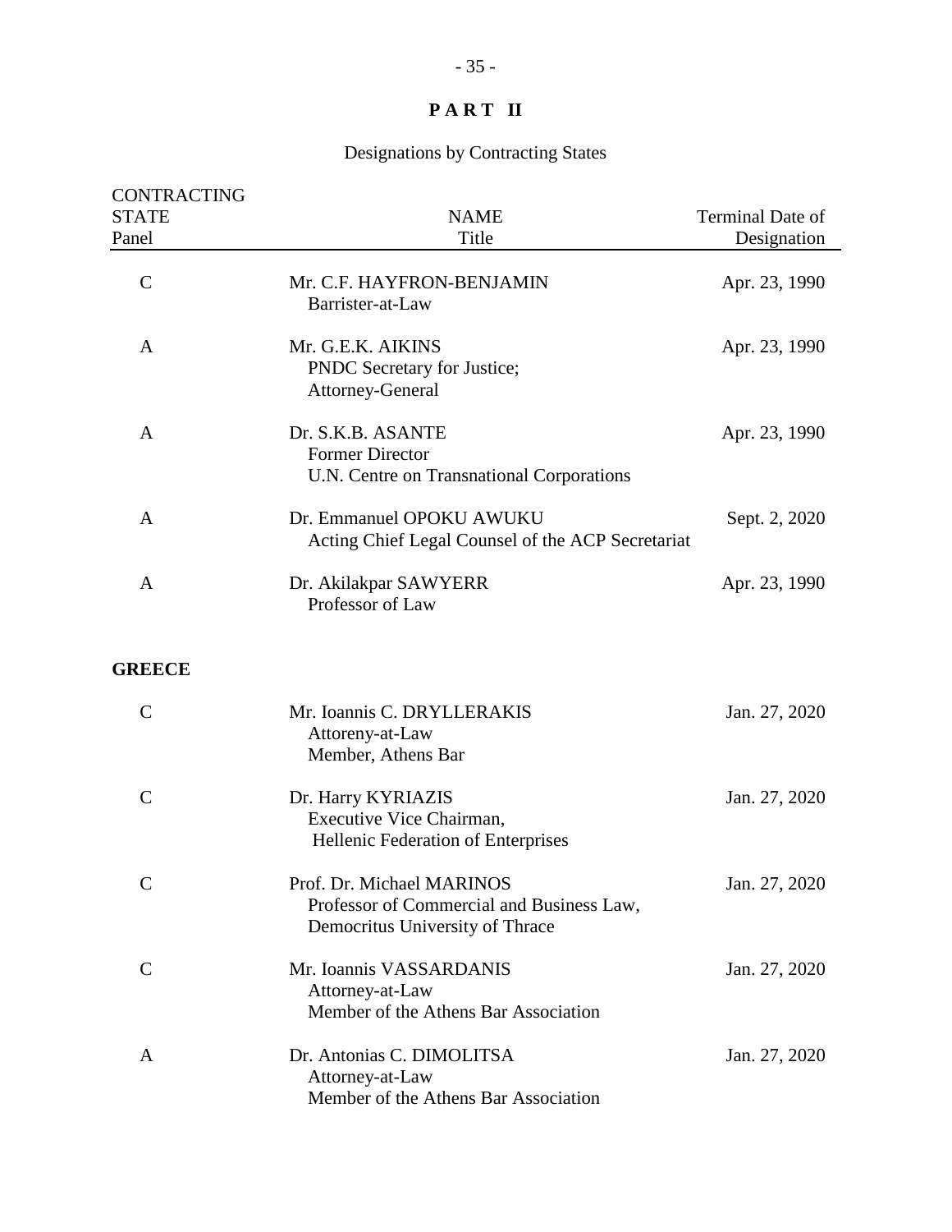**PART II**

Designations by Contracting States

| CONTRACTING STATE Panel | NAME Title | Terminal Date of Designation |
|---|---|---|
| C | Mr. C.F. HAYFRON-BENJAMIN<br>Barrister-at-Law | Apr. 23, 1990 |
| A | Mr. G.E.K. AIKINS<br>PNDC Secretary for Justice;<br>Attorney-General | Apr. 23, 1990 |
| A | Dr. S.K.B. ASANTE<br>Former Director<br>U.N. Centre on Transnational Corporations | Apr. 23, 1990 |
| A | Dr. Emmanuel OPOKU AWUKU<br>Acting Chief Legal Counsel of the ACP Secretariat | Sept. 2, 2020 |
| A | Dr. Akilakpar SAWYERR<br>Professor of Law | Apr. 23, 1990 |
| **GREECE** | | |
| C | Mr. Ioannis C. DRYLLERAKIS<br>Attoreny-at-Law<br>Member, Athens Bar | Jan. 27, 2020 |
| C | Dr. Harry KYRIAZIS<br>Executive Vice Chairman,<br>Hellenic Federation of Enterprises | Jan. 27, 2020 |
| C | Prof. Dr. Michael MARINOS<br>Professor of Commercial and Business Law,<br>Democritus University of Thrace | Jan. 27, 2020 |
| C | Mr. Ioannis VASSARDANIS<br>Attorney-at-Law<br>Member of the Athens Bar Association | Jan. 27, 2020 |
| A | Dr. Antonias C. DIMOLITSA<br>Attorney-at-Law<br>Member of the Athens Bar Association | Jan. 27, 2020 |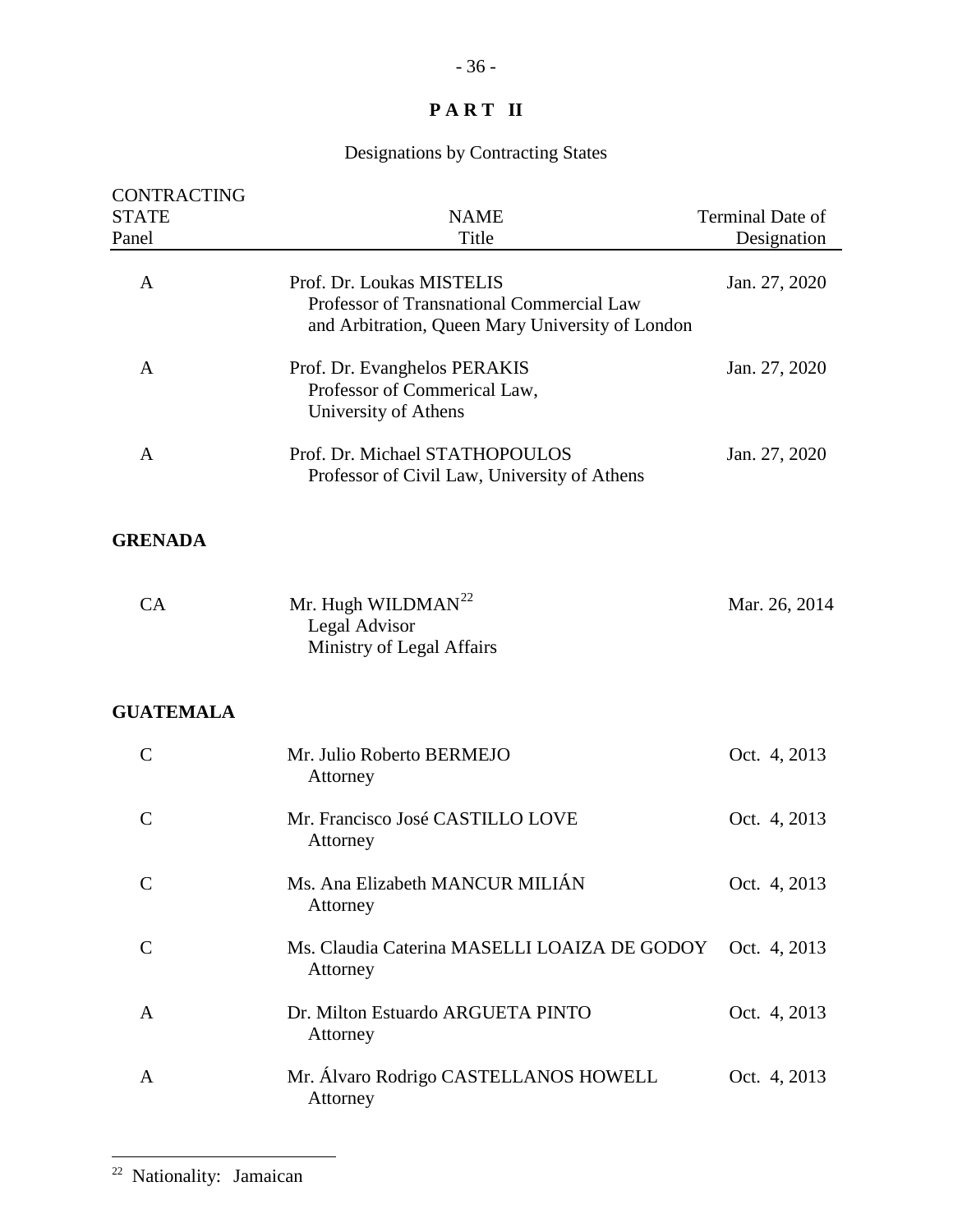**PART II**

Designations by Contracting States

| CONTRACTING STATE Panel | NAME Title | Terminal Date of Designation |
|---|---|---|
| A | Prof. Dr. Loukas MISTELIS<br>Professor of Transnational Commercial Law and Arbitration, Queen Mary University of London | Jan. 27, 2020 |
| A | Prof. Dr. Evanghelos PERAKIS<br>Professor of Commerical Law, University of Athens | Jan. 27, 2020 |
| A | Prof. Dr. Michael STATHOPOULOS<br>Professor of Civil Law, University of Athens | Jan. 27, 2020 |
| **GRENADA** | | |
| CA | Mr. Hugh WILDMAN[22]<br>Legal Advisor<br>Ministry of Legal Affairs | Mar. 26, 2014 |
| **GUATEMALA** | | |
| C | Mr. Julio Roberto BERMEJO<br>Attorney | Oct. 4, 2013 |
| C | Mr. Francisco José CASTILLO LOVE<br>Attorney | Oct. 4, 2013 |
| C | Ms. Ana Elizabeth MANCUR MILIÁN<br>Attorney | Oct. 4, 2013 |
| C | Ms. Claudia Caterina MASELLI LOAIZA DE GODOY<br>Attorney | Oct. 4, 2013 |
| A | Dr. Milton Estuardo ARGUETA PINTO<br>Attorney | Oct. 4, 2013 |
| A | Mr. Álvaro Rodrigo CASTELLANOS HOWELL<br>Attorney | Oct. 4, 2013 |

[22] Nationality: Jamaican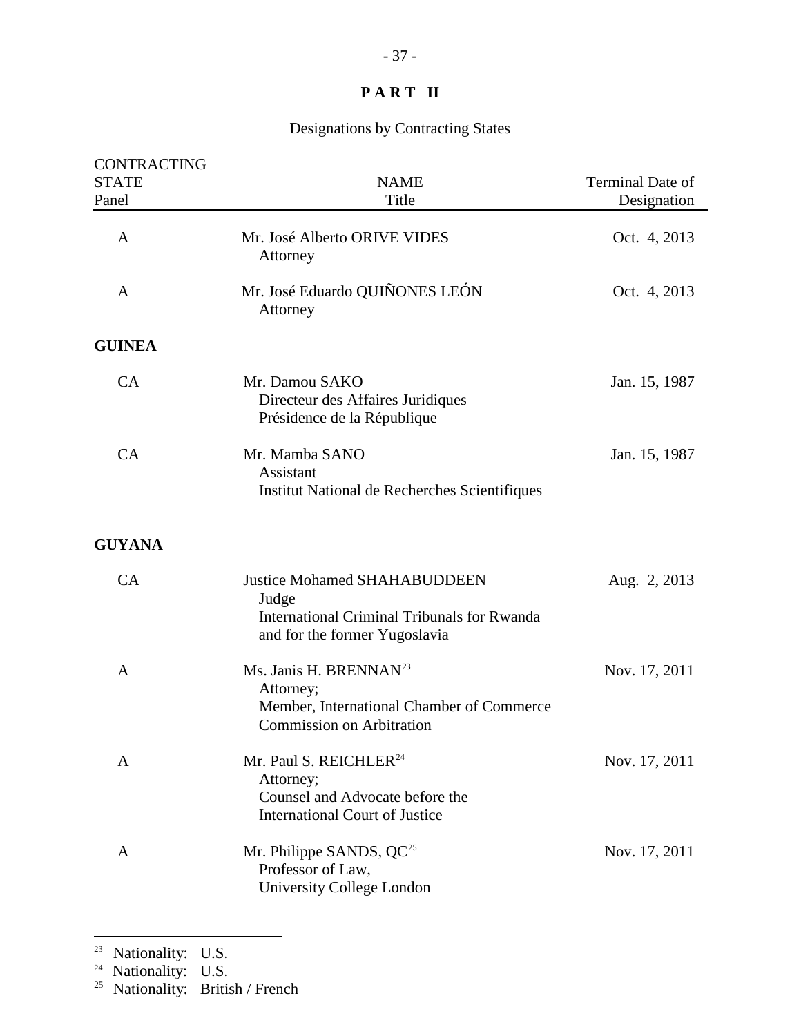# PART II

Designations by Contracting States

| CONTRACTING STATE Panel | NAME Title | Terminal Date of Designation |
|---|---|---|
| A | Mr. José Alberto ORIVE VIDES<br>Attorney | Oct. 4, 2013 |
| A | Mr. José Eduardo QUIÑONES LEÓN<br>Attorney | Oct. 4, 2013 |
| **GUINEA** | | |
| CA | Mr. Damou SAKO<br>Directeur des Affaires Juridiques<br>Présidence de la République | Jan. 15, 1987 |
| CA | Mr. Mamba SANO<br>Assistant<br>Institut National de Recherches Scientifiques | Jan. 15, 1987 |
| **GUYANA** | | |
| CA | Justice Mohamed SHAHABUDDEEN<br>Judge<br>International Criminal Tribunals for Rwanda and for the former Yugoslavia | Aug. 2, 2013 |
| A | Ms. Janis H. BRENNAN[23]<br>Attorney;<br>Member, International Chamber of Commerce Commission on Arbitration | Nov. 17, 2011 |
| A | Mr. Paul S. REICHLER[24]<br>Attorney;<br>Counsel and Advocate before the International Court of Justice | Nov. 17, 2011 |
| A | Mr. Philippe SANDS, QC[25]<br>Professor of Law,<br>University College London | Nov. 17, 2011 |

[23] Nationality: U.S.

[24] Nationality: U.S.

[25] Nationality: British / French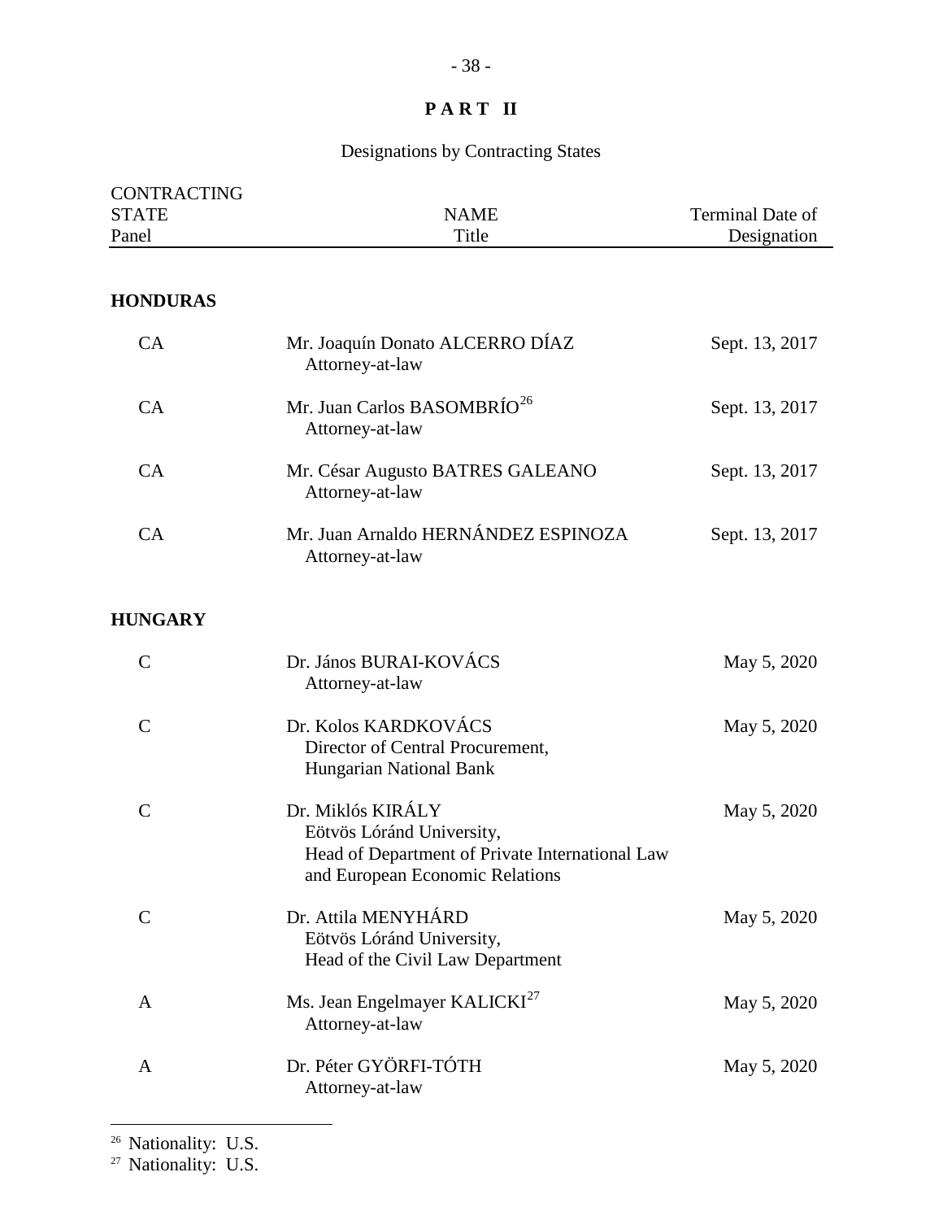# PART II

Designations by Contracting States

| CONTRACTING STATE Panel | NAME Title | Terminal Date of Designation |
|---|---|---|
| **HONDURAS** | | |
| CA | Mr. Joaquín Donato ALCERRO DÍAZ<br>Attorney-at-law | Sept. 13, 2017 |
| CA | Mr. Juan Carlos BASOMBRÍO[26]<br>Attorney-at-law | Sept. 13, 2017 |
| CA | Mr. César Augusto BATRES GALEANO<br>Attorney-at-law | Sept. 13, 2017 |
| CA | Mr. Juan Arnaldo HERNÁNDEZ ESPINOZA<br>Attorney-at-law | Sept. 13, 2017 |
| **HUNGARY** | | |
| C | Dr. János BURAI-KOVÁCS<br>Attorney-at-law | May 5, 2020 |
| C | Dr. Kolos KARDKOVÁCS<br>Director of Central Procurement,<br>Hungarian National Bank | May 5, 2020 |
| C | Dr. Miklós KIRÁLY<br>Eötvös Lóránd University,<br>Head of Department of Private International Law and European Economic Relations | May 5, 2020 |
| C | Dr. Attila MENYHÁRD<br>Eötvös Lóránd University,<br>Head of the Civil Law Department | May 5, 2020 |
| A | Ms. Jean Engelmayer KALICKI[27]<br>Attorney-at-law | May 5, 2020 |
| A | Dr. Péter GYÖRFI-TÓTH<br>Attorney-at-law | May 5, 2020 |

[26] Nationality: U.S.

[27] Nationality: U.S.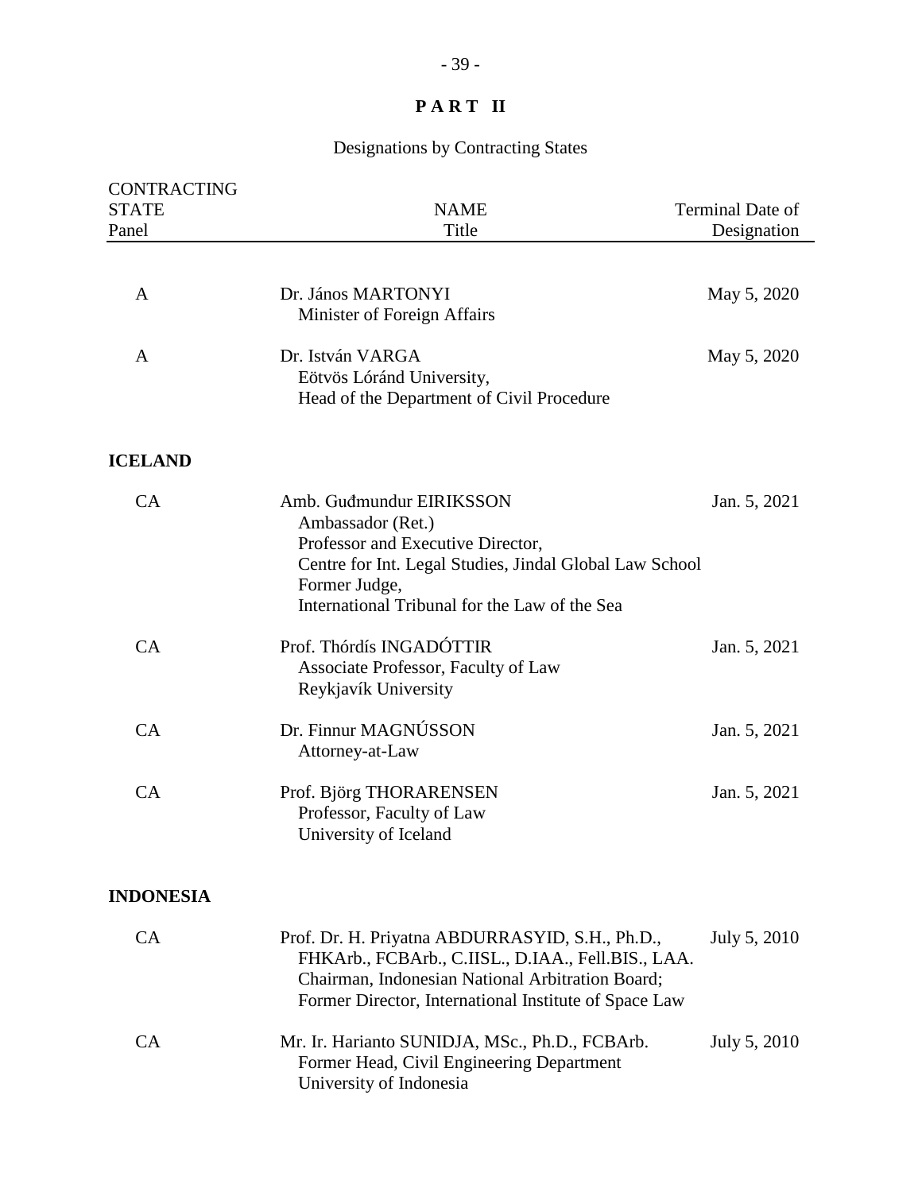# PART II

## Designations by Contracting States

| CONTRACTING STATE Panel | NAME Title | Terminal Date of Designation |
|---|---|---|
| A | Dr. János MARTONYI<br>Minister of Foreign Affairs | May 5, 2020 |
| A | Dr. István VARGA<br>Eötvös Lóránd University,<br>Head of the Department of Civil Procedure | May 5, 2020 |
| **ICELAND** | | |
| CA | Amb. Guđmundur EIRIKSSON<br>Ambassador (Ret.)<br>Professor and Executive Director,<br>Centre for Int. Legal Studies, Jindal Global Law School<br>Former Judge,<br>International Tribunal for the Law of the Sea | Jan. 5, 2021 |
| CA | Prof. Thórdís INGADÓTTIR<br>Associate Professor, Faculty of Law<br>Reykjavík University | Jan. 5, 2021 |
| CA | Dr. Finnur MAGNÚSSON<br>Attorney-at-Law | Jan. 5, 2021 |
| CA | Prof. Björg THORARENSEN<br>Professor, Faculty of Law<br>University of Iceland | Jan. 5, 2021 |
| **INDONESIA** | | |
| CA | Prof. Dr. H. Priyatna ABDURRASYID, S.H., Ph.D., FHKArb., FCBArb., C.IISL., D.IAA., Fell.BIS., LAA.<br>Chairman, Indonesian National Arbitration Board;<br>Former Director, International Institute of Space Law | July 5, 2010 |
| CA | Mr. Ir. Harianto SUNIDJA, MSc., Ph.D., FCBArb.<br>Former Head, Civil Engineering Department<br>University of Indonesia | July 5, 2010 |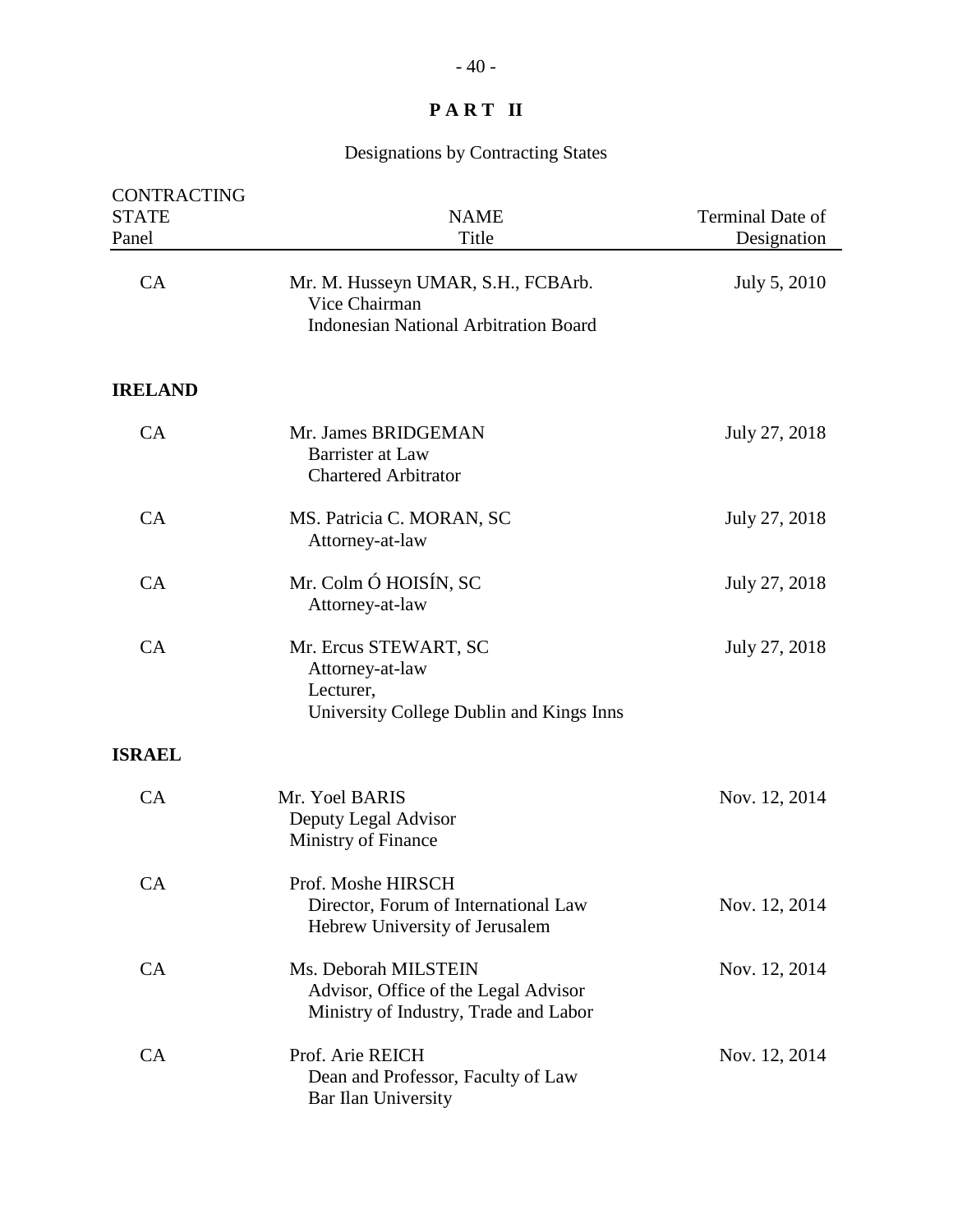# P A R T II

## Designations by Contracting States

| CONTRACTING STATE Panel | NAME Title | Terminal Date of Designation |
|---|---|---|
| CA | Mr. M. Husseyn UMAR, S.H., FCBArb.<br>Vice Chairman<br>Indonesian National Arbitration Board | July 5, 2010 |
| **IRELAND** | | |
| CA | Mr. James BRIDGEMAN<br>Barrister at Law<br>Chartered Arbitrator | July 27, 2018 |
| CA | MS. Patricia C. MORAN, SC<br>Attorney-at-law | July 27, 2018 |
| CA | Mr. Colm Ó HOISÍN, SC<br>Attorney-at-law | July 27, 2018 |
| CA | Mr. Ercus STEWART, SC<br>Attorney-at-law<br>Lecturer,<br>University College Dublin and Kings Inns | July 27, 2018 |
| **ISRAEL** | | |
| CA | Mr. Yoel BARIS<br>Deputy Legal Advisor<br>Ministry of Finance | Nov. 12, 2014 |
| CA | Prof. Moshe HIRSCH<br>Director, Forum of International Law<br>Hebrew University of Jerusalem | Nov. 12, 2014 |
| CA | Ms. Deborah MILSTEIN<br>Advisor, Office of the Legal Advisor<br>Ministry of Industry, Trade and Labor | Nov. 12, 2014 |
| CA | Prof. Arie REICH<br>Dean and Professor, Faculty of Law<br>Bar Ilan University | Nov. 12, 2014 |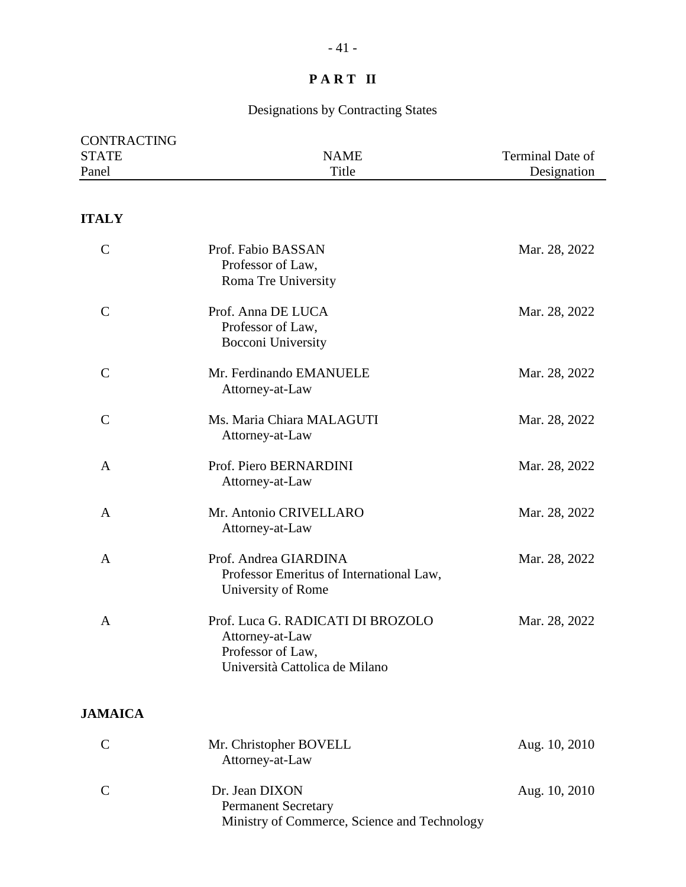# PART II

## Designations by Contracting States

| CONTRACTING STATE<br>Panel | NAME<br>Title | Terminal Date of Designation |
|---|---|---|
| **ITALY** | | |
| C | Prof. Fabio BASSAN<br>Professor of Law,<br>Roma Tre University | Mar. 28, 2022 |
| C | Prof. Anna DE LUCA<br>Professor of Law,<br>Bocconi University | Mar. 28, 2022 |
| C | Mr. Ferdinando EMANUELE<br>Attorney-at-Law | Mar. 28, 2022 |
| C | Ms. Maria Chiara MALAGUTI<br>Attorney-at-Law | Mar. 28, 2022 |
| A | Prof. Piero BERNARDINI<br>Attorney-at-Law | Mar. 28, 2022 |
| A | Mr. Antonio CRIVELLARO<br>Attorney-at-Law | Mar. 28, 2022 |
| A | Prof. Andrea GIARDINA<br>Professor Emeritus of International Law,<br>University of Rome | Mar. 28, 2022 |
| A | Prof. Luca G. RADICATI DI BROZOLO<br>Attorney-at-Law<br>Professor of Law,<br>Università Cattolica de Milano | Mar. 28, 2022 |
| **JAMAICA** | | |
| C | Mr. Christopher BOVELL<br>Attorney-at-Law | Aug. 10, 2010 |
| C | Dr. Jean DIXON<br>Permanent Secretary<br>Ministry of Commerce, Science and Technology | Aug. 10, 2010 |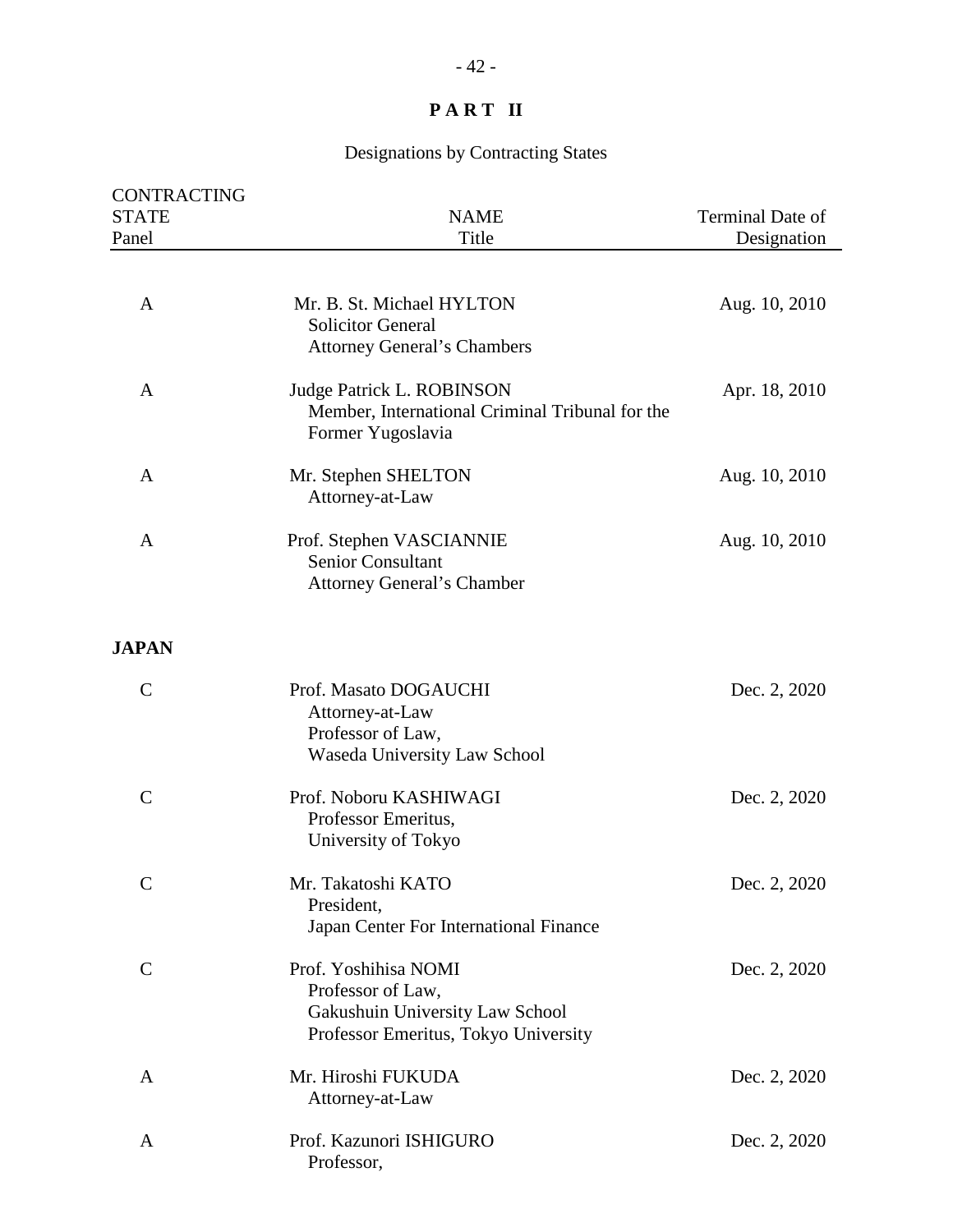**PART II**

Designations by Contracting States

| CONTRACTING STATE<br>Panel | NAME<br>Title | Terminal Date of Designation |
|---|---|---|
| A | Mr. B. St. Michael HYLTON<br>Solicitor General<br>Attorney General's Chambers | Aug. 10, 2010 |
| A | Judge Patrick L. ROBINSON<br>Member, International Criminal Tribunal for the Former Yugoslavia | Apr. 18, 2010 |
| A | Mr. Stephen SHELTON<br>Attorney-at-Law | Aug. 10, 2010 |
| A | Prof. Stephen VASCIANNIE<br>Senior Consultant<br>Attorney General's Chamber | Aug. 10, 2010 |
| **JAPAN** | | |
| C | Prof. Masato DOGAUCHI<br>Attorney-at-Law<br>Professor of Law,<br>Waseda University Law School | Dec. 2, 2020 |
| C | Prof. Noboru KASHIWAGI<br>Professor Emeritus,<br>University of Tokyo | Dec. 2, 2020 |
| C | Mr. Takatoshi KATO<br>President,<br>Japan Center For International Finance | Dec. 2, 2020 |
| C | Prof. Yoshihisa NOMI<br>Professor of Law,<br>Gakushuin University Law School<br>Professor Emeritus, Tokyo University | Dec. 2, 2020 |
| A | Mr. Hiroshi FUKUDA<br>Attorney-at-Law | Dec. 2, 2020 |
| A | Prof. Kazunori ISHIGURO<br>Professor, | Dec. 2, 2020 |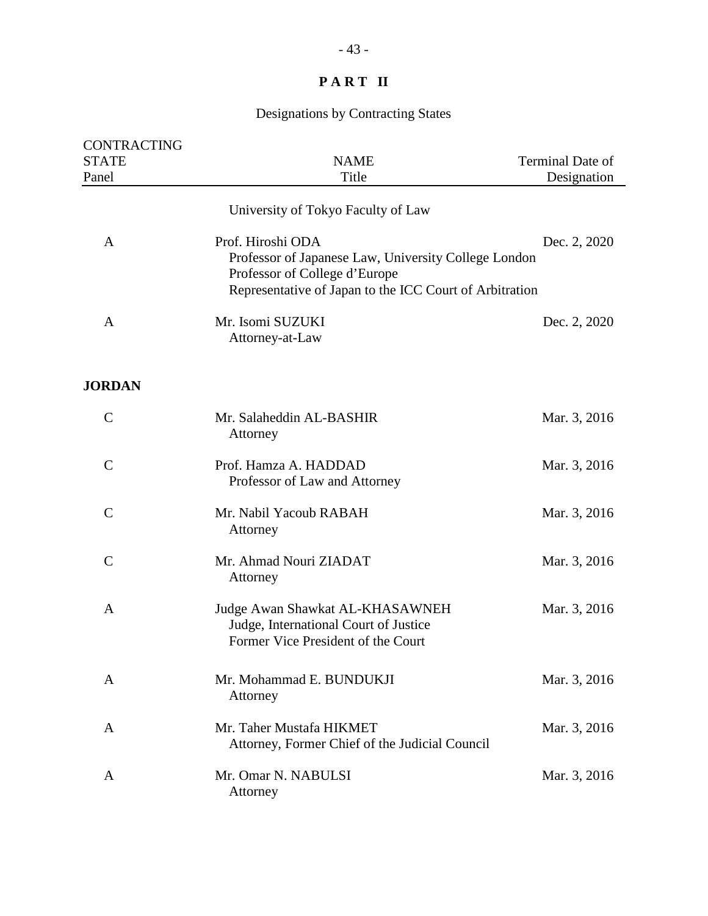**PART II**

Designations by Contracting States

| CONTRACTING STATE Panel | NAME Title | Terminal Date of Designation |
|---|---|---|
| | University of Tokyo Faculty of Law | |
| A | Prof. Hiroshi ODA<br>Professor of Japanese Law, University College London<br>Professor of College d'Europe<br>Representative of Japan to the ICC Court of Arbitration | Dec. 2, 2020 |
| A | Mr. Isomi SUZUKI<br>Attorney-at-Law | Dec. 2, 2020 |
| **JORDAN** | | |
| C | Mr. Salaheddin AL-BASHIR<br>Attorney | Mar. 3, 2016 |
| C | Prof. Hamza A. HADDAD<br>Professor of Law and Attorney | Mar. 3, 2016 |
| C | Mr. Nabil Yacoub RABAH<br>Attorney | Mar. 3, 2016 |
| C | Mr. Ahmad Nouri ZIADAT<br>Attorney | Mar. 3, 2016 |
| A | Judge Awan Shawkat AL-KHASAWNEH<br>Judge, International Court of Justice<br>Former Vice President of the Court | Mar. 3, 2016 |
| A | Mr. Mohammad E. BUNDUKJI<br>Attorney | Mar. 3, 2016 |
| A | Mr. Taher Mustafa HIKMET<br>Attorney, Former Chief of the Judicial Council | Mar. 3, 2016 |
| A | Mr. Omar N. NABULSI<br>Attorney | Mar. 3, 2016 |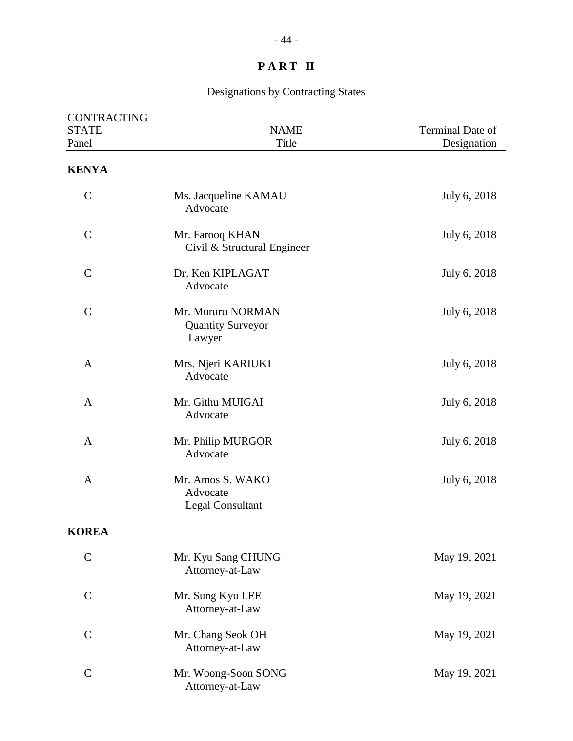# PART II

## Designations by Contracting States

| CONTRACTING STATE Panel | NAME Title | Terminal Date of Designation |
|---|---|---|
| **KENYA** | | |
| C | Ms. Jacqueline KAMAU<br>Advocate | July 6, 2018 |
| C | Mr. Farooq KHAN<br>Civil & Structural Engineer | July 6, 2018 |
| C | Dr. Ken KIPLAGAT<br>Advocate | July 6, 2018 |
| C | Mr. Mururu NORMAN<br>Quantity Surveyor<br>Lawyer | July 6, 2018 |
| A | Mrs. Njeri KARIUKI<br>Advocate | July 6, 2018 |
| A | Mr. Githu MUIGAI<br>Advocate | July 6, 2018 |
| A | Mr. Philip MURGOR<br>Advocate | July 6, 2018 |
| A | Mr. Amos S. WAKO<br>Advocate<br>Legal Consultant | July 6, 2018 |
| **KOREA** | | |
| C | Mr. Kyu Sang CHUNG<br>Attorney-at-Law | May 19, 2021 |
| C | Mr. Sung Kyu LEE<br>Attorney-at-Law | May 19, 2021 |
| C | Mr. Chang Seok OH<br>Attorney-at-Law | May 19, 2021 |
| C | Mr. Woong-Soon SONG<br>Attorney-at-Law | May 19, 2021 |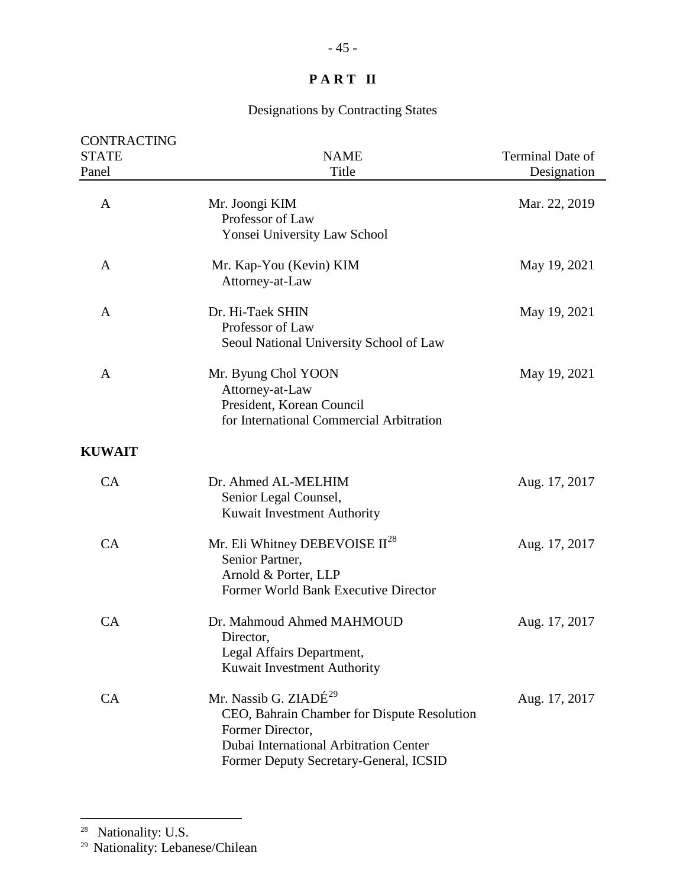## PART II

Designations by Contracting States

| CONTRACTING STATE Panel | NAME Title | Terminal Date of Designation |
|---|---|---|
| A | Mr. Joongi KIM<br>Professor of Law<br>Yonsei University Law School | Mar. 22, 2019 |
| A | Mr. Kap-You (Kevin) KIM<br>Attorney-at-Law | May 19, 2021 |
| A | Dr. Hi-Taek SHIN<br>Professor of Law<br>Seoul National University School of Law | May 19, 2021 |
| A | Mr. Byung Chol YOON<br>Attorney-at-Law<br>President, Korean Council for International Commercial Arbitration | May 19, 2021 |
| **KUWAIT** | | |
| CA | Dr. Ahmed AL-MELHIM<br>Senior Legal Counsel,<br>Kuwait Investment Authority | Aug. 17, 2017 |
| CA | Mr. Eli Whitney DEBEVOISE II[28]<br>Senior Partner,<br>Arnold & Porter, LLP<br>Former World Bank Executive Director | Aug. 17, 2017 |
| CA | Dr. Mahmoud Ahmed MAHMOUD<br>Director,<br>Legal Affairs Department,<br>Kuwait Investment Authority | Aug. 17, 2017 |
| CA | Mr. Nassib G. ZIADÉ[29]<br>CEO, Bahrain Chamber for Dispute Resolution<br>Former Director,<br>Dubai International Arbitration Center<br>Former Deputy Secretary-General, ICSID | Aug. 17, 2017 |

[28] Nationality: U.S.

[29] Nationality: Lebanese/Chilean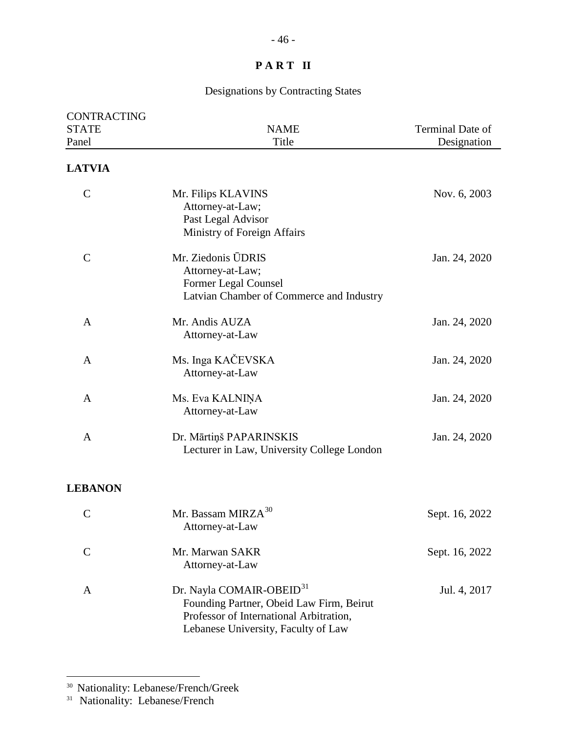# PART II

Designations by Contracting States

| CONTRACTING STATE Panel | NAME Title | Terminal Date of Designation |
|---|---|---|
| **LATVIA** | | |
| C | Mr. Filips KLAVINS<br>Attorney-at-Law;<br>Past Legal Advisor<br>Ministry of Foreign Affairs | Nov. 6, 2003 |
| C | Mr. Ziedonis ŪDRIS<br>Attorney-at-Law;<br>Former Legal Counsel<br>Latvian Chamber of Commerce and Industry | Jan. 24, 2020 |
| A | Mr. Andis AUZA<br>Attorney-at-Law | Jan. 24, 2020 |
| A | Ms. Inga KAČEVSKA<br>Attorney-at-Law | Jan. 24, 2020 |
| A | Ms. Eva KALNIŅA<br>Attorney-at-Law | Jan. 24, 2020 |
| A | Dr. Mārtiņš PAPARINSKIS<br>Lecturer in Law, University College London | Jan. 24, 2020 |
| **LEBANON** | | |
| C | Mr. Bassam MIRZA[30]<br>Attorney-at-Law | Sept. 16, 2022 |
| C | Mr. Marwan SAKR<br>Attorney-at-Law | Sept. 16, 2022 |
| A | Dr. Nayla COMAIR-OBEID[31]<br>Founding Partner, Obeid Law Firm, Beirut<br>Professor of International Arbitration,<br>Lebanese University, Faculty of Law | Jul. 4, 2017 |

[30] Nationality: Lebanese/French/Greek

[31] Nationality: Lebanese/French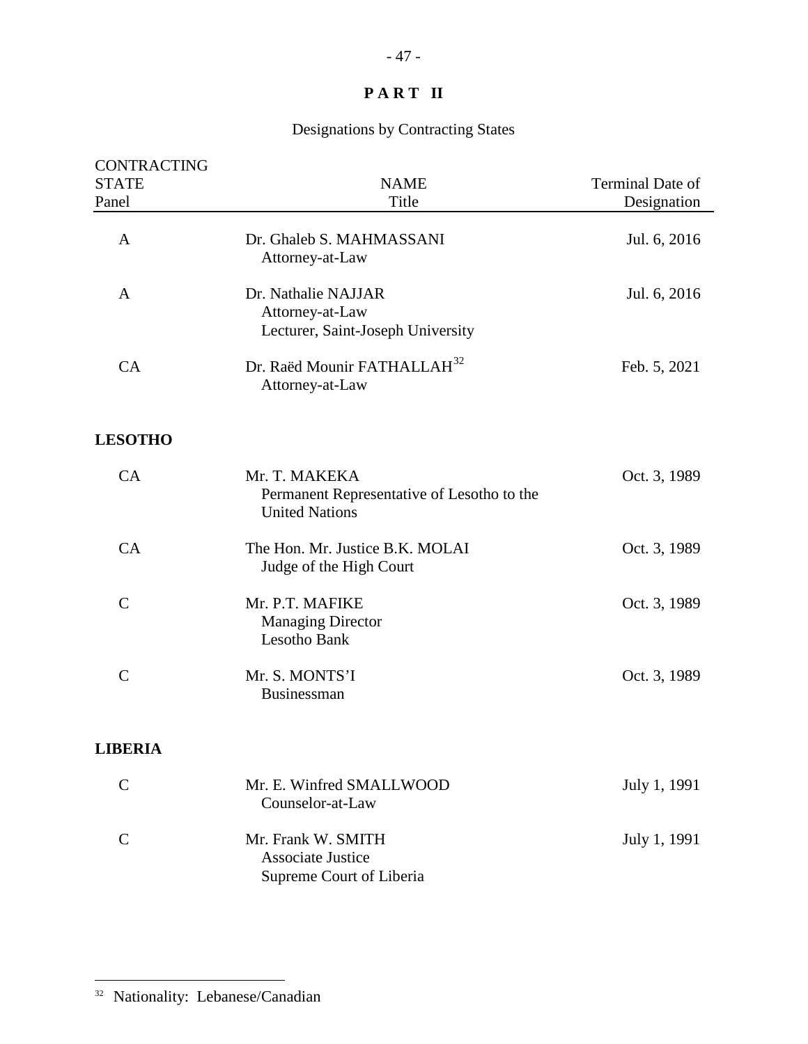# PART II

Designations by Contracting States

| CONTRACTING STATE Panel | NAME Title | Terminal Date of Designation |
|---|---|---|
| A | Dr. Ghaleb S. MAHMASSANI<br>Attorney-at-Law | Jul. 6, 2016 |
| A | Dr. Nathalie NAJJAR<br>Attorney-at-Law<br>Lecturer, Saint-Joseph University | Jul. 6, 2016 |
| CA | Dr. Raëd Mounir FATHALLAH[32]<br>Attorney-at-Law | Feb. 5, 2021 |
| **LESOTHO** | | |
| CA | Mr. T. MAKEKA<br>Permanent Representative of Lesotho to the United Nations | Oct. 3, 1989 |
| CA | The Hon. Mr. Justice B.K. MOLAI<br>Judge of the High Court | Oct. 3, 1989 |
| C | Mr. P.T. MAFIKE<br>Managing Director<br>Lesotho Bank | Oct. 3, 1989 |
| C | Mr. S. MONTS'I<br>Businessman | Oct. 3, 1989 |
| **LIBERIA** | | |
| C | Mr. E. Winfred SMALLWOOD<br>Counselor-at-Law | July 1, 1991 |
| C | Mr. Frank W. SMITH<br>Associate Justice<br>Supreme Court of Liberia | July 1, 1991 |

[32] Nationality: Lebanese/Canadian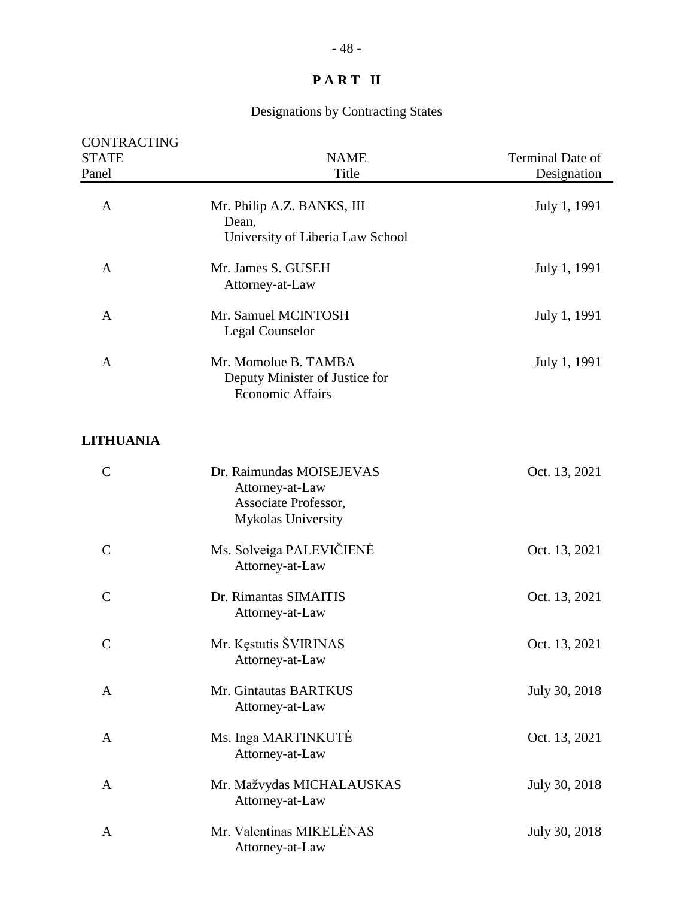# P A R T II

## Designations by Contracting States

| CONTRACTING STATE Panel | NAME Title | Terminal Date of Designation |
|---|---|---|
| A | Mr. Philip A.Z. BANKS, III<br>Dean,<br>University of Liberia Law School | July 1, 1991 |
| A | Mr. James S. GUSEH<br>Attorney-at-Law | July 1, 1991 |
| A | Mr. Samuel MCINTOSH<br>Legal Counselor | July 1, 1991 |
| A | Mr. Momolue B. TAMBA<br>Deputy Minister of Justice for Economic Affairs | July 1, 1991 |
| **LITHUANIA** | | |
| C | Dr. Raimundas MOISEJEVAS<br>Attorney-at-Law<br>Associate Professor,<br>Mykolas University | Oct. 13, 2021 |
| C | Ms. Solveiga PALEVIČIENĖ<br>Attorney-at-Law | Oct. 13, 2021 |
| C | Dr. Rimantas SIMAITIS<br>Attorney-at-Law | Oct. 13, 2021 |
| C | Mr. Kęstutis ŠVIRINAS<br>Attorney-at-Law | Oct. 13, 2021 |
| A | Mr. Gintautas BARTKUS<br>Attorney-at-Law | July 30, 2018 |
| A | Ms. Inga MARTINKUTĖ<br>Attorney-at-Law | Oct. 13, 2021 |
| A | Mr. Mažvydas MICHALAUSKAS<br>Attorney-at-Law | July 30, 2018 |
| A | Mr. Valentinas MIKELĖNAS<br>Attorney-at-Law | July 30, 2018 |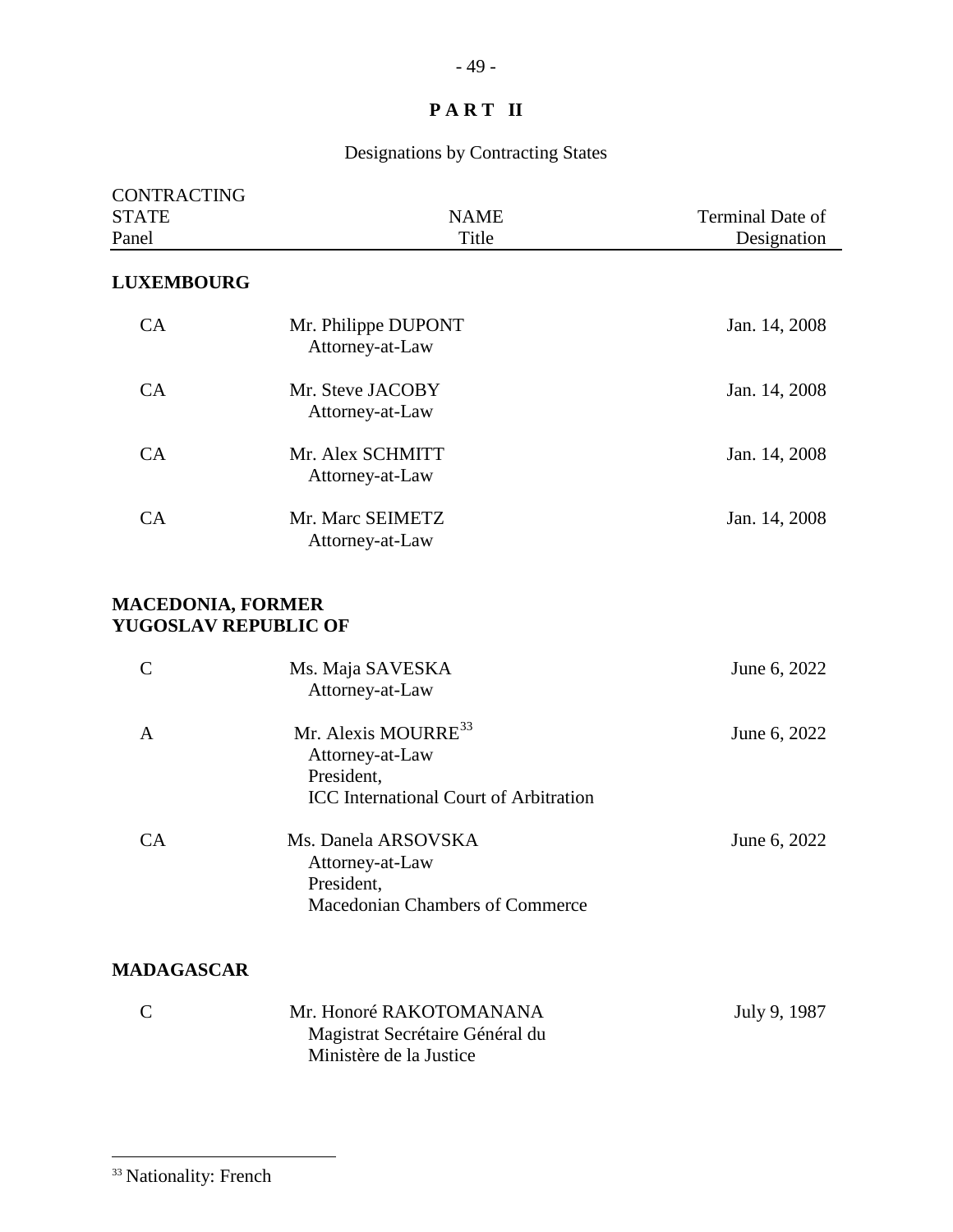# PART II

Designations by Contracting States

| CONTRACTING STATE Panel | NAME Title | Terminal Date of Designation |
|---|---|---|
| **LUXEMBOURG** | | |
| CA | Mr. Philippe DUPONT<br>Attorney-at-Law | Jan. 14, 2008 |
| CA | Mr. Steve JACOBY<br>Attorney-at-Law | Jan. 14, 2008 |
| CA | Mr. Alex SCHMITT<br>Attorney-at-Law | Jan. 14, 2008 |
| CA | Mr. Marc SEIMETZ<br>Attorney-at-Law | Jan. 14, 2008 |
| **MACEDONIA, FORMER YUGOSLAV REPUBLIC OF** | | |
| C | Ms. Maja SAVESKA<br>Attorney-at-Law | June 6, 2022 |
| A | Mr. Alexis MOURRE[33]<br>Attorney-at-Law<br>President,<br>ICC International Court of Arbitration | June 6, 2022 |
| CA | Ms. Danela ARSOVSKA<br>Attorney-at-Law<br>President,<br>Macedonian Chambers of Commerce | June 6, 2022 |
| **MADAGASCAR** | | |
| C | Mr. Honoré RAKOTOMANANA<br>Magistrat Secrétaire Général du<br>Ministère de la Justice | July 9, 1987 |

[33] Nationality: French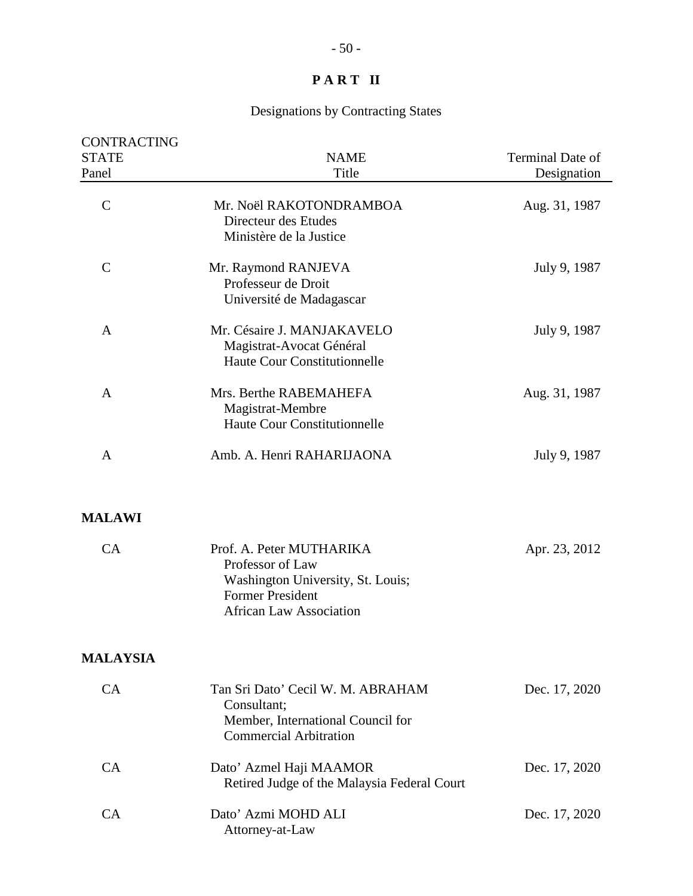## PART II

Designations by Contracting States

| CONTRACTING STATE Panel | NAME Title | Terminal Date of Designation |
|---|---|---|
| C | Mr. Noël RAKOTONDRAMBOA<br>Directeur des Etudes<br>Ministère de la Justice | Aug. 31, 1987 |
| C | Mr. Raymond RANJEVA<br>Professeur de Droit<br>Université de Madagascar | July 9, 1987 |
| A | Mr. Césaire J. MANJAKAVELO<br>Magistrat-Avocat Général<br>Haute Cour Constitutionnelle | July 9, 1987 |
| A | Mrs. Berthe RABEMAHEFA<br>Magistrat-Membre<br>Haute Cour Constitutionnelle | Aug. 31, 1987 |
| A | Amb. A. Henri RAHARIJAONA | July 9, 1987 |
| **MALAWI** | | |
| CA | Prof. A. Peter MUTHARIKA<br>Professor of Law<br>Washington University, St. Louis;<br>Former President<br>African Law Association | Apr. 23, 2012 |
| **MALAYSIA** | | |
| CA | Tan Sri Dato' Cecil W. M. ABRAHAM<br>Consultant;<br>Member, International Council for Commercial Arbitration | Dec. 17, 2020 |
| CA | Dato' Azmel Haji MAAMOR<br>Retired Judge of the Malaysia Federal Court | Dec. 17, 2020 |
| CA | Dato' Azmi MOHD ALI<br>Attorney-at-Law | Dec. 17, 2020 |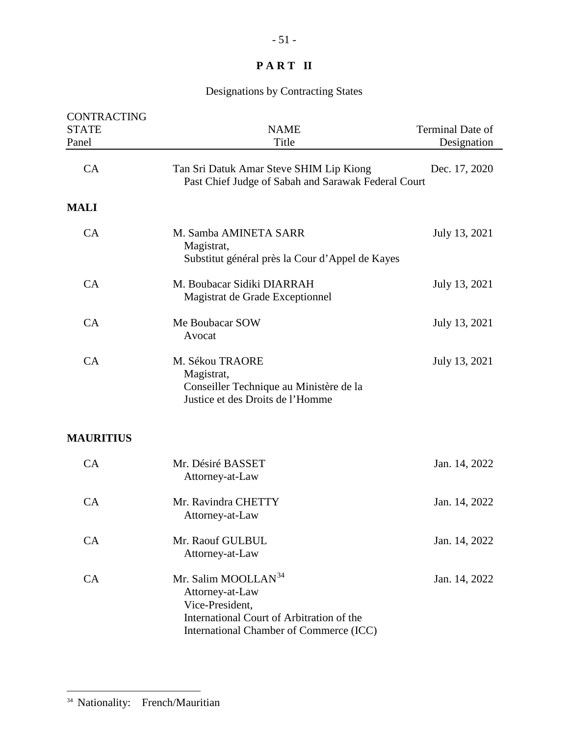**PART II**

Designations by Contracting States

| CONTRACTING STATE Panel | NAME Title | Terminal Date of Designation |
|---|---|---|
| CA | Tan Sri Datuk Amar Steve SHIM Lip Kiong<br>Past Chief Judge of Sabah and Sarawak Federal Court | Dec. 17, 2020 |
| **MALI** | | |
| CA | M. Samba AMINETA SARR<br>Magistrat,<br>Substitut général près la Cour d'Appel de Kayes | July 13, 2021 |
| CA | M. Boubacar Sidiki DIARRAH<br>Magistrat de Grade Exceptionnel | July 13, 2021 |
| CA | Me Boubacar SOW<br>Avocat | July 13, 2021 |
| CA | M. Sékou TRAORE<br>Magistrat,<br>Conseiller Technique au Ministère de la Justice et des Droits de l'Homme | July 13, 2021 |
| **MAURITIUS** | | |
| CA | Mr. Désiré BASSET<br>Attorney-at-Law | Jan. 14, 2022 |
| CA | Mr. Ravindra CHETTY<br>Attorney-at-Law | Jan. 14, 2022 |
| CA | Mr. Raouf GULBUL<br>Attorney-at-Law | Jan. 14, 2022 |
| CA | Mr. Salim MOOLLAN[34]<br>Attorney-at-Law<br>Vice-President,<br>International Court of Arbitration of the International Chamber of Commerce (ICC) | Jan. 14, 2022 |

[34] Nationality: French/Mauritian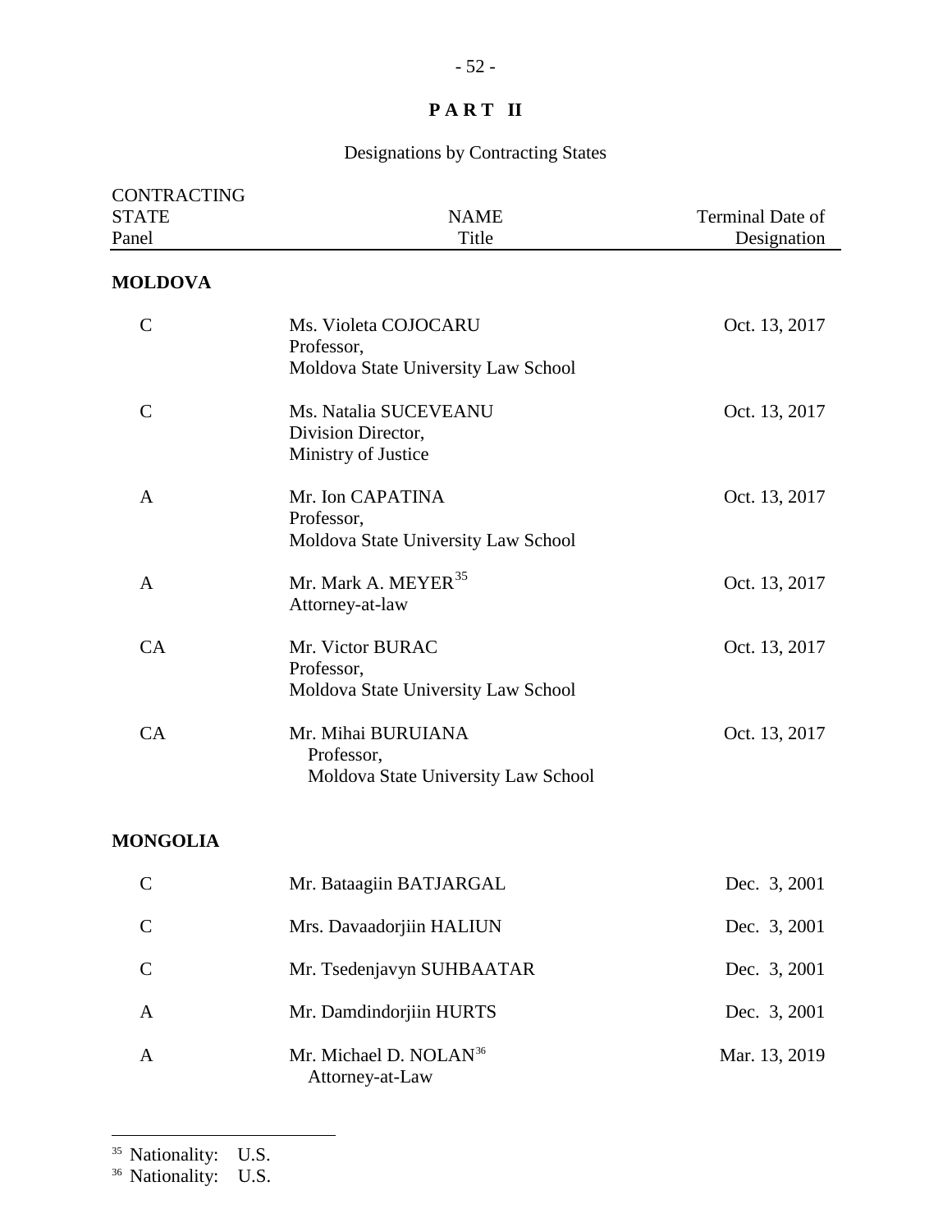# PART II

## Designations by Contracting States

| CONTRACTING STATE Panel | NAME Title | Terminal Date of Designation |
|---|---|---|
| **MOLDOVA** | | |
| C | Ms. Violeta COJOCARU<br>Professor,<br>Moldova State University Law School | Oct. 13, 2017 |
| C | Ms. Natalia SUCEVEANU<br>Division Director,<br>Ministry of Justice | Oct. 13, 2017 |
| A | Mr. Ion CAPATINA<br>Professor,<br>Moldova State University Law School | Oct. 13, 2017 |
| A | Mr. Mark A. MEYER[35]<br>Attorney-at-law | Oct. 13, 2017 |
| CA | Mr. Victor BURAC<br>Professor,<br>Moldova State University Law School | Oct. 13, 2017 |
| CA | Mr. Mihai BURUIANA<br>Professor,<br>Moldova State University Law School | Oct. 13, 2017 |
| **MONGOLIA** | | |
| C | Mr. Bataagiin BATJARGAL | Dec. 3, 2001 |
| C | Mrs. Davaadorjiin HALIUN | Dec. 3, 2001 |
| C | Mr. Tsedenjavyn SUHBAATAR | Dec. 3, 2001 |
| A | Mr. Damdindorjiin HURTS | Dec. 3, 2001 |
| A | Mr. Michael D. NOLAN[36]<br>Attorney-at-Law | Mar. 13, 2019 |

---

[35] Nationality: U.S.

[36] Nationality: U.S.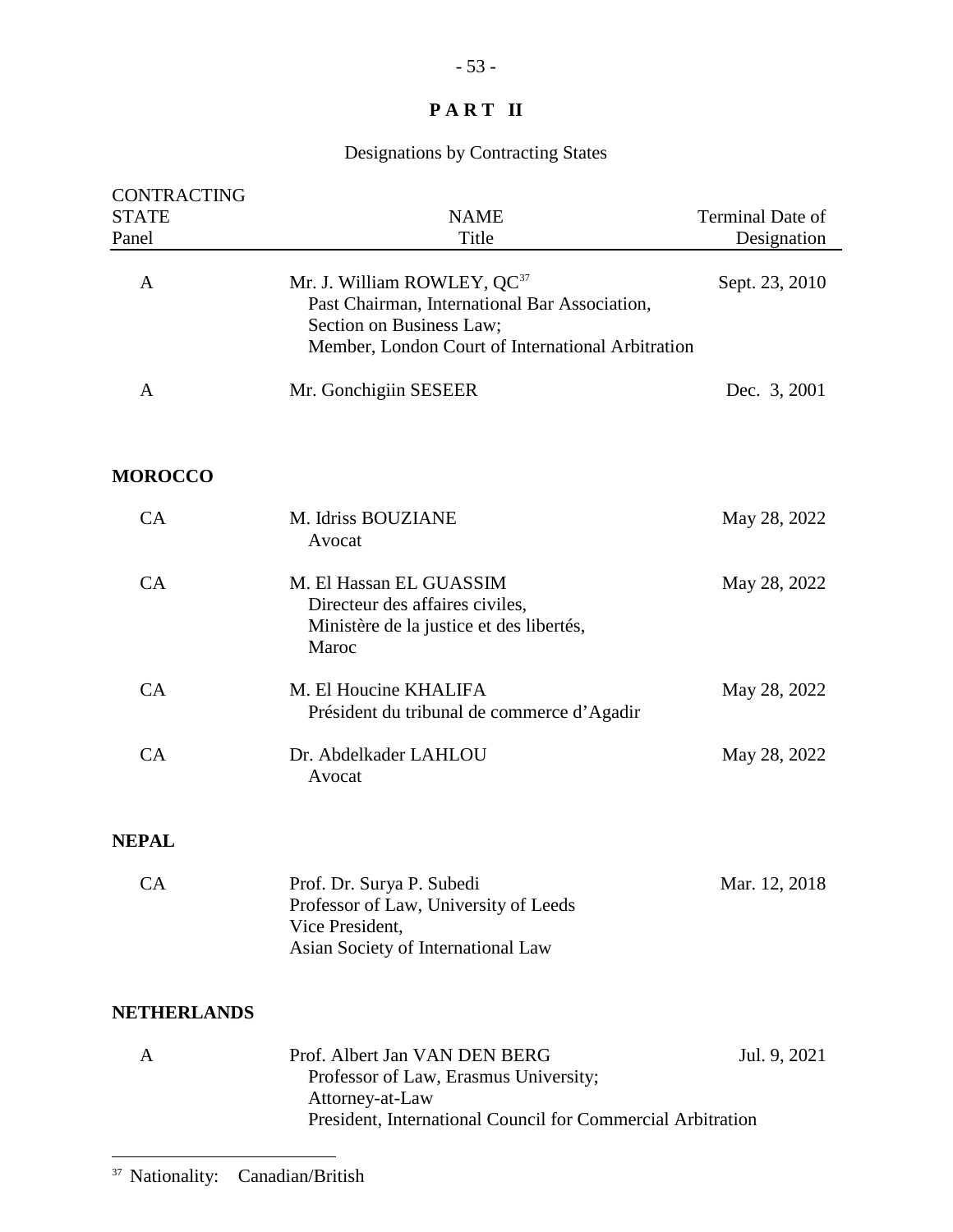# PART II

## Designations by Contracting States

| CONTRACTING STATE Panel | NAME Title | Terminal Date of Designation |
|---|---|---|
| A | Mr. J. William ROWLEY, QC[37] Past Chairman, International Bar Association, Section on Business Law; Member, London Court of International Arbitration | Sept. 23, 2010 |
| A | Mr. Gonchigiin SESEER | Dec. 3, 2001 |

**MOROCCO**

| | | |
|---|---|---|
| CA | M. Idriss BOUZIANE Avocat | May 28, 2022 |
| CA | M. El Hassan EL GUASSIM Directeur des affaires civiles, Ministère de la justice et des libertés, Maroc | May 28, 2022 |
| CA | M. El Houcine KHALIFA Président du tribunal de commerce d'Agadir | May 28, 2022 |
| CA | Dr. Abdelkader LAHLOU Avocat | May 28, 2022 |

**NEPAL**

| | | |
|---|---|---|
| CA | Prof. Dr. Surya P. Subedi Professor of Law, University of Leeds Vice President, Asian Society of International Law | Mar. 12, 2018 |

**NETHERLANDS**

| | | |
|---|---|---|
| A | Prof. Albert Jan VAN DEN BERG Professor of Law, Erasmus University; Attorney-at-Law President, International Council for Commercial Arbitration | Jul. 9, 2021 |

---

[37] Nationality: Canadian/British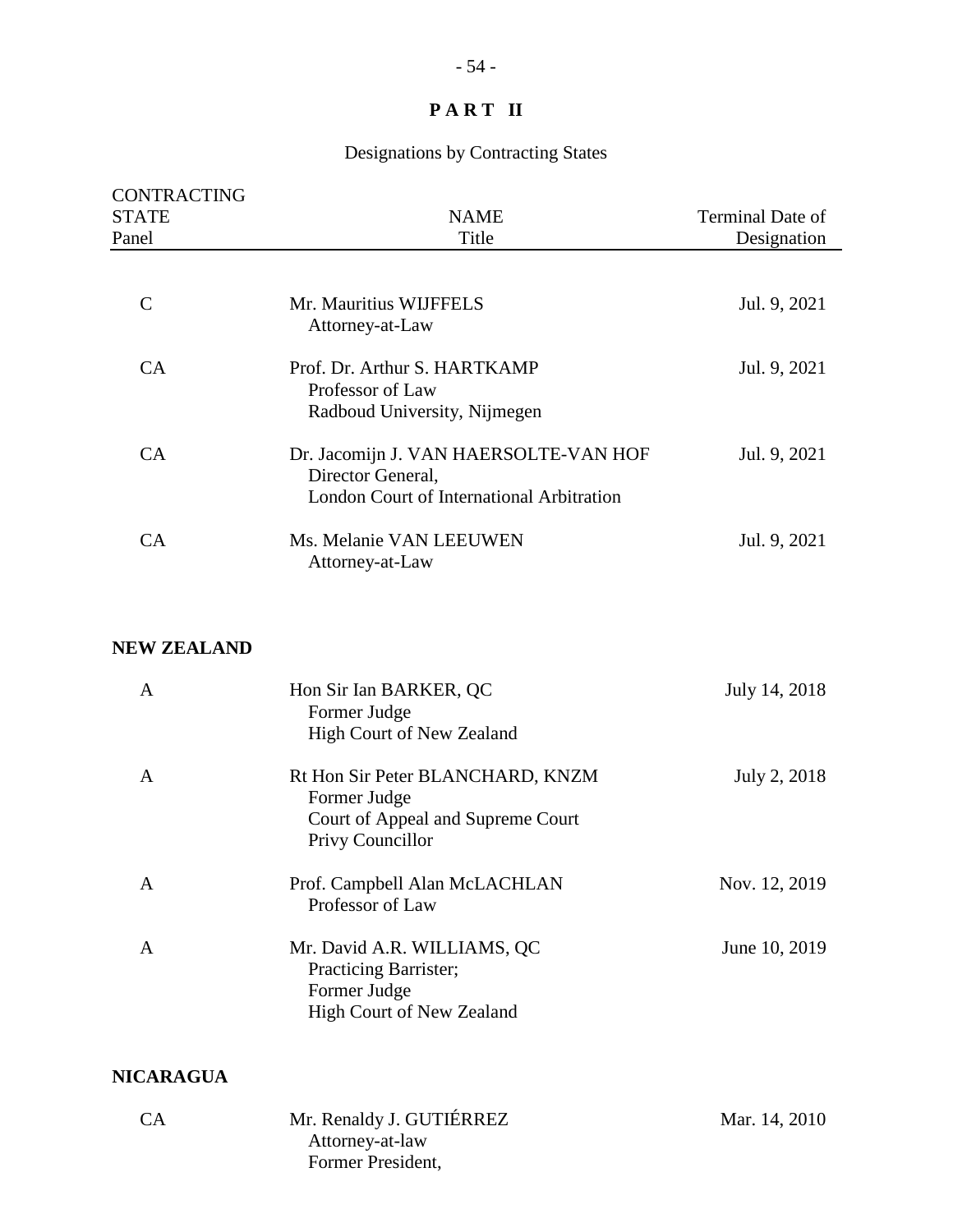## PART II

Designations by Contracting States

| CONTRACTING STATE Panel | NAME Title | Terminal Date of Designation |
|---|---|---|
| C | Mr. Mauritius WIJFFELS<br>Attorney-at-Law | Jul. 9, 2021 |
| CA | Prof. Dr. Arthur S. HARTKAMP<br>Professor of Law<br>Radboud University, Nijmegen | Jul. 9, 2021 |
| CA | Dr. Jacomijn J. VAN HAERSOLTE-VAN HOF<br>Director General,<br>London Court of International Arbitration | Jul. 9, 2021 |
| CA | Ms. Melanie VAN LEEUWEN<br>Attorney-at-Law | Jul. 9, 2021 |
| **NEW ZEALAND** | | |
| A | Hon Sir Ian BARKER, QC<br>Former Judge<br>High Court of New Zealand | July 14, 2018 |
| A | Rt Hon Sir Peter BLANCHARD, KNZM<br>Former Judge<br>Court of Appeal and Supreme Court<br>Privy Councillor | July 2, 2018 |
| A | Prof. Campbell Alan McLACHLAN<br>Professor of Law | Nov. 12, 2019 |
| A | Mr. David A.R. WILLIAMS, QC<br>Practicing Barrister;<br>Former Judge<br>High Court of New Zealand | June 10, 2019 |
| **NICARAGUA** | | |
| CA | Mr. Renaldy J. GUTIÉRREZ<br>Attorney-at-law<br>Former President, | Mar. 14, 2010 |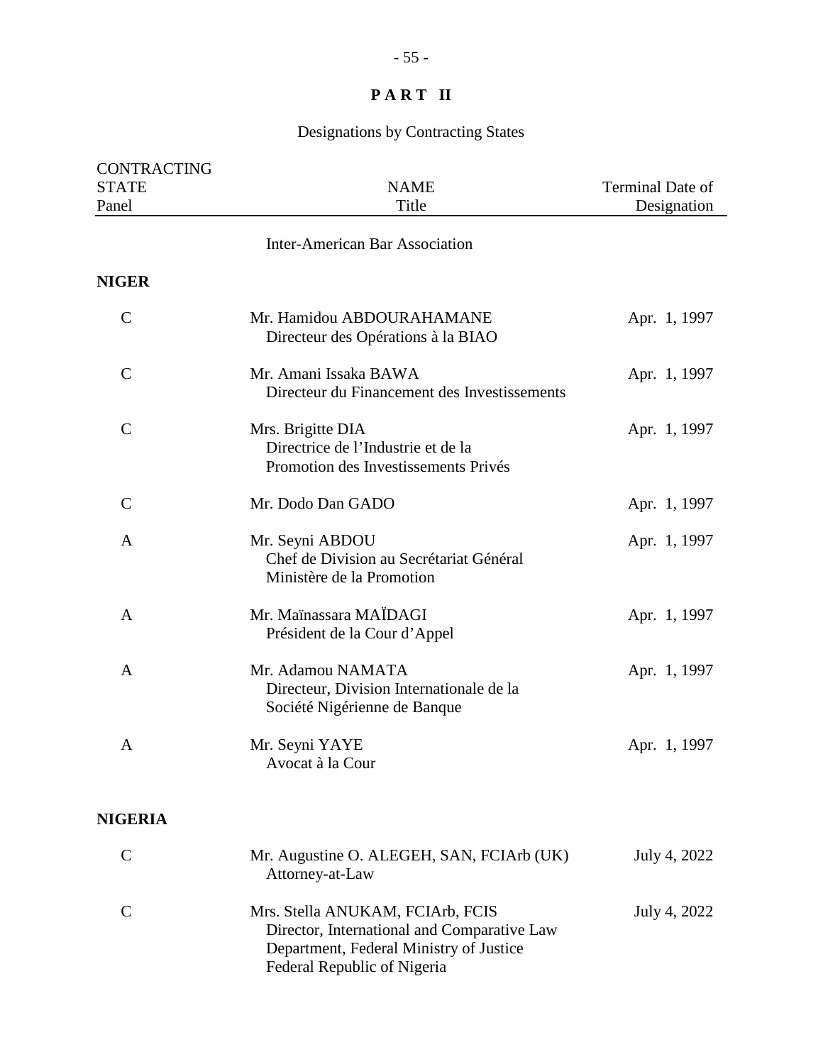# PART II

## Designations by Contracting States

| CONTRACTING STATE Panel | NAME Title | Terminal Date of Designation |
|---|---|---|
| | Inter-American Bar Association | |
| **NIGER** | | |
| C | Mr. Hamidou ABDOURAHAMANE<br>Directeur des Opérations à la BIAO | Apr. 1, 1997 |
| C | Mr. Amani Issaka BAWA<br>Directeur du Financement des Investissements | Apr. 1, 1997 |
| C | Mrs. Brigitte DIA<br>Directrice de l'Industrie et de la Promotion des Investissements Privés | Apr. 1, 1997 |
| C | Mr. Dodo Dan GADO | Apr. 1, 1997 |
| A | Mr. Seyni ABDOU<br>Chef de Division au Secrétariat Général Ministère de la Promotion | Apr. 1, 1997 |
| A | Mr. Maïnassara MAÏDAGI<br>Président de la Cour d'Appel | Apr. 1, 1997 |
| A | Mr. Adamou NAMATA<br>Directeur, Division Internationale de la Société Nigérienne de Banque | Apr. 1, 1997 |
| A | Mr. Seyni YAYE<br>Avocat à la Cour | Apr. 1, 1997 |
| **NIGERIA** | | |
| C | Mr. Augustine O. ALEGEH, SAN, FCIArb (UK)<br>Attorney-at-Law | July 4, 2022 |
| C | Mrs. Stella ANUKAM, FCIArb, FCIS<br>Director, International and Comparative Law Department, Federal Ministry of Justice Federal Republic of Nigeria | July 4, 2022 |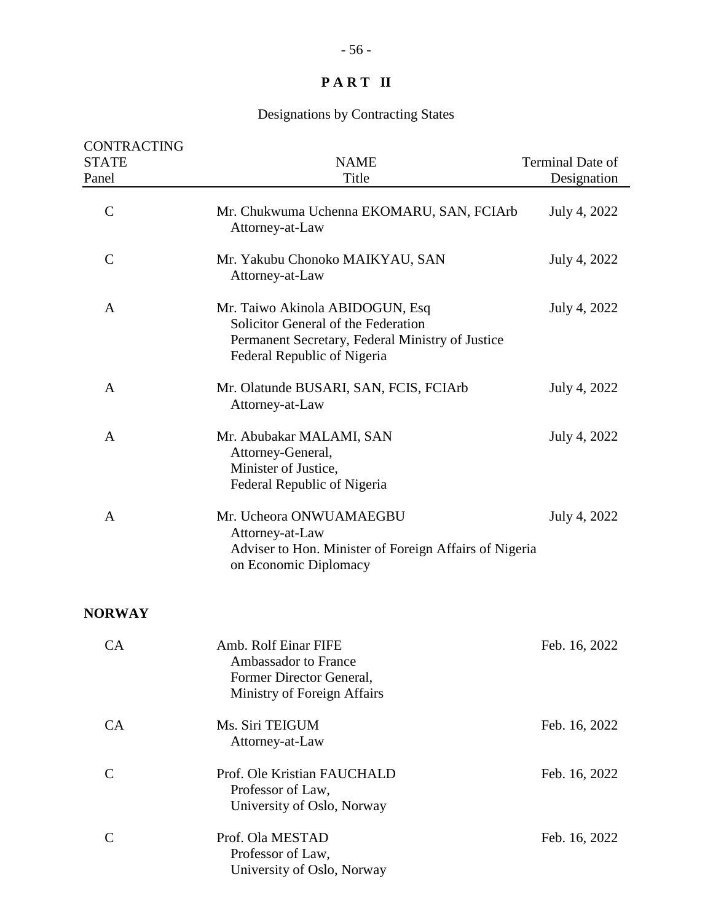# P A R T II

Designations by Contracting States

| CONTRACTING STATE Panel | NAME Title | Terminal Date of Designation |
|---|---|---|
| C | Mr. Chukwuma Uchenna EKOMARU, SAN, FCIArb<br>Attorney-at-Law | July 4, 2022 |
| C | Mr. Yakubu Chonoko MAIKYAU, SAN<br>Attorney-at-Law | July 4, 2022 |
| A | Mr. Taiwo Akinola ABIDOGUN, Esq<br>Solicitor General of the Federation<br>Permanent Secretary, Federal Ministry of Justice<br>Federal Republic of Nigeria | July 4, 2022 |
| A | Mr. Olatunde BUSARI, SAN, FCIS, FCIArb<br>Attorney-at-Law | July 4, 2022 |
| A | Mr. Abubakar MALAMI, SAN<br>Attorney-General,<br>Minister of Justice,<br>Federal Republic of Nigeria | July 4, 2022 |
| A | Mr. Ucheora ONWUAMAEGBU<br>Attorney-at-Law<br>Adviser to Hon. Minister of Foreign Affairs of Nigeria on Economic Diplomacy | July 4, 2022 |
| **NORWAY** | | |
| CA | Amb. Rolf Einar FIFE<br>Ambassador to France<br>Former Director General,<br>Ministry of Foreign Affairs | Feb. 16, 2022 |
| CA | Ms. Siri TEIGUM<br>Attorney-at-Law | Feb. 16, 2022 |
| C | Prof. Ole Kristian FAUCHALD<br>Professor of Law,<br>University of Oslo, Norway | Feb. 16, 2022 |
| C | Prof. Ola MESTAD<br>Professor of Law,<br>University of Oslo, Norway | Feb. 16, 2022 |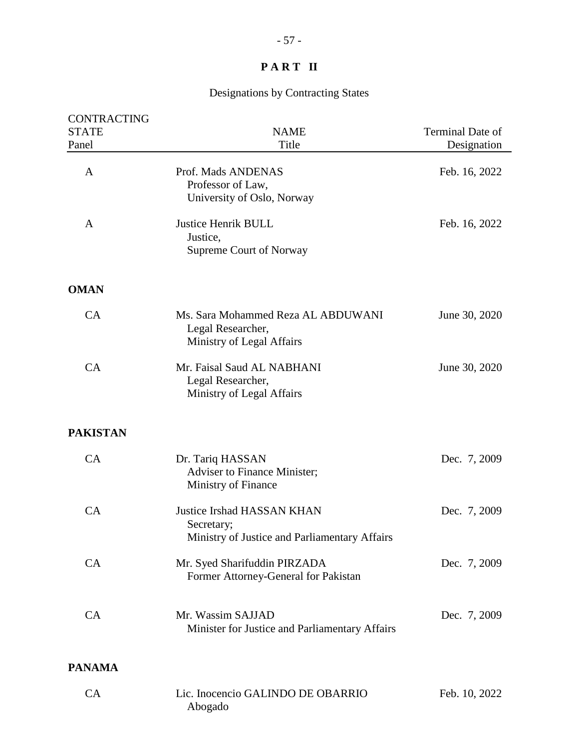## PART II

Designations by Contracting States

| CONTRACTING STATE Panel | NAME Title | Terminal Date of Designation |
|---|---|---|
| A | Prof. Mads ANDENAS<br>Professor of Law,<br>University of Oslo, Norway | Feb. 16, 2022 |
| A | Justice Henrik BULL<br>Justice,<br>Supreme Court of Norway | Feb. 16, 2022 |
| **OMAN** | | |
| CA | Ms. Sara Mohammed Reza AL ABDUWANI<br>Legal Researcher,<br>Ministry of Legal Affairs | June 30, 2020 |
| CA | Mr. Faisal Saud AL NABHANI<br>Legal Researcher,<br>Ministry of Legal Affairs | June 30, 2020 |
| **PAKISTAN** | | |
| CA | Dr. Tariq HASSAN<br>Adviser to Finance Minister;<br>Ministry of Finance | Dec. 7, 2009 |
| CA | Justice Irshad HASSAN KHAN<br>Secretary;<br>Ministry of Justice and Parliamentary Affairs | Dec. 7, 2009 |
| CA | Mr. Syed Sharifuddin PIRZADA<br>Former Attorney-General for Pakistan | Dec. 7, 2009 |
| CA | Mr. Wassim SAJJAD<br>Minister for Justice and Parliamentary Affairs | Dec. 7, 2009 |
| **PANAMA** | | |
| CA | Lic. Inocencio GALINDO DE OBARRIO<br>Abogado | Feb. 10, 2022 |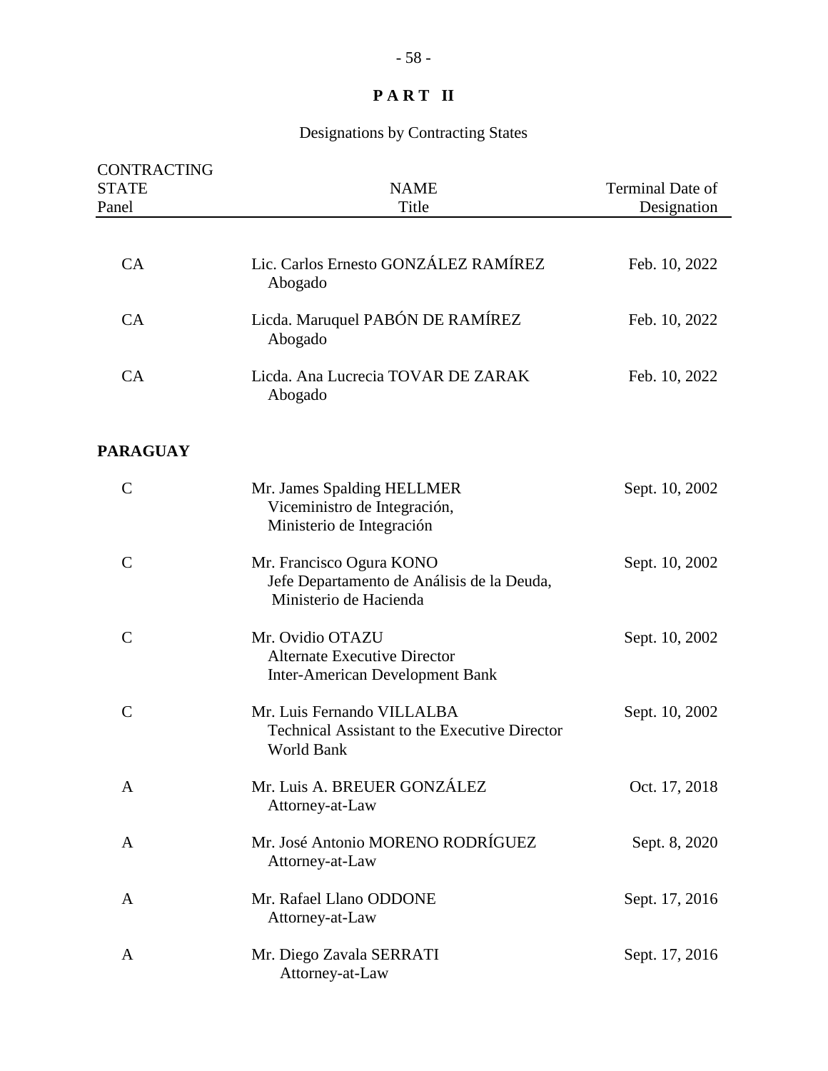# PART II

Designations by Contracting States

| CONTRACTING STATE<br>Panel | NAME<br>Title | Terminal Date of Designation |
|---|---|---|
| CA | Lic. Carlos Ernesto GONZÁLEZ RAMÍREZ<br>Abogado | Feb. 10, 2022 |
| CA | Licda. Maruquel PABÓN DE RAMÍREZ<br>Abogado | Feb. 10, 2022 |
| CA | Licda. Ana Lucrecia TOVAR DE ZARAK<br>Abogado | Feb. 10, 2022 |
| **PARAGUAY** | | |
| C | Mr. James Spalding HELLMER<br>Viceministro de Integración,<br>Ministerio de Integración | Sept. 10, 2002 |
| C | Mr. Francisco Ogura KONO<br>Jefe Departamento de Análisis de la Deuda,<br>Ministerio de Hacienda | Sept. 10, 2002 |
| C | Mr. Ovidio OTAZU<br>Alternate Executive Director<br>Inter-American Development Bank | Sept. 10, 2002 |
| C | Mr. Luis Fernando VILLALBA<br>Technical Assistant to the Executive Director<br>World Bank | Sept. 10, 2002 |
| A | Mr. Luis A. BREUER GONZÁLEZ<br>Attorney-at-Law | Oct. 17, 2018 |
| A | Mr. José Antonio MORENO RODRÍGUEZ<br>Attorney-at-Law | Sept. 8, 2020 |
| A | Mr. Rafael Llano ODDONE<br>Attorney-at-Law | Sept. 17, 2016 |
| A | Mr. Diego Zavala SERRATI<br>Attorney-at-Law | Sept. 17, 2016 |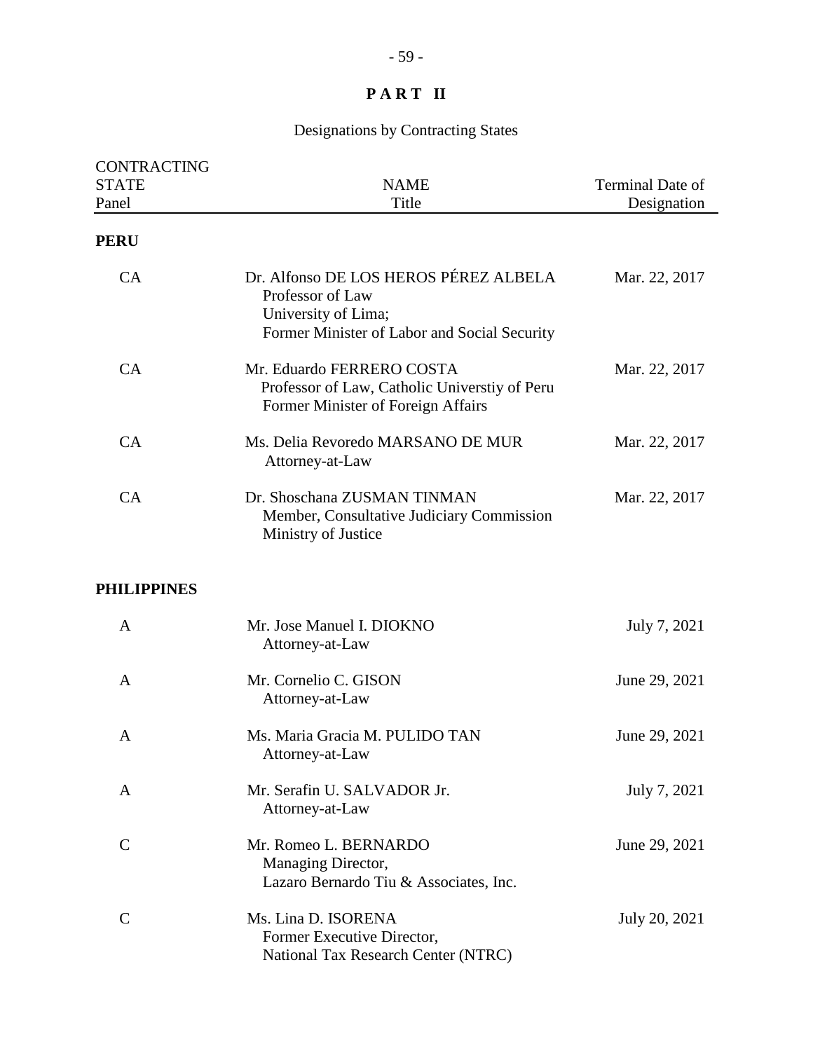# PART II

## Designations by Contracting States

| CONTRACTING STATE Panel | NAME Title | Terminal Date of Designation |
|---|---|---|
| **PERU** | | |
| CA | Dr. Alfonso DE LOS HEROS PÉREZ ALBELA<br>Professor of Law<br>University of Lima;<br>Former Minister of Labor and Social Security | Mar. 22, 2017 |
| CA | Mr. Eduardo FERRERO COSTA<br>Professor of Law, Catholic Universtiy of Peru<br>Former Minister of Foreign Affairs | Mar. 22, 2017 |
| CA | Ms. Delia Revoredo MARSANO DE MUR<br>Attorney-at-Law | Mar. 22, 2017 |
| CA | Dr. Shoschana ZUSMAN TINMAN<br>Member, Consultative Judiciary Commission<br>Ministry of Justice | Mar. 22, 2017 |
| **PHILIPPINES** | | |
| A | Mr. Jose Manuel I. DIOKNO<br>Attorney-at-Law | July 7, 2021 |
| A | Mr. Cornelio C. GISON<br>Attorney-at-Law | June 29, 2021 |
| A | Ms. Maria Gracia M. PULIDO TAN<br>Attorney-at-Law | June 29, 2021 |
| A | Mr. Serafin U. SALVADOR Jr.<br>Attorney-at-Law | July 7, 2021 |
| C | Mr. Romeo L. BERNARDO<br>Managing Director,<br>Lazaro Bernardo Tiu & Associates, Inc. | June 29, 2021 |
| C | Ms. Lina D. ISORENA<br>Former Executive Director,<br>National Tax Research Center (NTRC) | July 20, 2021 |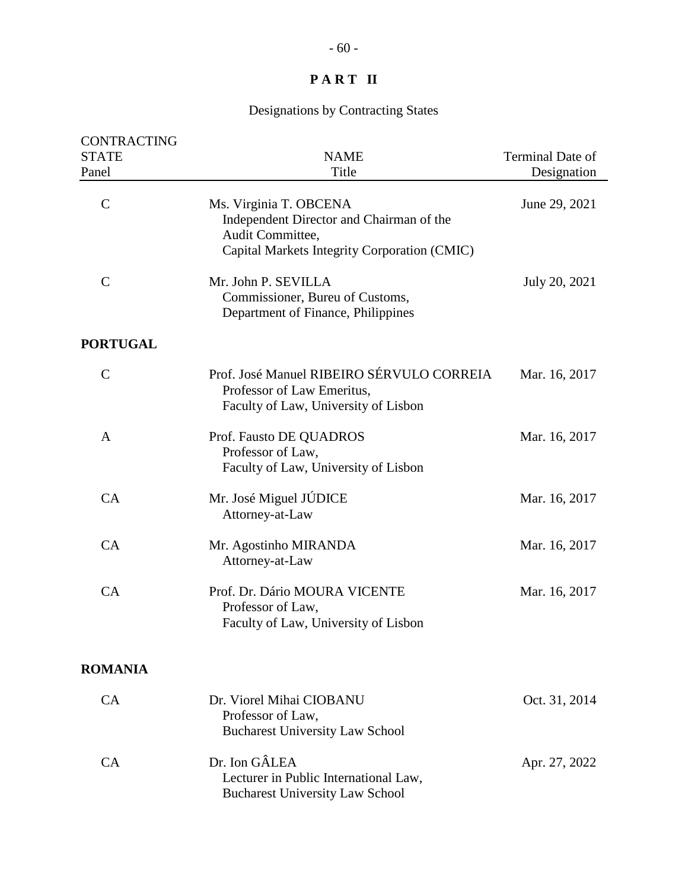# P A R T II

Designations by Contracting States

| CONTRACTING STATE Panel | NAME Title | Terminal Date of Designation |
|---|---|---|
| C | Ms. Virginia T. OBCENA<br>Independent Director and Chairman of the Audit Committee,<br>Capital Markets Integrity Corporation (CMIC) | June 29, 2021 |
| C | Mr. John P. SEVILLA<br>Commissioner, Bureu of Customs,<br>Department of Finance, Philippines | July 20, 2021 |
| **PORTUGAL** | | |
| C | Prof. José Manuel RIBEIRO SÉRVULO CORREIA<br>Professor of Law Emeritus,<br>Faculty of Law, University of Lisbon | Mar. 16, 2017 |
| A | Prof. Fausto DE QUADROS<br>Professor of Law,<br>Faculty of Law, University of Lisbon | Mar. 16, 2017 |
| CA | Mr. José Miguel JÚDICE<br>Attorney-at-Law | Mar. 16, 2017 |
| CA | Mr. Agostinho MIRANDA<br>Attorney-at-Law | Mar. 16, 2017 |
| CA | Prof. Dr. Dário MOURA VICENTE<br>Professor of Law,<br>Faculty of Law, University of Lisbon | Mar. 16, 2017 |
| **ROMANIA** | | |
| CA | Dr. Viorel Mihai CIOBANU<br>Professor of Law,<br>Bucharest University Law School | Oct. 31, 2014 |
| CA | Dr. Ion GÂLEA<br>Lecturer in Public International Law,<br>Bucharest University Law School | Apr. 27, 2022 |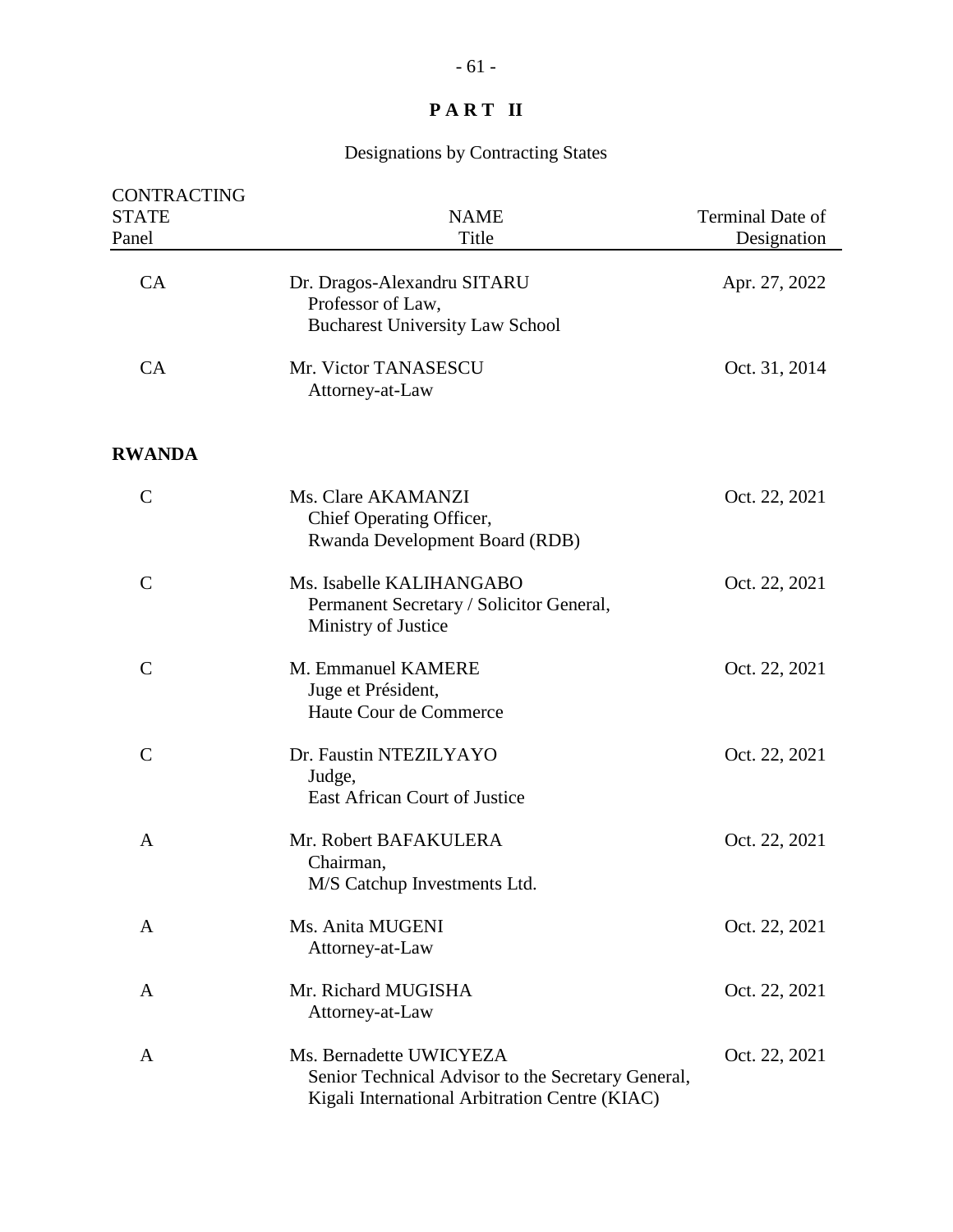**PART II**

Designations by Contracting States

| CONTRACTING STATE Panel | NAME Title | Terminal Date of Designation |
|---|---|---|
| CA | Dr. Dragos-Alexandru SITARU<br>Professor of Law,<br>Bucharest University Law School | Apr. 27, 2022 |
| CA | Mr. Victor TANASESCU<br>Attorney-at-Law | Oct. 31, 2014 |
| **RWANDA** | | |
| C | Ms. Clare AKAMANZI<br>Chief Operating Officer,<br>Rwanda Development Board (RDB) | Oct. 22, 2021 |
| C | Ms. Isabelle KALIHANGABO<br>Permanent Secretary / Solicitor General,<br>Ministry of Justice | Oct. 22, 2021 |
| C | M. Emmanuel KAMERE<br>Juge et Président,<br>Haute Cour de Commerce | Oct. 22, 2021 |
| C | Dr. Faustin NTEZILYAYO<br>Judge,<br>East African Court of Justice | Oct. 22, 2021 |
| A | Mr. Robert BAFAKULERA<br>Chairman,<br>M/S Catchup Investments Ltd. | Oct. 22, 2021 |
| A | Ms. Anita MUGENI<br>Attorney-at-Law | Oct. 22, 2021 |
| A | Mr. Richard MUGISHA<br>Attorney-at-Law | Oct. 22, 2021 |
| A | Ms. Bernadette UWICYEZA<br>Senior Technical Advisor to the Secretary General,<br>Kigali International Arbitration Centre (KIAC) | Oct. 22, 2021 |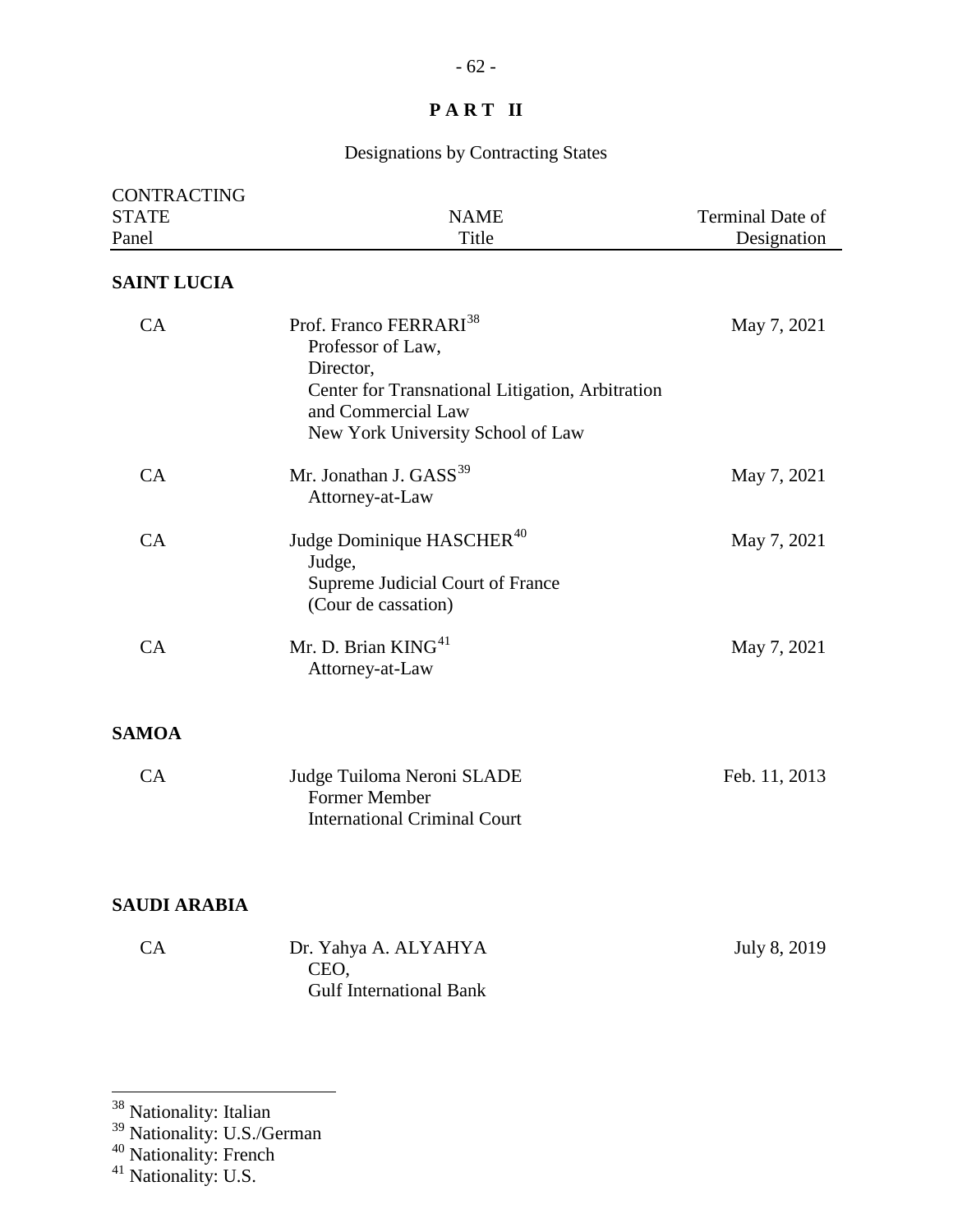**PART II**

Designations by Contracting States

| CONTRACTING STATE Panel | NAME Title | Terminal Date of Designation |
|---|---|---|
| **SAINT LUCIA** | | |
| CA | Prof. Franco FERRARI[38] Professor of Law, Director, Center for Transnational Litigation, Arbitration and Commercial Law New York University School of Law | May 7, 2021 |
| CA | Mr. Jonathan J. GASS[39] Attorney-at-Law | May 7, 2021 |
| CA | Judge Dominique HASCHER[40] Judge, Supreme Judicial Court of France (Cour de cassation) | May 7, 2021 |
| CA | Mr. D. Brian KING[41] Attorney-at-Law | May 7, 2021 |
| **SAMOA** | | |
| CA | Judge Tuiloma Neroni SLADE Former Member International Criminal Court | Feb. 11, 2013 |
| **SAUDI ARABIA** | | |
| CA | Dr. Yahya A. ALYAHYA CEO, Gulf International Bank | July 8, 2019 |

[38] Nationality: Italian
[39] Nationality: U.S./German
[40] Nationality: French
[41] Nationality: U.S.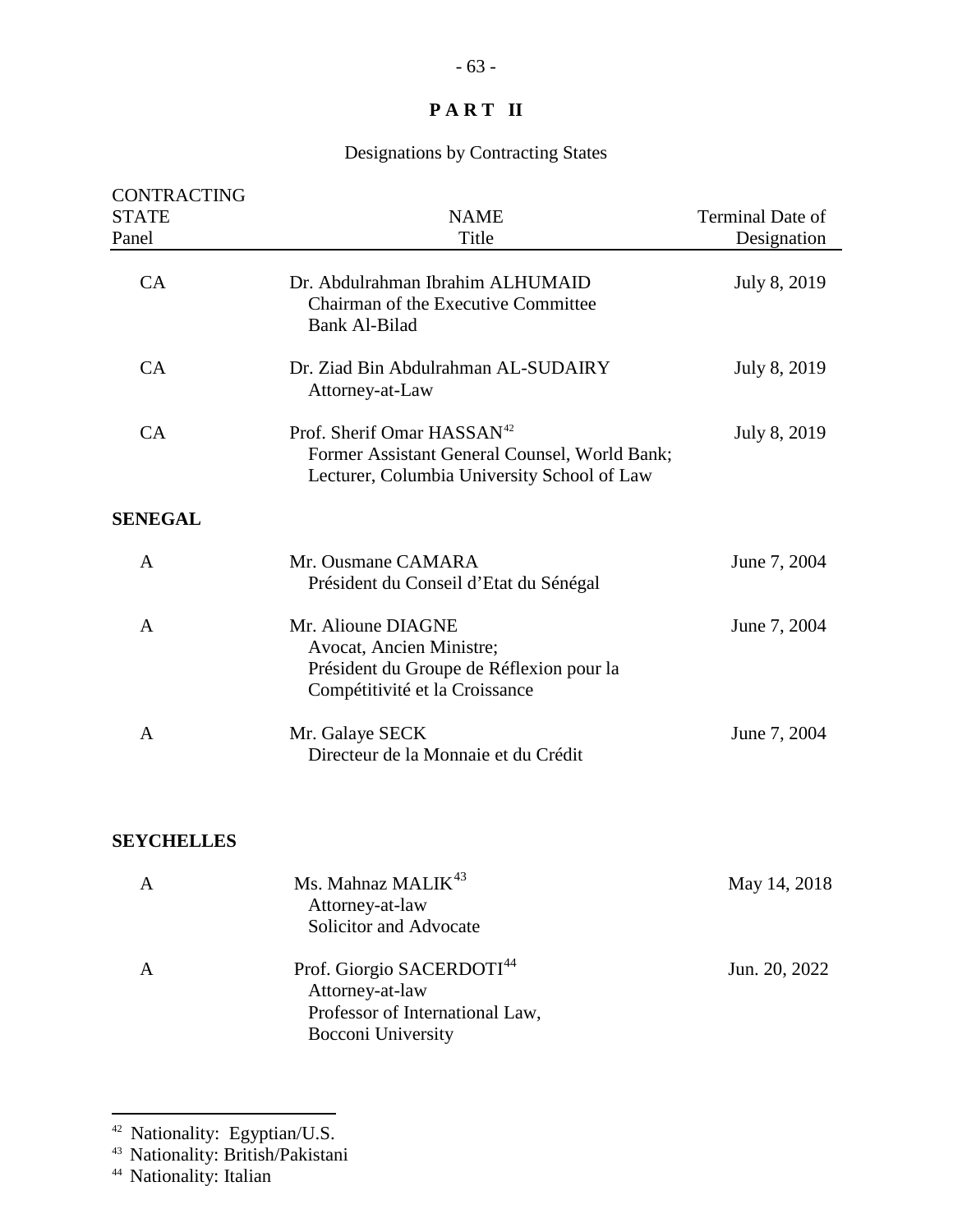## PART II

Designations by Contracting States

| CONTRACTING STATE Panel | NAME Title | Terminal Date of Designation |
|---|---|---|
| CA | Dr. Abdulrahman Ibrahim ALHUMAID<br>Chairman of the Executive Committee<br>Bank Al-Bilad | July 8, 2019 |
| CA | Dr. Ziad Bin Abdulrahman AL-SUDAIRY<br>Attorney-at-Law | July 8, 2019 |
| CA | Prof. Sherif Omar HASSAN[42]<br>Former Assistant General Counsel, World Bank;<br>Lecturer, Columbia University School of Law | July 8, 2019 |
| **SENEGAL** | | |
| A | Mr. Ousmane CAMARA<br>Président du Conseil d'Etat du Sénégal | June 7, 2004 |
| A | Mr. Alioune DIAGNE<br>Avocat, Ancien Ministre;<br>Président du Groupe de Réflexion pour la Compétitivité et la Croissance | June 7, 2004 |
| A | Mr. Galaye SECK<br>Directeur de la Monnaie et du Crédit | June 7, 2004 |
| **SEYCHELLES** | | |
| A | Ms. Mahnaz MALIK[43]<br>Attorney-at-law<br>Solicitor and Advocate | May 14, 2018 |
| A | Prof. Giorgio SACERDOTI[44]<br>Attorney-at-law<br>Professor of International Law,<br>Bocconi University | Jun. 20, 2022 |

[42] Nationality: Egyptian/U.S.

[43] Nationality: British/Pakistani

[44] Nationality: Italian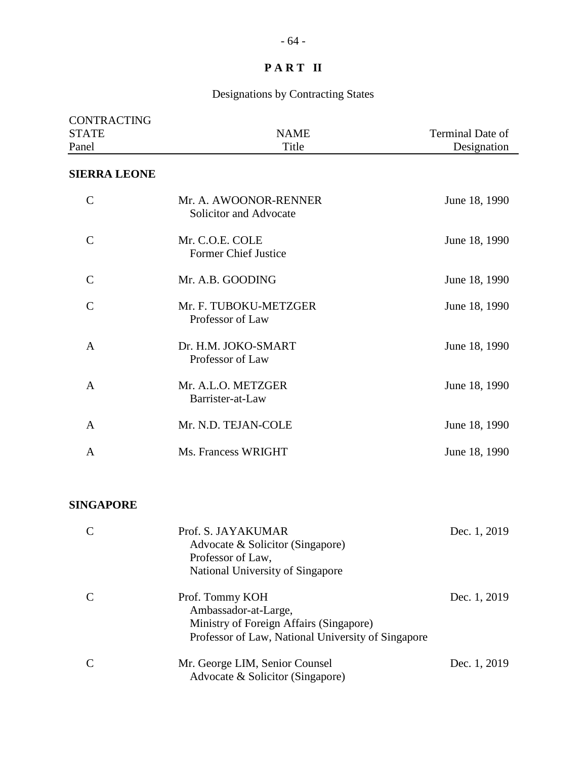# PART II

## Designations by Contracting States

| CONTRACTING STATE Panel | NAME Title | Terminal Date of Designation |
|---|---|---|
| **SIERRA LEONE** | | |
| C | Mr. A. AWOONOR-RENNER<br>Solicitor and Advocate | June 18, 1990 |
| C | Mr. C.O.E. COLE<br>Former Chief Justice | June 18, 1990 |
| C | Mr. A.B. GOODING | June 18, 1990 |
| C | Mr. F. TUBOKU-METZGER<br>Professor of Law | June 18, 1990 |
| A | Dr. H.M. JOKO-SMART<br>Professor of Law | June 18, 1990 |
| A | Mr. A.L.O. METZGER<br>Barrister-at-Law | June 18, 1990 |
| A | Mr. N.D. TEJAN-COLE | June 18, 1990 |
| A | Ms. Francess WRIGHT | June 18, 1990 |
| **SINGAPORE** | | |
| C | Prof. S. JAYAKUMAR<br>Advocate & Solicitor (Singapore)<br>Professor of Law,<br>National University of Singapore | Dec. 1, 2019 |
| C | Prof. Tommy KOH<br>Ambassador-at-Large,<br>Ministry of Foreign Affairs (Singapore)<br>Professor of Law, National University of Singapore | Dec. 1, 2019 |
| C | Mr. George LIM, Senior Counsel<br>Advocate & Solicitor (Singapore) | Dec. 1, 2019 |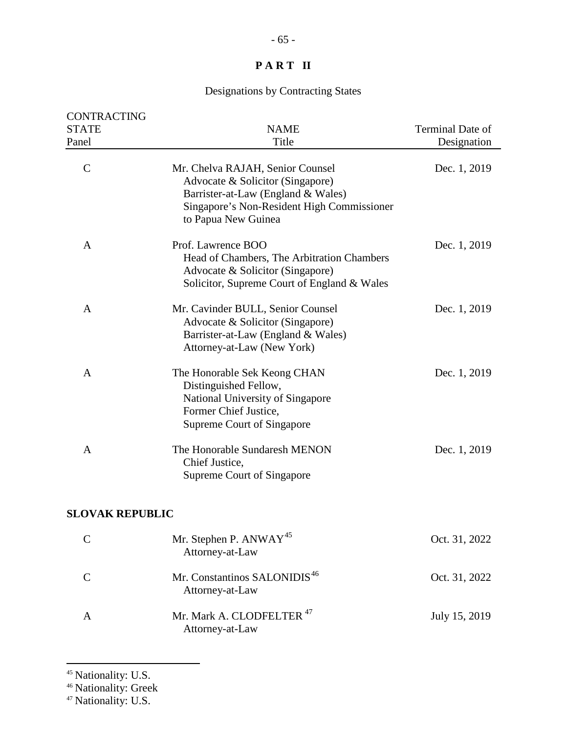# PART II

## Designations by Contracting States

| CONTRACTING STATE Panel | NAME Title | Terminal Date of Designation |
|---|---|---|
| C | Mr. Chelva RAJAH, Senior Counsel<br>Advocate & Solicitor (Singapore)<br>Barrister-at-Law (England & Wales)<br>Singapore's Non-Resident High Commissioner to Papua New Guinea | Dec. 1, 2019 |
| A | Prof. Lawrence BOO<br>Head of Chambers, The Arbitration Chambers<br>Advocate & Solicitor (Singapore)<br>Solicitor, Supreme Court of England & Wales | Dec. 1, 2019 |
| A | Mr. Cavinder BULL, Senior Counsel<br>Advocate & Solicitor (Singapore)<br>Barrister-at-Law (England & Wales)<br>Attorney-at-Law (New York) | Dec. 1, 2019 |
| A | The Honorable Sek Keong CHAN<br>Distinguished Fellow,<br>National University of Singapore<br>Former Chief Justice,<br>Supreme Court of Singapore | Dec. 1, 2019 |
| A | The Honorable Sundaresh MENON<br>Chief Justice,<br>Supreme Court of Singapore | Dec. 1, 2019 |
| **SLOVAK REPUBLIC** | | |
| C | Mr. Stephen P. ANWAY[45]<br>Attorney-at-Law | Oct. 31, 2022 |
| C | Mr. Constantinos SALONIDIS[46]<br>Attorney-at-Law | Oct. 31, 2022 |
| A | Mr. Mark A. CLODFELTER[47]<br>Attorney-at-Law | July 15, 2019 |

[45] Nationality: U.S.
[46] Nationality: Greek
[47] Nationality: U.S.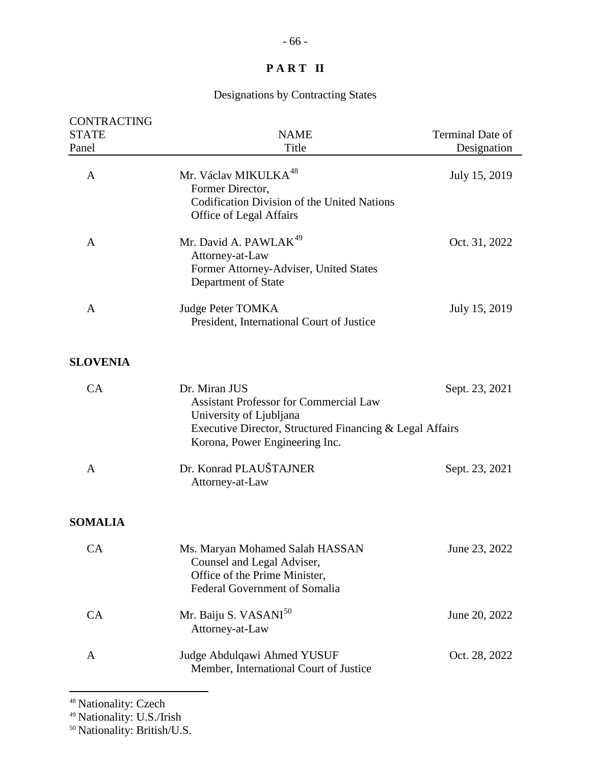# PART II

Designations by Contracting States

| CONTRACTING STATE Panel | NAME Title | Terminal Date of Designation |
|---|---|---|
| A | Mr. Václav MIKULKA[48] Former Director, Codification Division of the United Nations Office of Legal Affairs | July 15, 2019 |
| A | Mr. David A. PAWLAK[49] Attorney-at-Law Former Attorney-Adviser, United States Department of State | Oct. 31, 2022 |
| A | Judge Peter TOMKA President, International Court of Justice | July 15, 2019 |
| **SLOVENIA** | | |
| CA | Dr. Miran JUS Assistant Professor for Commercial Law University of Ljubljana Executive Director, Structured Financing & Legal Affairs Korona, Power Engineering Inc. | Sept. 23, 2021 |
| A | Dr. Konrad PLAUŠTAJNER Attorney-at-Law | Sept. 23, 2021 |
| **SOMALIA** | | |
| CA | Ms. Maryan Mohamed Salah HASSAN Counsel and Legal Adviser, Office of the Prime Minister, Federal Government of Somalia | June 23, 2022 |
| CA | Mr. Baiju S. VASANI[50] Attorney-at-Law | June 20, 2022 |
| A | Judge Abdulqawi Ahmed YUSUF Member, International Court of Justice | Oct. 28, 2022 |

[48] Nationality: Czech
[49] Nationality: U.S./Irish
[50] Nationality: British/U.S.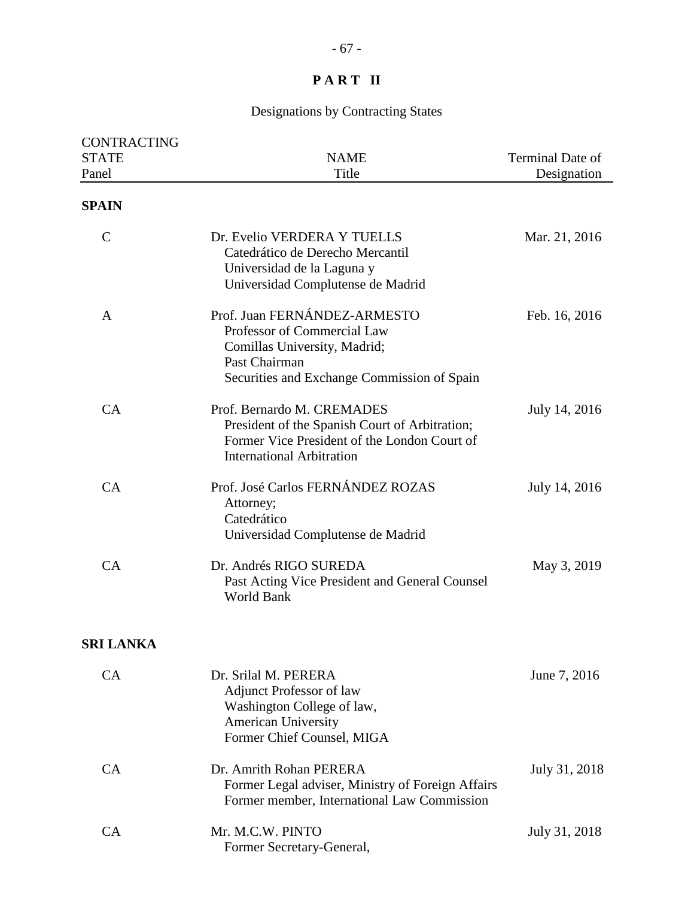# PART II

## Designations by Contracting States

| CONTRACTING STATE Panel | NAME Title | Terminal Date of Designation |
|---|---|---|
| **SPAIN** | | |
| C | Dr. Evelio VERDERA Y TUELLS<br>Catedrático de Derecho Mercantil<br>Universidad de la Laguna y<br>Universidad Complutense de Madrid | Mar. 21, 2016 |
| A | Prof. Juan FERNÁNDEZ-ARMESTO<br>Professor of Commercial Law<br>Comillas University, Madrid;<br>Past Chairman<br>Securities and Exchange Commission of Spain | Feb. 16, 2016 |
| CA | Prof. Bernardo M. CREMADES<br>President of the Spanish Court of Arbitration;<br>Former Vice President of the London Court of International Arbitration | July 14, 2016 |
| CA | Prof. José Carlos FERNÁNDEZ ROZAS<br>Attorney;<br>Catedrático<br>Universidad Complutense de Madrid | July 14, 2016 |
| CA | Dr. Andrés RIGO SUREDA<br>Past Acting Vice President and General Counsel<br>World Bank | May 3, 2019 |
| **SRI LANKA** | | |
| CA | Dr. Srilal M. PERERA<br>Adjunct Professor of law<br>Washington College of law,<br>American University<br>Former Chief Counsel, MIGA | June 7, 2016 |
| CA | Dr. Amrith Rohan PERERA<br>Former Legal adviser, Ministry of Foreign Affairs<br>Former member, International Law Commission | July 31, 2018 |
| CA | Mr. M.C.W. PINTO<br>Former Secretary-General, | July 31, 2018 |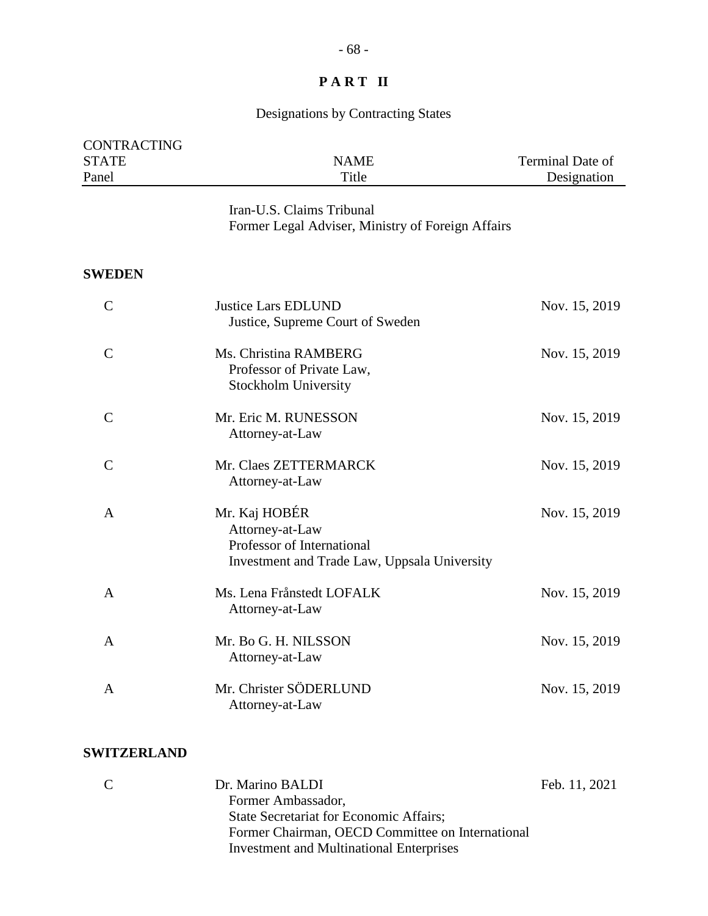# PART II

Designations by Contracting States

| CONTRACTING STATE<br>Panel | NAME<br>Title | Terminal Date of Designation |
|---|---|---|
| | Iran-U.S. Claims Tribunal<br>Former Legal Adviser, Ministry of Foreign Affairs | |
| **SWEDEN** | | |
| C | Justice Lars EDLUND<br>Justice, Supreme Court of Sweden | Nov. 15, 2019 |
| C | Ms. Christina RAMBERG<br>Professor of Private Law,<br>Stockholm University | Nov. 15, 2019 |
| C | Mr. Eric M. RUNESSON<br>Attorney-at-Law | Nov. 15, 2019 |
| C | Mr. Claes ZETTERMARCK<br>Attorney-at-Law | Nov. 15, 2019 |
| A | Mr. Kaj HOBÉR<br>Attorney-at-Law<br>Professor of International<br>Investment and Trade Law, Uppsala University | Nov. 15, 2019 |
| A | Ms. Lena Frånstedt LOFALK<br>Attorney-at-Law | Nov. 15, 2019 |
| A | Mr. Bo G. H. NILSSON<br>Attorney-at-Law | Nov. 15, 2019 |
| A | Mr. Christer SÖDERLUND<br>Attorney-at-Law | Nov. 15, 2019 |
| **SWITZERLAND** | | |
| C | Dr. Marino BALDI<br>Former Ambassador,<br>State Secretariat for Economic Affairs;<br>Former Chairman, OECD Committee on International<br>Investment and Multinational Enterprises | Feb. 11, 2021 |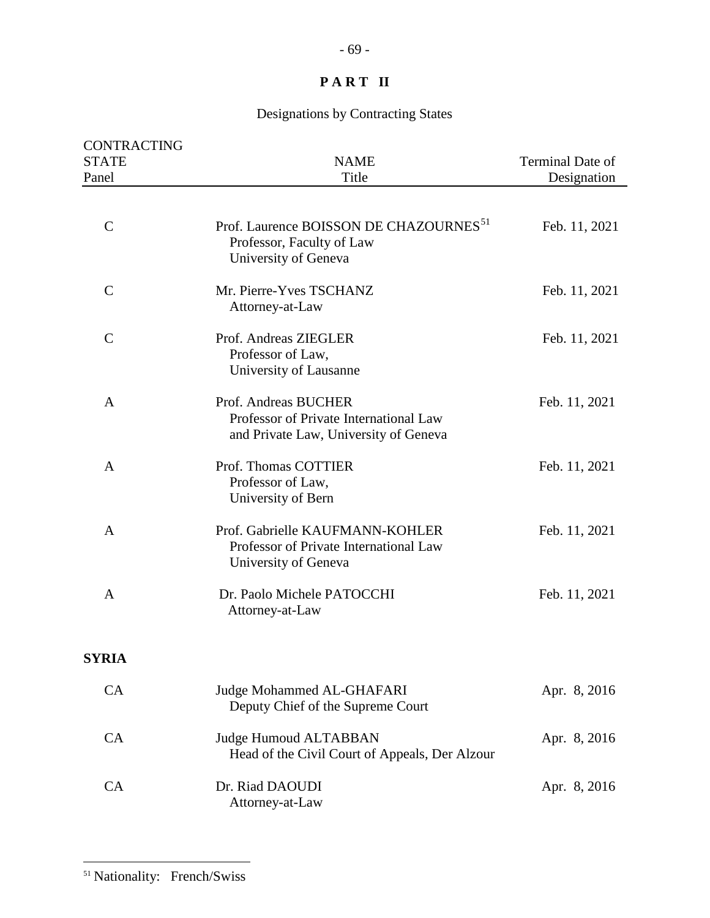# PART II

## Designations by Contracting States

| CONTRACTING STATE Panel | NAME Title | Terminal Date of Designation |
|---|---|---|
| C | Prof. Laurence BOISSON DE CHAZOURNES[51] Professor, Faculty of Law University of Geneva | Feb. 11, 2021 |
| C | Mr. Pierre-Yves TSCHANZ Attorney-at-Law | Feb. 11, 2021 |
| C | Prof. Andreas ZIEGLER Professor of Law, University of Lausanne | Feb. 11, 2021 |
| A | Prof. Andreas BUCHER Professor of Private International Law and Private Law, University of Geneva | Feb. 11, 2021 |
| A | Prof. Thomas COTTIER Professor of Law, University of Bern | Feb. 11, 2021 |
| A | Prof. Gabrielle KAUFMANN-KOHLER Professor of Private International Law University of Geneva | Feb. 11, 2021 |
| A | Dr. Paolo Michele PATOCCHI Attorney-at-Law | Feb. 11, 2021 |
| **SYRIA** | | |
| CA | Judge Mohammed AL-GHAFARI Deputy Chief of the Supreme Court | Apr. 8, 2016 |
| CA | Judge Humoud ALTABBAN Head of the Civil Court of Appeals, Der Alzour | Apr. 8, 2016 |
| CA | Dr. Riad DAOUDI Attorney-at-Law | Apr. 8, 2016 |

[51] Nationality: French/Swiss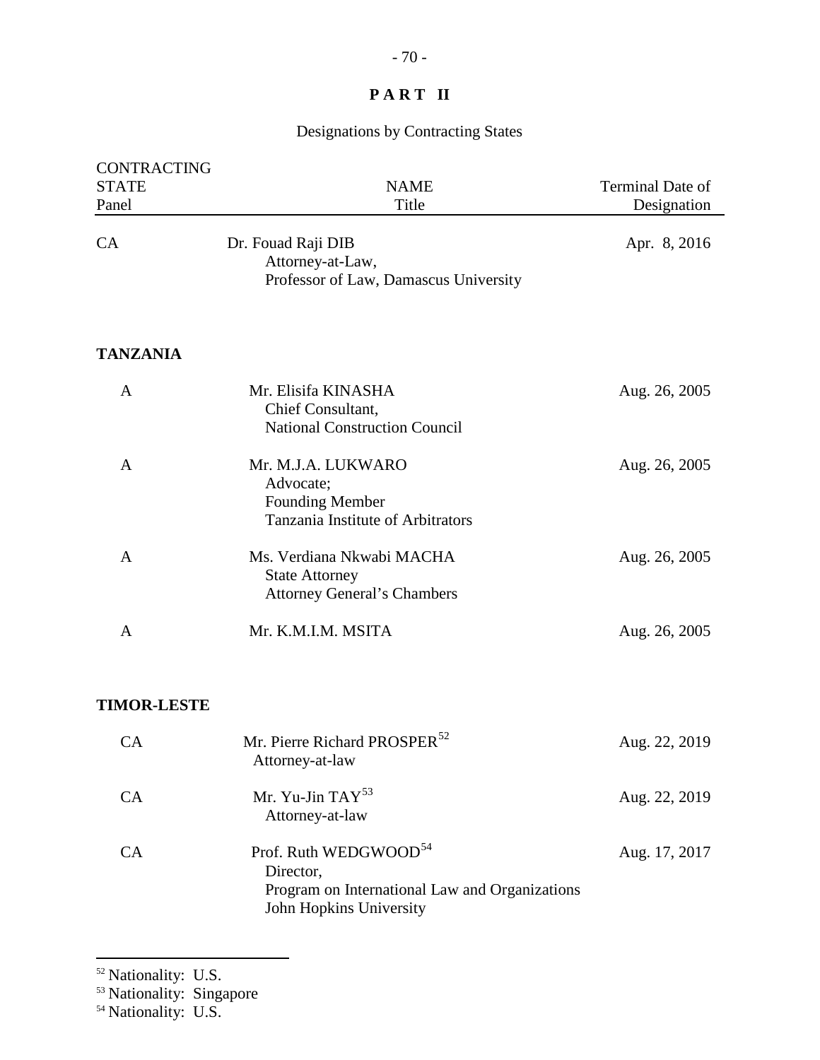## PART II

Designations by Contracting States

| CONTRACTING STATE Panel | NAME Title | Terminal Date of Designation |
|---|---|---|
| CA | Dr. Fouad Raji DIB<br>Attorney-at-Law,<br>Professor of Law, Damascus University | Apr. 8, 2016 |
| **TANZANIA** | | |
| A | Mr. Elisifa KINASHA<br>Chief Consultant,<br>National Construction Council | Aug. 26, 2005 |
| A | Mr. M.J.A. LUKWARO<br>Advocate;<br>Founding Member<br>Tanzania Institute of Arbitrators | Aug. 26, 2005 |
| A | Ms. Verdiana Nkwabi MACHA<br>State Attorney<br>Attorney General's Chambers | Aug. 26, 2005 |
| A | Mr. K.M.I.M. MSITA | Aug. 26, 2005 |
| **TIMOR-LESTE** | | |
| CA | Mr. Pierre Richard PROSPER[52]<br>Attorney-at-law | Aug. 22, 2019 |
| CA | Mr. Yu-Jin TAY[53]<br>Attorney-at-law | Aug. 22, 2019 |
| CA | Prof. Ruth WEDGWOOD[54]<br>Director,<br>Program on International Law and Organizations<br>John Hopkins University | Aug. 17, 2017 |

[52] Nationality: U.S.
[53] Nationality: Singapore
[54] Nationality: U.S.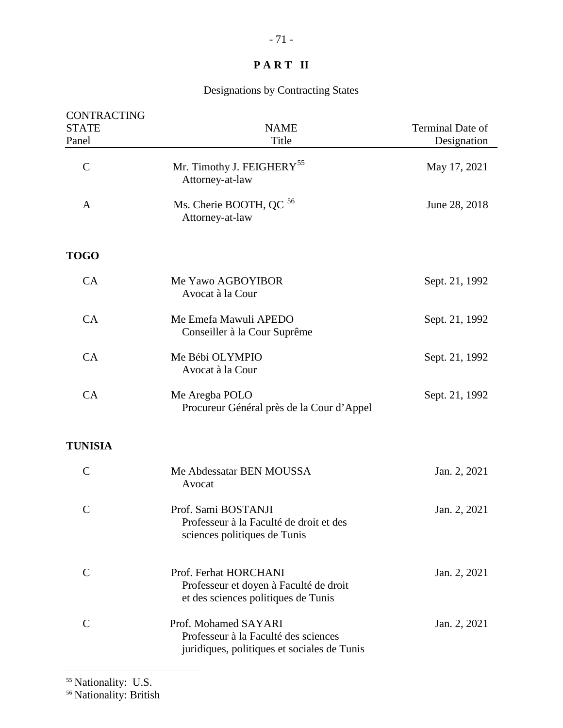# PART II

## Designations by Contracting States

| CONTRACTING STATE Panel | NAME Title | Terminal Date of Designation |
|---|---|---|
| C | Mr. Timothy J. FEIGHERY[55] Attorney-at-law | May 17, 2021 |
| A | Ms. Cherie BOOTH, QC [56] Attorney-at-law | June 28, 2018 |
| **TOGO** | | |
| CA | Me Yawo AGBOYIBOR Avocat à la Cour | Sept. 21, 1992 |
| CA | Me Emefa Mawuli APEDO Conseiller à la Cour Suprême | Sept. 21, 1992 |
| CA | Me Bébi OLYMPIO Avocat à la Cour | Sept. 21, 1992 |
| CA | Me Aregba POLO Procureur Général près de la Cour d'Appel | Sept. 21, 1992 |
| **TUNISIA** | | |
| C | Me Abdessatar BEN MOUSSA Avocat | Jan. 2, 2021 |
| C | Prof. Sami BOSTANJI Professeur à la Faculté de droit et des sciences politiques de Tunis | Jan. 2, 2021 |
| C | Prof. Ferhat HORCHANI Professeur et doyen à Faculté de droit et des sciences politiques de Tunis | Jan. 2, 2021 |
| C | Prof. Mohamed SAYARI Professeur à la Faculté des sciences juridiques, politiques et sociales de Tunis | Jan. 2, 2021 |

[55] Nationality: U.S.

[56] Nationality: British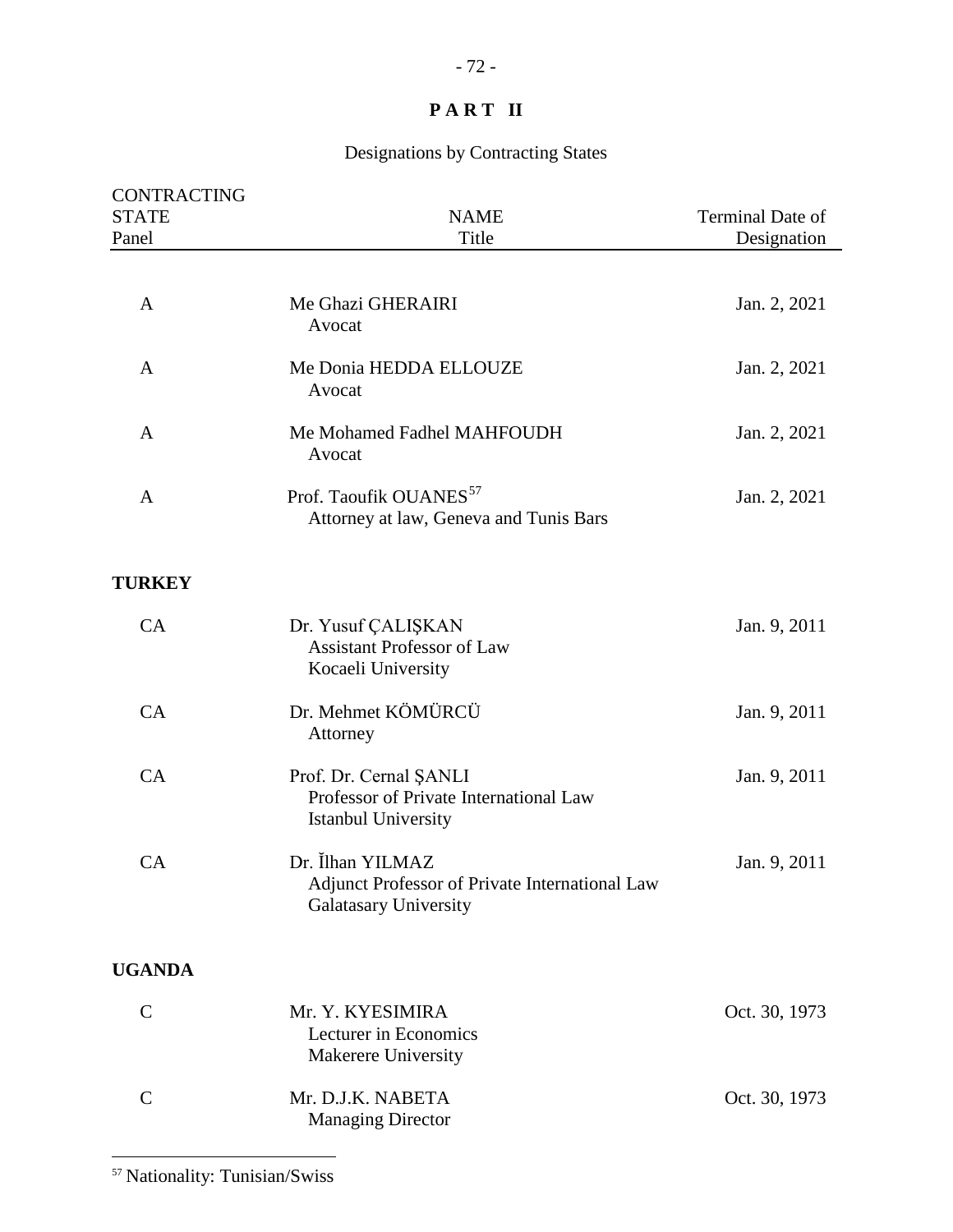# P A R T II

Designations by Contracting States

| CONTRACTING STATE Panel | NAME Title | Terminal Date of Designation |
|---|---|---|
| A | Me Ghazi GHERAIRI<br>Avocat | Jan. 2, 2021 |
| A | Me Donia HEDDA ELLOUZE<br>Avocat | Jan. 2, 2021 |
| A | Me Mohamed Fadhel MAHFOUDH<br>Avocat | Jan. 2, 2021 |
| A | Prof. Taoufik OUANES[57]<br>Attorney at law, Geneva and Tunis Bars | Jan. 2, 2021 |
| **TURKEY** | | |
| CA | Dr. Yusuf ÇALIŞKAN<br>Assistant Professor of Law<br>Kocaeli University | Jan. 9, 2011 |
| CA | Dr. Mehmet KÖMÜRCÜ<br>Attorney | Jan. 9, 2011 |
| CA | Prof. Dr. Cernal ŞANLI<br>Professor of Private International Law<br>Istanbul University | Jan. 9, 2011 |
| CA | Dr. Ĭlhan YILMAZ<br>Adjunct Professor of Private International Law<br>Galatasary University | Jan. 9, 2011 |
| **UGANDA** | | |
| C | Mr. Y. KYESIMIRA<br>Lecturer in Economics<br>Makerere University | Oct. 30, 1973 |
| C | Mr. D.J.K. NABETA<br>Managing Director | Oct. 30, 1973 |

[57] Nationality: Tunisian/Swiss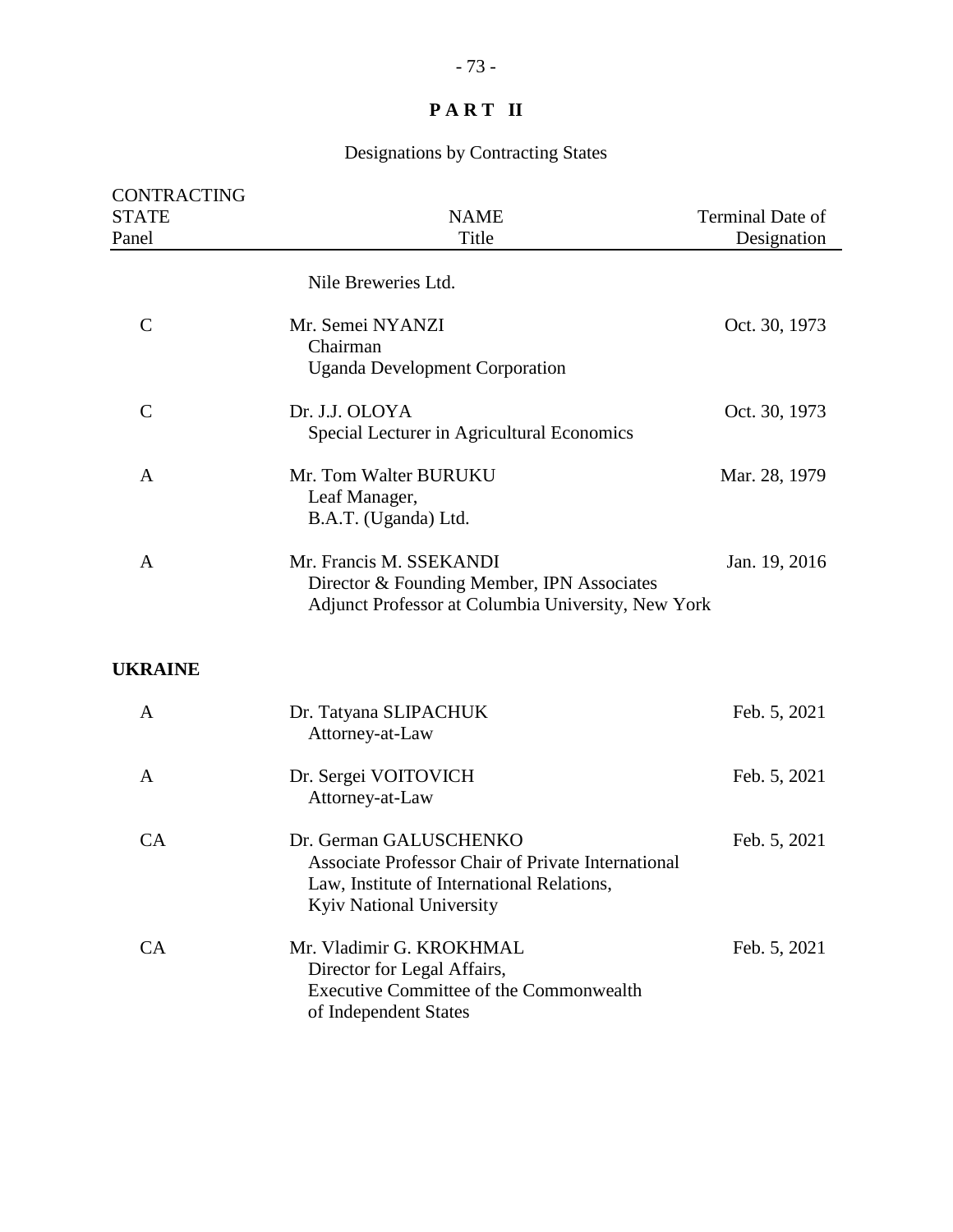# PART II

## Designations by Contracting States

| CONTRACTING STATE Panel | NAME Title | Terminal Date of Designation |
|---|---|---|
| | Nile Breweries Ltd. | |
| C | Mr. Semei NYANZI<br>Chairman<br>Uganda Development Corporation | Oct. 30, 1973 |
| C | Dr. J.J. OLOYA<br>Special Lecturer in Agricultural Economics | Oct. 30, 1973 |
| A | Mr. Tom Walter BURUKU<br>Leaf Manager,<br>B.A.T. (Uganda) Ltd. | Mar. 28, 1979 |
| A | Mr. Francis M. SSEKANDI<br>Director & Founding Member, IPN Associates<br>Adjunct Professor at Columbia University, New York | Jan. 19, 2016 |
| **UKRAINE** | | |
| A | Dr. Tatyana SLIPACHUK<br>Attorney-at-Law | Feb. 5, 2021 |
| A | Dr. Sergei VOITOVICH<br>Attorney-at-Law | Feb. 5, 2021 |
| CA | Dr. German GALUSCHENKO<br>Associate Professor Chair of Private International Law, Institute of International Relations,<br>Kyiv National University | Feb. 5, 2021 |
| CA | Mr. Vladimir G. KROKHMAL<br>Director for Legal Affairs,<br>Executive Committee of the Commonwealth of Independent States | Feb. 5, 2021 |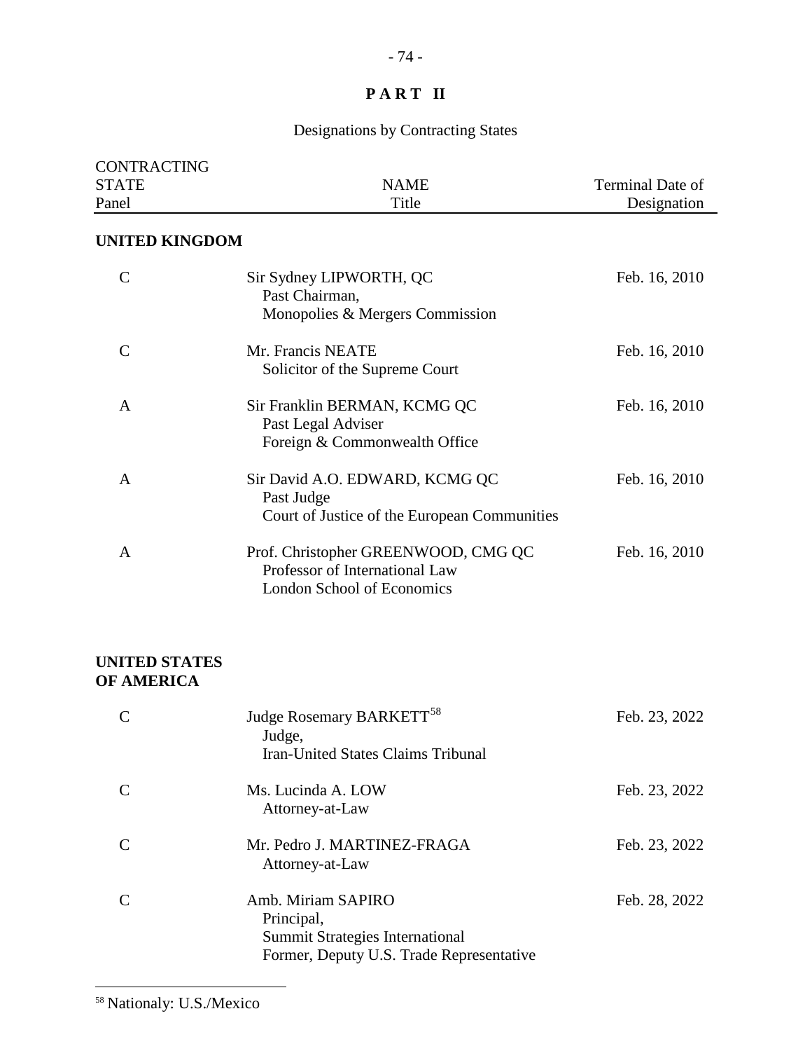# PART II

## Designations by Contracting States

| CONTRACTING STATE Panel | NAME Title | Terminal Date of Designation |
| --- | --- | --- |
| **UNITED KINGDOM** | | |
| C | Sir Sydney LIPWORTH, QC<br>Past Chairman,<br>Monopolies & Mergers Commission | Feb. 16, 2010 |
| C | Mr. Francis NEATE<br>Solicitor of the Supreme Court | Feb. 16, 2010 |
| A | Sir Franklin BERMAN, KCMG QC<br>Past Legal Adviser<br>Foreign & Commonwealth Office | Feb. 16, 2010 |
| A | Sir David A.O. EDWARD, KCMG QC<br>Past Judge<br>Court of Justice of the European Communities | Feb. 16, 2010 |
| A | Prof. Christopher GREENWOOD, CMG QC<br>Professor of International Law<br>London School of Economics | Feb. 16, 2010 |
| **UNITED STATES OF AMERICA** | | |
| C | Judge Rosemary BARKETT[58]<br>Judge,<br>Iran-United States Claims Tribunal | Feb. 23, 2022 |
| C | Ms. Lucinda A. LOW<br>Attorney-at-Law | Feb. 23, 2022 |
| C | Mr. Pedro J. MARTINEZ-FRAGA<br>Attorney-at-Law | Feb. 23, 2022 |
| C | Amb. Miriam SAPIRO<br>Principal,<br>Summit Strategies International<br>Former, Deputy U.S. Trade Representative | Feb. 28, 2022 |

[58] Nationaly: U.S./Mexico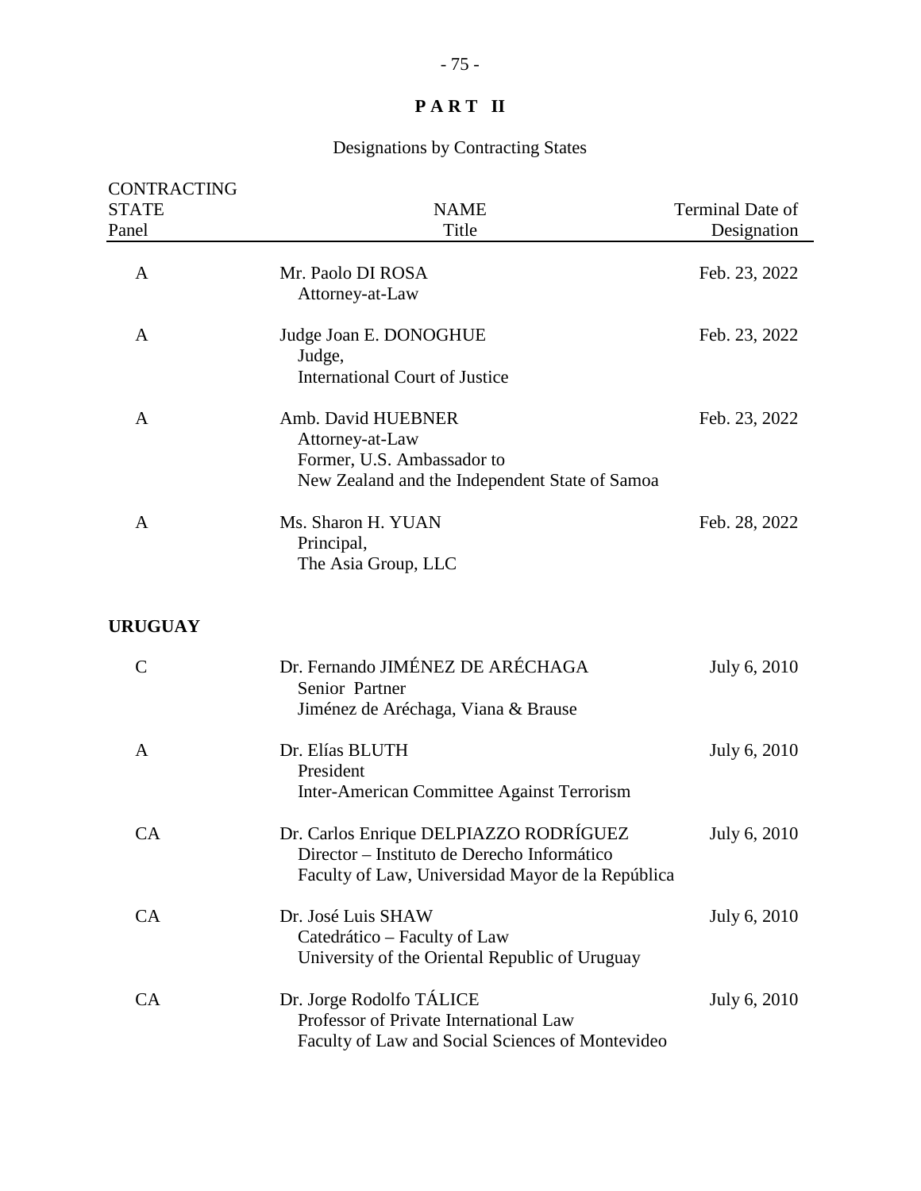# PART II

Designations by Contracting States

| CONTRACTING STATE Panel | NAME Title | Terminal Date of Designation |
|---|---|---|
| A | Mr. Paolo DI ROSA<br>Attorney-at-Law | Feb. 23, 2022 |
| A | Judge Joan E. DONOGHUE<br>Judge,<br>International Court of Justice | Feb. 23, 2022 |
| A | Amb. David HUEBNER<br>Attorney-at-Law<br>Former, U.S. Ambassador to<br>New Zealand and the Independent State of Samoa | Feb. 23, 2022 |
| A | Ms. Sharon H. YUAN<br>Principal,<br>The Asia Group, LLC | Feb. 28, 2022 |
| **URUGUAY** | | |
| C | Dr. Fernando JIMÉNEZ DE ARÉCHAGA<br>Senior Partner<br>Jiménez de Aréchaga, Viana & Brause | July 6, 2010 |
| A | Dr. Elías BLUTH<br>President<br>Inter-American Committee Against Terrorism | July 6, 2010 |
| CA | Dr. Carlos Enrique DELPIAZZO RODRÍGUEZ<br>Director – Instituto de Derecho Informático<br>Faculty of Law, Universidad Mayor de la República | July 6, 2010 |
| CA | Dr. José Luis SHAW<br>Catedrático – Faculty of Law<br>University of the Oriental Republic of Uruguay | July 6, 2010 |
| CA | Dr. Jorge Rodolfo TÁLICE<br>Professor of Private International Law<br>Faculty of Law and Social Sciences of Montevideo | July 6, 2010 |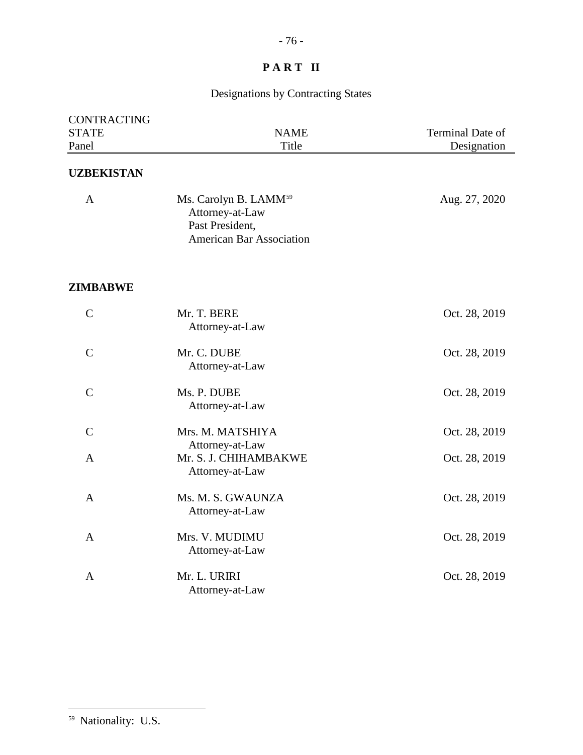# PART II

Designations by Contracting States

| CONTRACTING STATE Panel | NAME Title | Terminal Date of Designation |
|---|---|---|
| **UZBEKISTAN** | | |
| A | Ms. Carolyn B. LAMM[59] Attorney-at-Law Past President, American Bar Association | Aug. 27, 2020 |
| **ZIMBABWE** | | |
| C | Mr. T. BERE Attorney-at-Law | Oct. 28, 2019 |
| C | Mr. C. DUBE Attorney-at-Law | Oct. 28, 2019 |
| C | Ms. P. DUBE Attorney-at-Law | Oct. 28, 2019 |
| C | Mrs. M. MATSHIYA Attorney-at-Law | Oct. 28, 2019 |
| A | Mr. S. J. CHIHAMBAKWE Attorney-at-Law | Oct. 28, 2019 |
| A | Ms. M. S. GWAUNZA Attorney-at-Law | Oct. 28, 2019 |
| A | Mrs. V. MUDIMU Attorney-at-Law | Oct. 28, 2019 |
| A | Mr. L. URIRI Attorney-at-Law | Oct. 28, 2019 |

[59] Nationality: U.S.